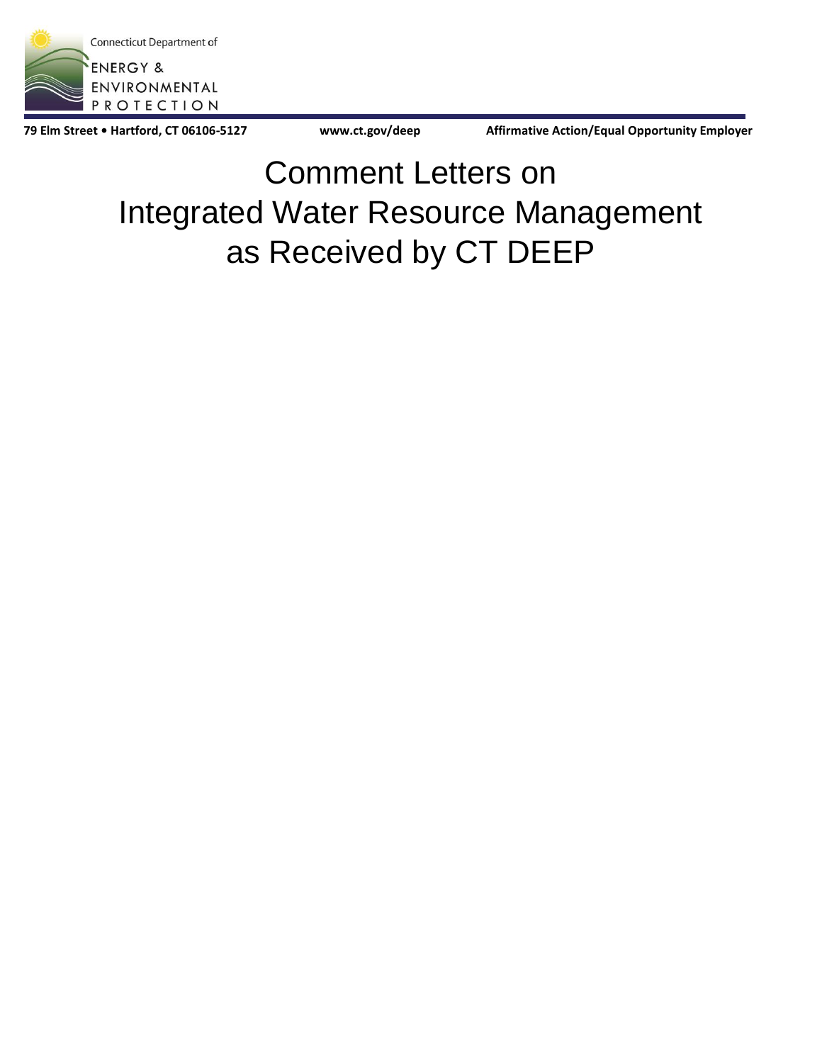Connecticut Department of

ENERGY &
ENVIRONMENTAL
PROTECTION

**79 Elm Street • Hartford, CT 06106-5127** **www.ct.gov/deep** **Affirmative Action/Equal Opportunity Employer**

# Comment Letters on Integrated Water Resource Management as Received by CT DEEP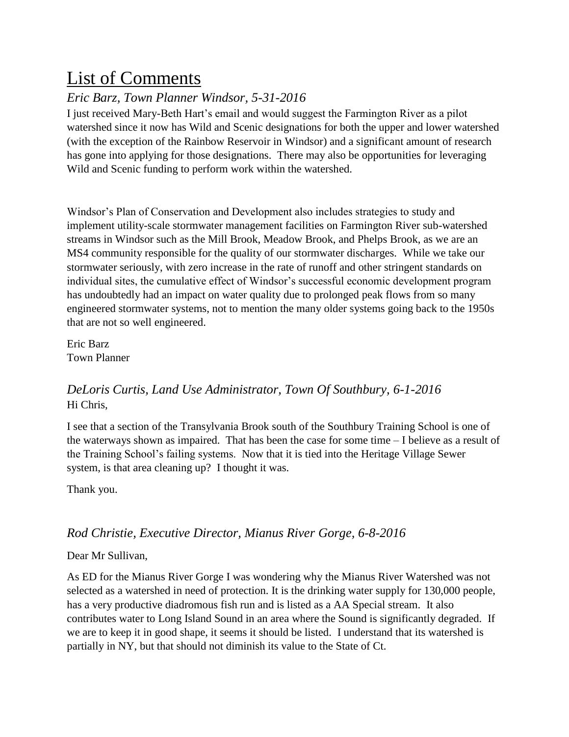# List of Comments

### *Eric Barz, Town Planner Windsor, 5-31-2016*

I just received Mary-Beth Hart's email and would suggest the Farmington River as a pilot watershed since it now has Wild and Scenic designations for both the upper and lower watershed (with the exception of the Rainbow Reservoir in Windsor) and a significant amount of research has gone into applying for those designations. There may also be opportunities for leveraging Wild and Scenic funding to perform work within the watershed.

Windsor's Plan of Conservation and Development also includes strategies to study and implement utility-scale stormwater management facilities on Farmington River sub-watershed streams in Windsor such as the Mill Brook, Meadow Brook, and Phelps Brook, as we are an MS4 community responsible for the quality of our stormwater discharges. While we take our stormwater seriously, with zero increase in the rate of runoff and other stringent standards on individual sites, the cumulative effect of Windsor's successful economic development program has undoubtedly had an impact on water quality due to prolonged peak flows from so many engineered stormwater systems, not to mention the many older systems going back to the 1950s that are not so well engineered.

Eric Barz
Town Planner

### *DeLoris Curtis, Land Use Administrator, Town Of Southbury, 6-1-2016*

Hi Chris,

I see that a section of the Transylvania Brook south of the Southbury Training School is one of the waterways shown as impaired. That has been the case for some time – I believe as a result of the Training School's failing systems. Now that it is tied into the Heritage Village Sewer system, is that area cleaning up? I thought it was.

Thank you.

### *Rod Christie, Executive Director, Mianus River Gorge, 6-8-2016*

Dear Mr Sullivan,

As ED for the Mianus River Gorge I was wondering why the Mianus River Watershed was not selected as a watershed in need of protection. It is the drinking water supply for 130,000 people, has a very productive diadromous fish run and is listed as a AA Special stream. It also contributes water to Long Island Sound in an area where the Sound is significantly degraded. If we are to keep it in good shape, it seems it should be listed. I understand that its watershed is partially in NY, but that should not diminish its value to the State of Ct.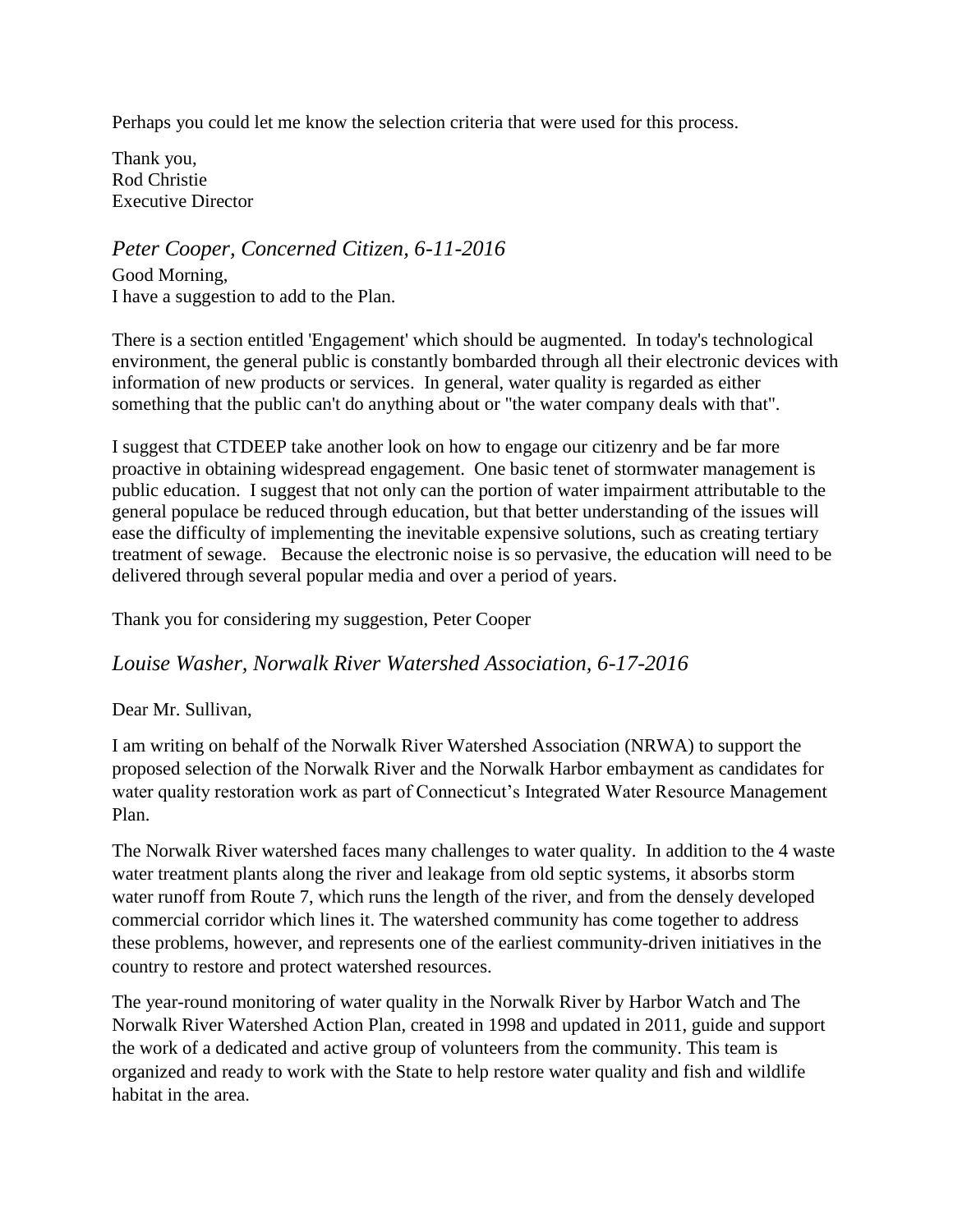Perhaps you could let me know the selection criteria that were used for this process.

Thank you,
Rod Christie
Executive Director

### *Peter Cooper, Concerned Citizen, 6-11-2016*

Good Morning,
I have a suggestion to add to the Plan.

There is a section entitled 'Engagement' which should be augmented. In today's technological environment, the general public is constantly bombarded through all their electronic devices with information of new products or services. In general, water quality is regarded as either something that the public can't do anything about or "the water company deals with that".

I suggest that CTDEEP take another look on how to engage our citizenry and be far more proactive in obtaining widespread engagement. One basic tenet of stormwater management is public education. I suggest that not only can the portion of water impairment attributable to the general populace be reduced through education, but that better understanding of the issues will ease the difficulty of implementing the inevitable expensive solutions, such as creating tertiary treatment of sewage. Because the electronic noise is so pervasive, the education will need to be delivered through several popular media and over a period of years.

Thank you for considering my suggestion, Peter Cooper

### *Louise Washer, Norwalk River Watershed Association, 6-17-2016*

Dear Mr. Sullivan,

I am writing on behalf of the Norwalk River Watershed Association (NRWA) to support the proposed selection of the Norwalk River and the Norwalk Harbor embayment as candidates for water quality restoration work as part of Connecticut's Integrated Water Resource Management Plan.

The Norwalk River watershed faces many challenges to water quality. In addition to the 4 waste water treatment plants along the river and leakage from old septic systems, it absorbs storm water runoff from Route 7, which runs the length of the river, and from the densely developed commercial corridor which lines it. The watershed community has come together to address these problems, however, and represents one of the earliest community-driven initiatives in the country to restore and protect watershed resources.

The year-round monitoring of water quality in the Norwalk River by Harbor Watch and The Norwalk River Watershed Action Plan, created in 1998 and updated in 2011, guide and support the work of a dedicated and active group of volunteers from the community. This team is organized and ready to work with the State to help restore water quality and fish and wildlife habitat in the area.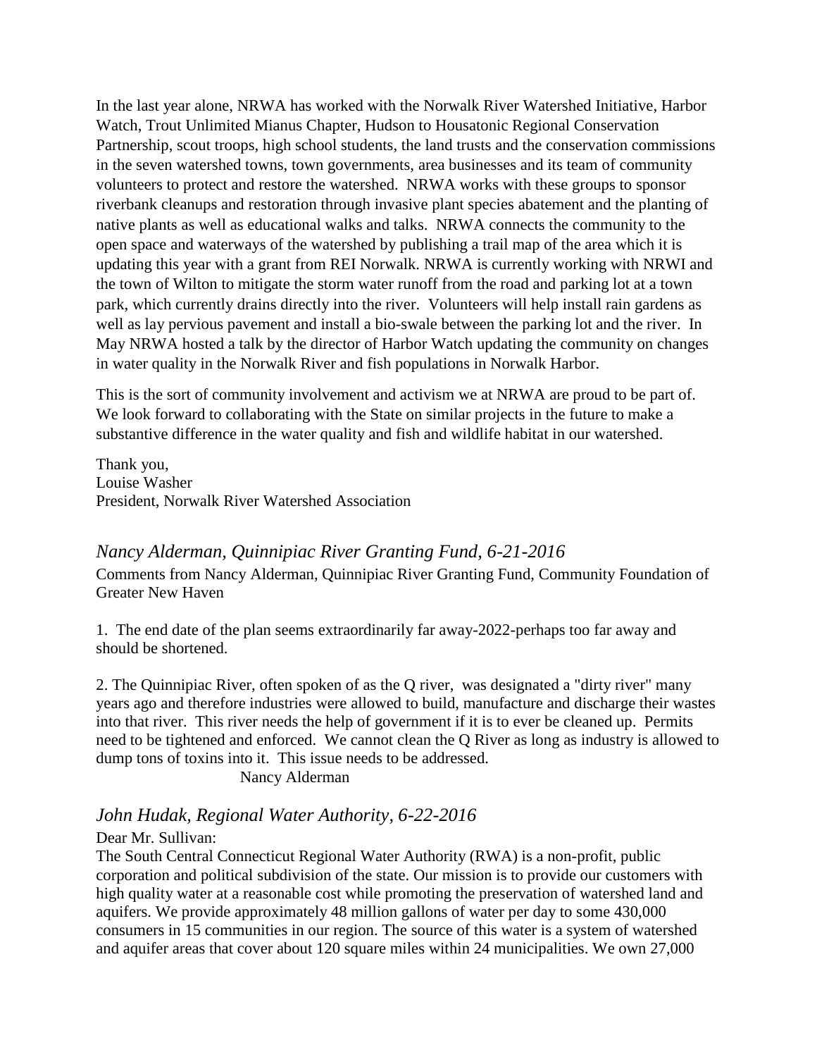In the last year alone, NRWA has worked with the Norwalk River Watershed Initiative, Harbor Watch, Trout Unlimited Mianus Chapter, Hudson to Housatonic Regional Conservation Partnership, scout troops, high school students, the land trusts and the conservation commissions in the seven watershed towns, town governments, area businesses and its team of community volunteers to protect and restore the watershed. NRWA works with these groups to sponsor riverbank cleanups and restoration through invasive plant species abatement and the planting of native plants as well as educational walks and talks. NRWA connects the community to the open space and waterways of the watershed by publishing a trail map of the area which it is updating this year with a grant from REI Norwalk. NRWA is currently working with NRWI and the town of Wilton to mitigate the storm water runoff from the road and parking lot at a town park, which currently drains directly into the river. Volunteers will help install rain gardens as well as lay pervious pavement and install a bio-swale between the parking lot and the river. In May NRWA hosted a talk by the director of Harbor Watch updating the community on changes in water quality in the Norwalk River and fish populations in Norwalk Harbor.

This is the sort of community involvement and activism we at NRWA are proud to be part of. We look forward to collaborating with the State on similar projects in the future to make a substantive difference in the water quality and fish and wildlife habitat in our watershed.

Thank you,  
Louise Washer  
President, Norwalk River Watershed Association

## *Nancy Alderman, Quinnipiac River Granting Fund, 6-21-2016*

Comments from Nancy Alderman, Quinnipiac River Granting Fund, Community Foundation of Greater New Haven

1. The end date of the plan seems extraordinarily far away-2022-perhaps too far away and should be shortened.

2. The Quinnipiac River, often spoken of as the Q river, was designated a "dirty river" many years ago and therefore industries were allowed to build, manufacture and discharge their wastes into that river. This river needs the help of government if it is to ever be cleaned up. Permits need to be tightened and enforced. We cannot clean the Q River as long as industry is allowed to dump tons of toxins into it. This issue needs to be addressed.

Nancy Alderman

## *John Hudak, Regional Water Authority, 6-22-2016*

Dear Mr. Sullivan:

The South Central Connecticut Regional Water Authority (RWA) is a non-profit, public corporation and political subdivision of the state. Our mission is to provide our customers with high quality water at a reasonable cost while promoting the preservation of watershed land and aquifers. We provide approximately 48 million gallons of water per day to some 430,000 consumers in 15 communities in our region. The source of this water is a system of watershed and aquifer areas that cover about 120 square miles within 24 municipalities. We own 27,000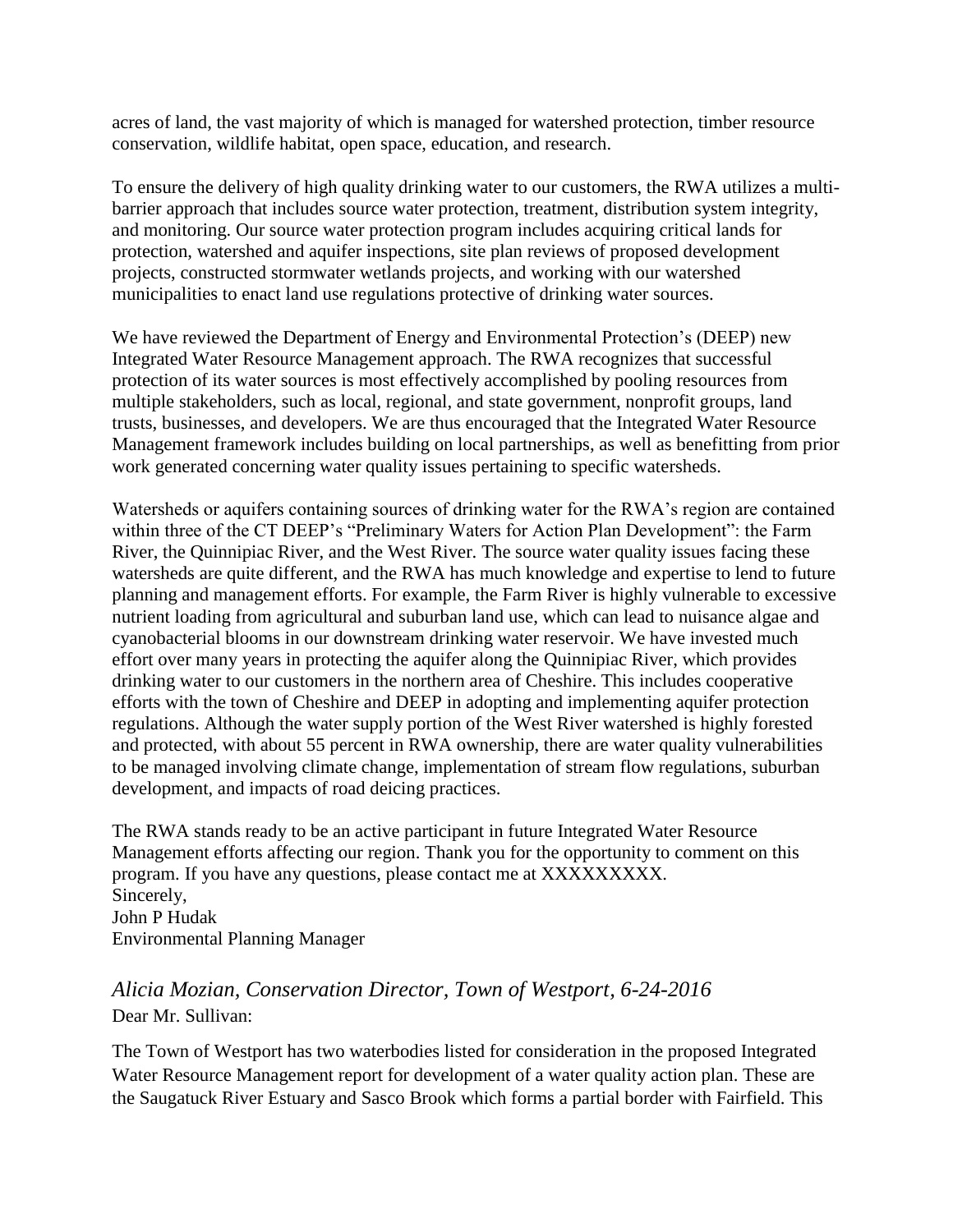acres of land, the vast majority of which is managed for watershed protection, timber resource conservation, wildlife habitat, open space, education, and research.

To ensure the delivery of high quality drinking water to our customers, the RWA utilizes a multi-barrier approach that includes source water protection, treatment, distribution system integrity, and monitoring. Our source water protection program includes acquiring critical lands for protection, watershed and aquifer inspections, site plan reviews of proposed development projects, constructed stormwater wetlands projects, and working with our watershed municipalities to enact land use regulations protective of drinking water sources.

We have reviewed the Department of Energy and Environmental Protection's (DEEP) new Integrated Water Resource Management approach. The RWA recognizes that successful protection of its water sources is most effectively accomplished by pooling resources from multiple stakeholders, such as local, regional, and state government, nonprofit groups, land trusts, businesses, and developers. We are thus encouraged that the Integrated Water Resource Management framework includes building on local partnerships, as well as benefitting from prior work generated concerning water quality issues pertaining to specific watersheds.

Watersheds or aquifers containing sources of drinking water for the RWA's region are contained within three of the CT DEEP's "Preliminary Waters for Action Plan Development": the Farm River, the Quinnipiac River, and the West River. The source water quality issues facing these watersheds are quite different, and the RWA has much knowledge and expertise to lend to future planning and management efforts. For example, the Farm River is highly vulnerable to excessive nutrient loading from agricultural and suburban land use, which can lead to nuisance algae and cyanobacterial blooms in our downstream drinking water reservoir. We have invested much effort over many years in protecting the aquifer along the Quinnipiac River, which provides drinking water to our customers in the northern area of Cheshire. This includes cooperative efforts with the town of Cheshire and DEEP in adopting and implementing aquifer protection regulations. Although the water supply portion of the West River watershed is highly forested and protected, with about 55 percent in RWA ownership, there are water quality vulnerabilities to be managed involving climate change, implementation of stream flow regulations, suburban development, and impacts of road deicing practices.

The RWA stands ready to be an active participant in future Integrated Water Resource Management efforts affecting our region. Thank you for the opportunity to comment on this program. If you have any questions, please contact me at XXXXXXXXX.
Sincerely,
John P Hudak
Environmental Planning Manager

### *Alicia Mozian, Conservation Director, Town of Westport, 6-24-2016*

Dear Mr. Sullivan:

The Town of Westport has two waterbodies listed for consideration in the proposed Integrated Water Resource Management report for development of a water quality action plan. These are the Saugatuck River Estuary and Sasco Brook which forms a partial border with Fairfield. This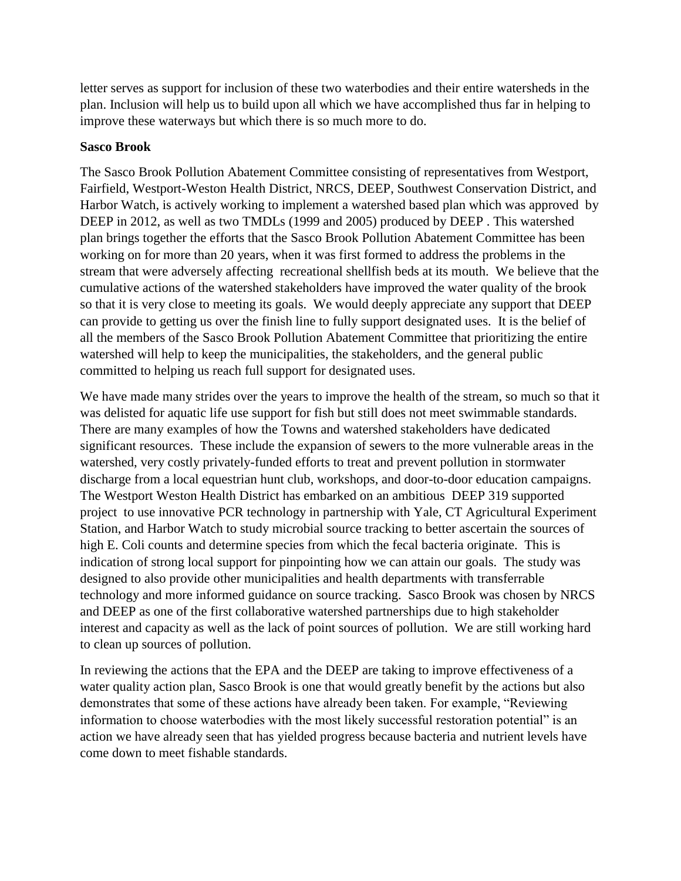letter serves as support for inclusion of these two waterbodies and their entire watersheds in the plan. Inclusion will help us to build upon all which we have accomplished thus far in helping to improve these waterways but which there is so much more to do.

**Sasco Brook**

The Sasco Brook Pollution Abatement Committee consisting of representatives from Westport, Fairfield, Westport-Weston Health District, NRCS, DEEP, Southwest Conservation District, and Harbor Watch, is actively working to implement a watershed based plan which was approved by DEEP in 2012, as well as two TMDLs (1999 and 2005) produced by DEEP . This watershed plan brings together the efforts that the Sasco Brook Pollution Abatement Committee has been working on for more than 20 years, when it was first formed to address the problems in the stream that were adversely affecting recreational shellfish beds at its mouth. We believe that the cumulative actions of the watershed stakeholders have improved the water quality of the brook so that it is very close to meeting its goals. We would deeply appreciate any support that DEEP can provide to getting us over the finish line to fully support designated uses. It is the belief of all the members of the Sasco Brook Pollution Abatement Committee that prioritizing the entire watershed will help to keep the municipalities, the stakeholders, and the general public committed to helping us reach full support for designated uses.

We have made many strides over the years to improve the health of the stream, so much so that it was delisted for aquatic life use support for fish but still does not meet swimmable standards. There are many examples of how the Towns and watershed stakeholders have dedicated significant resources. These include the expansion of sewers to the more vulnerable areas in the watershed, very costly privately-funded efforts to treat and prevent pollution in stormwater discharge from a local equestrian hunt club, workshops, and door-to-door education campaigns. The Westport Weston Health District has embarked on an ambitious DEEP 319 supported project to use innovative PCR technology in partnership with Yale, CT Agricultural Experiment Station, and Harbor Watch to study microbial source tracking to better ascertain the sources of high E. Coli counts and determine species from which the fecal bacteria originate. This is indication of strong local support for pinpointing how we can attain our goals. The study was designed to also provide other municipalities and health departments with transferrable technology and more informed guidance on source tracking. Sasco Brook was chosen by NRCS and DEEP as one of the first collaborative watershed partnerships due to high stakeholder interest and capacity as well as the lack of point sources of pollution. We are still working hard to clean up sources of pollution.

In reviewing the actions that the EPA and the DEEP are taking to improve effectiveness of a water quality action plan, Sasco Brook is one that would greatly benefit by the actions but also demonstrates that some of these actions have already been taken. For example, "Reviewing information to choose waterbodies with the most likely successful restoration potential" is an action we have already seen that has yielded progress because bacteria and nutrient levels have come down to meet fishable standards.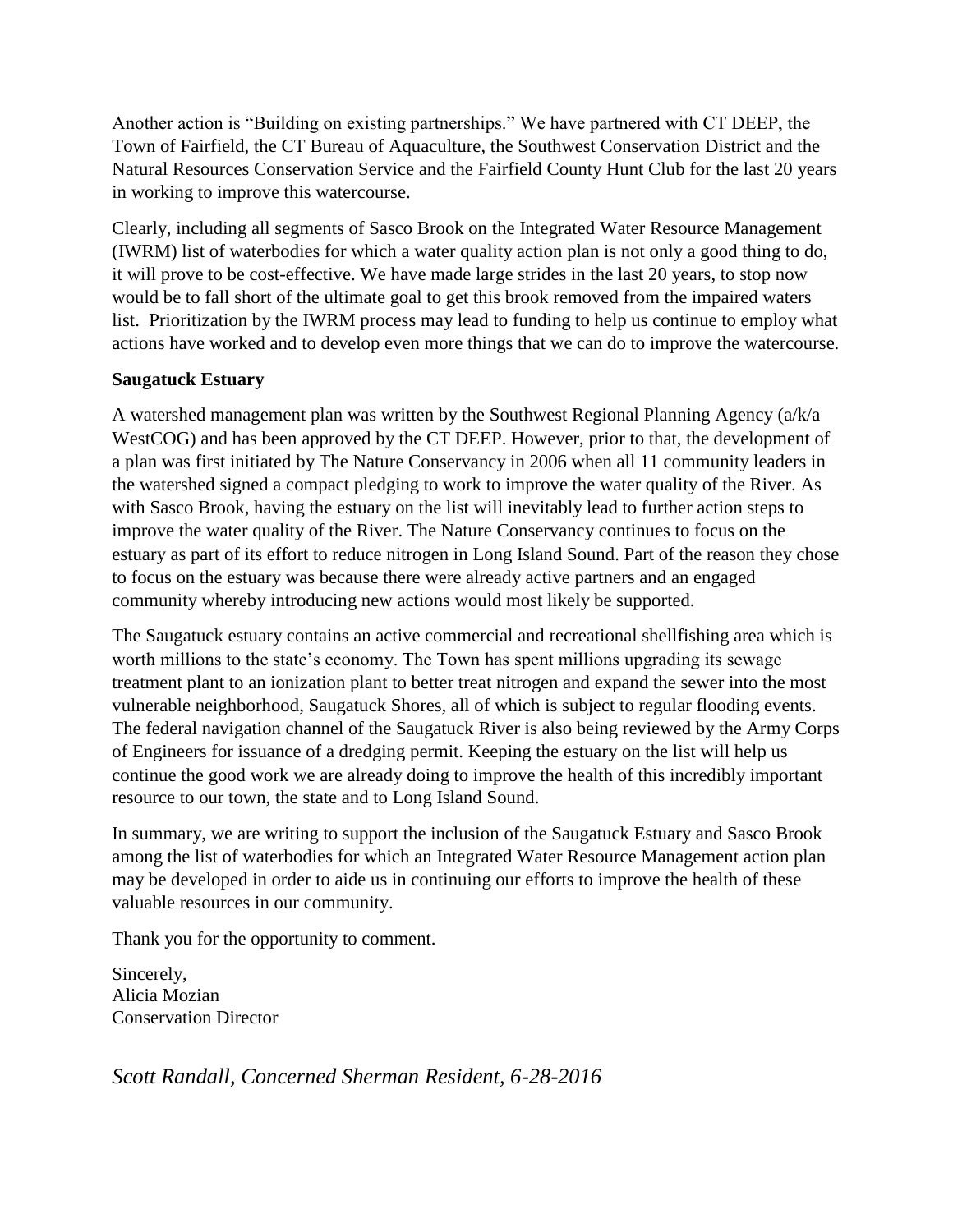Another action is "Building on existing partnerships." We have partnered with CT DEEP, the Town of Fairfield, the CT Bureau of Aquaculture, the Southwest Conservation District and the Natural Resources Conservation Service and the Fairfield County Hunt Club for the last 20 years in working to improve this watercourse.

Clearly, including all segments of Sasco Brook on the Integrated Water Resource Management (IWRM) list of waterbodies for which a water quality action plan is not only a good thing to do, it will prove to be cost-effective. We have made large strides in the last 20 years, to stop now would be to fall short of the ultimate goal to get this brook removed from the impaired waters list. Prioritization by the IWRM process may lead to funding to help us continue to employ what actions have worked and to develop even more things that we can do to improve the watercourse.

**Saugatuck Estuary**

A watershed management plan was written by the Southwest Regional Planning Agency (a/k/a WestCOG) and has been approved by the CT DEEP. However, prior to that, the development of a plan was first initiated by The Nature Conservancy in 2006 when all 11 community leaders in the watershed signed a compact pledging to work to improve the water quality of the River. As with Sasco Brook, having the estuary on the list will inevitably lead to further action steps to improve the water quality of the River. The Nature Conservancy continues to focus on the estuary as part of its effort to reduce nitrogen in Long Island Sound. Part of the reason they chose to focus on the estuary was because there were already active partners and an engaged community whereby introducing new actions would most likely be supported.

The Saugatuck estuary contains an active commercial and recreational shellfishing area which is worth millions to the state's economy. The Town has spent millions upgrading its sewage treatment plant to an ionization plant to better treat nitrogen and expand the sewer into the most vulnerable neighborhood, Saugatuck Shores, all of which is subject to regular flooding events. The federal navigation channel of the Saugatuck River is also being reviewed by the Army Corps of Engineers for issuance of a dredging permit. Keeping the estuary on the list will help us continue the good work we are already doing to improve the health of this incredibly important resource to our town, the state and to Long Island Sound.

In summary, we are writing to support the inclusion of the Saugatuck Estuary and Sasco Brook among the list of waterbodies for which an Integrated Water Resource Management action plan may be developed in order to aide us in continuing our efforts to improve the health of these valuable resources in our community.

Thank you for the opportunity to comment.

Sincerely,
Alicia Mozian
Conservation Director

*Scott Randall, Concerned Sherman Resident, 6-28-2016*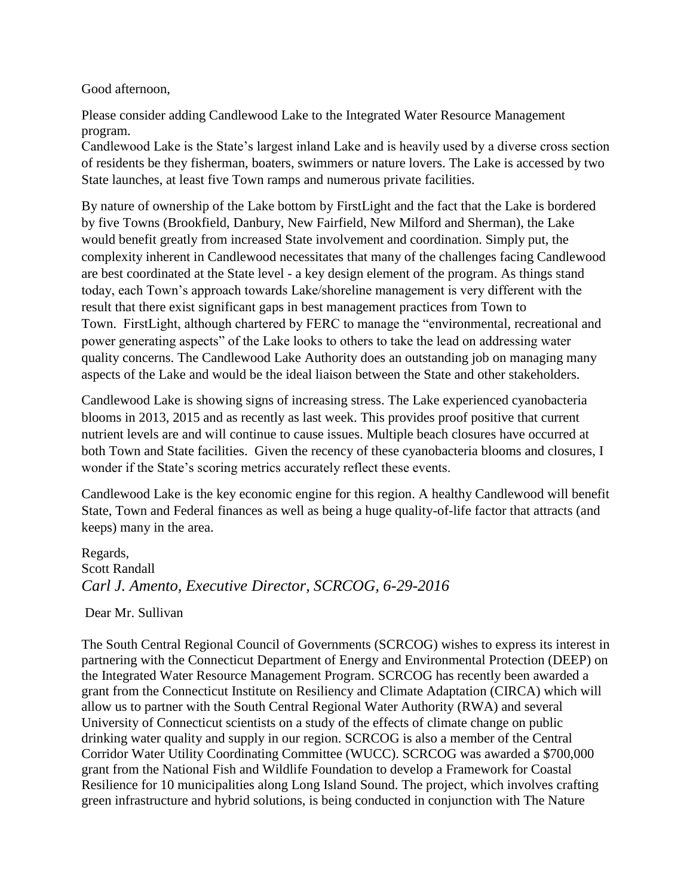Good afternoon,

Please consider adding Candlewood Lake to the Integrated Water Resource Management program.
Candlewood Lake is the State's largest inland Lake and is heavily used by a diverse cross section of residents be they fisherman, boaters, swimmers or nature lovers. The Lake is accessed by two State launches, at least five Town ramps and numerous private facilities.

By nature of ownership of the Lake bottom by FirstLight and the fact that the Lake is bordered by five Towns (Brookfield, Danbury, New Fairfield, New Milford and Sherman), the Lake would benefit greatly from increased State involvement and coordination. Simply put, the complexity inherent in Candlewood necessitates that many of the challenges facing Candlewood are best coordinated at the State level - a key design element of the program. As things stand today, each Town's approach towards Lake/shoreline management is very different with the result that there exist significant gaps in best management practices from Town to Town. FirstLight, although chartered by FERC to manage the "environmental, recreational and power generating aspects" of the Lake looks to others to take the lead on addressing water quality concerns. The Candlewood Lake Authority does an outstanding job on managing many aspects of the Lake and would be the ideal liaison between the State and other stakeholders.

Candlewood Lake is showing signs of increasing stress. The Lake experienced cyanobacteria blooms in 2013, 2015 and as recently as last week. This provides proof positive that current nutrient levels are and will continue to cause issues. Multiple beach closures have occurred at both Town and State facilities. Given the recency of these cyanobacteria blooms and closures, I wonder if the State's scoring metrics accurately reflect these events.

Candlewood Lake is the key economic engine for this region. A healthy Candlewood will benefit State, Town and Federal finances as well as being a huge quality-of-life factor that attracts (and keeps) many in the area.

Regards,
Scott Randall

*Carl J. Amento, Executive Director, SCRCOG, 6-29-2016*

Dear Mr. Sullivan

The South Central Regional Council of Governments (SCRCOG) wishes to express its interest in partnering with the Connecticut Department of Energy and Environmental Protection (DEEP) on the Integrated Water Resource Management Program. SCRCOG has recently been awarded a grant from the Connecticut Institute on Resiliency and Climate Adaptation (CIRCA) which will allow us to partner with the South Central Regional Water Authority (RWA) and several University of Connecticut scientists on a study of the effects of climate change on public drinking water quality and supply in our region. SCRCOG is also a member of the Central Corridor Water Utility Coordinating Committee (WUCC). SCRCOG was awarded a $700,000 grant from the National Fish and Wildlife Foundation to develop a Framework for Coastal Resilience for 10 municipalities along Long Island Sound. The project, which involves crafting green infrastructure and hybrid solutions, is being conducted in conjunction with The Nature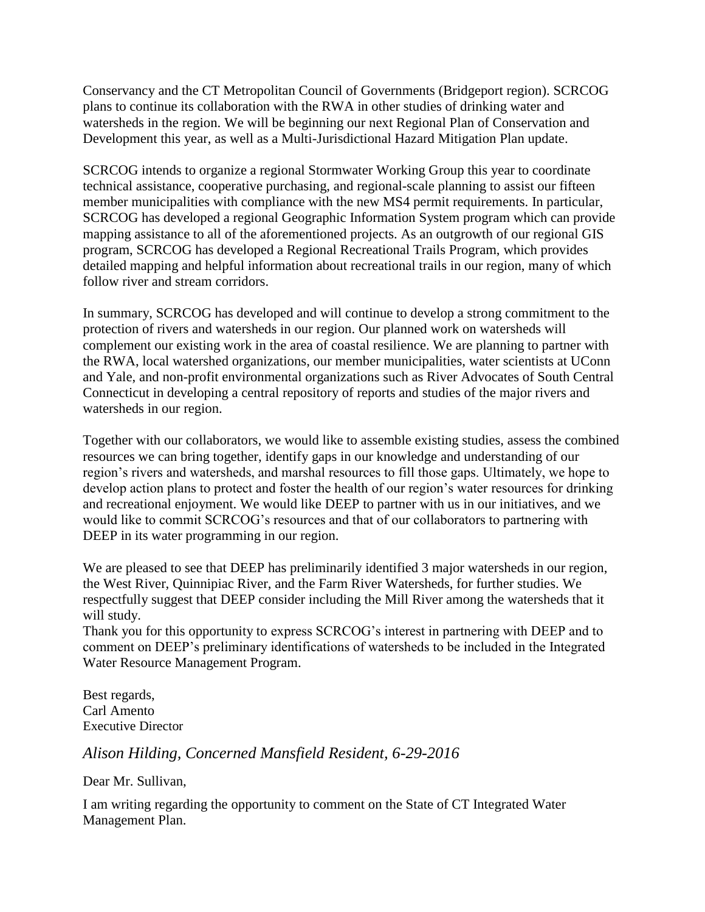Conservancy and the CT Metropolitan Council of Governments (Bridgeport region). SCRCOG plans to continue its collaboration with the RWA in other studies of drinking water and watersheds in the region. We will be beginning our next Regional Plan of Conservation and Development this year, as well as a Multi-Jurisdictional Hazard Mitigation Plan update.

SCRCOG intends to organize a regional Stormwater Working Group this year to coordinate technical assistance, cooperative purchasing, and regional-scale planning to assist our fifteen member municipalities with compliance with the new MS4 permit requirements. In particular, SCRCOG has developed a regional Geographic Information System program which can provide mapping assistance to all of the aforementioned projects. As an outgrowth of our regional GIS program, SCRCOG has developed a Regional Recreational Trails Program, which provides detailed mapping and helpful information about recreational trails in our region, many of which follow river and stream corridors.

In summary, SCRCOG has developed and will continue to develop a strong commitment to the protection of rivers and watersheds in our region. Our planned work on watersheds will complement our existing work in the area of coastal resilience. We are planning to partner with the RWA, local watershed organizations, our member municipalities, water scientists at UConn and Yale, and non-profit environmental organizations such as River Advocates of South Central Connecticut in developing a central repository of reports and studies of the major rivers and watersheds in our region.

Together with our collaborators, we would like to assemble existing studies, assess the combined resources we can bring together, identify gaps in our knowledge and understanding of our region's rivers and watersheds, and marshal resources to fill those gaps. Ultimately, we hope to develop action plans to protect and foster the health of our region's water resources for drinking and recreational enjoyment. We would like DEEP to partner with us in our initiatives, and we would like to commit SCRCOG's resources and that of our collaborators to partnering with DEEP in its water programming in our region.

We are pleased to see that DEEP has preliminarily identified 3 major watersheds in our region, the West River, Quinnipiac River, and the Farm River Watersheds, for further studies. We respectfully suggest that DEEP consider including the Mill River among the watersheds that it will study.

Thank you for this opportunity to express SCRCOG's interest in partnering with DEEP and to comment on DEEP's preliminary identifications of watersheds to be included in the Integrated Water Resource Management Program.

Best regards,
Carl Amento
Executive Director

## *Alison Hilding, Concerned Mansfield Resident, 6-29-2016*

Dear Mr. Sullivan,

I am writing regarding the opportunity to comment on the State of CT Integrated Water Management Plan.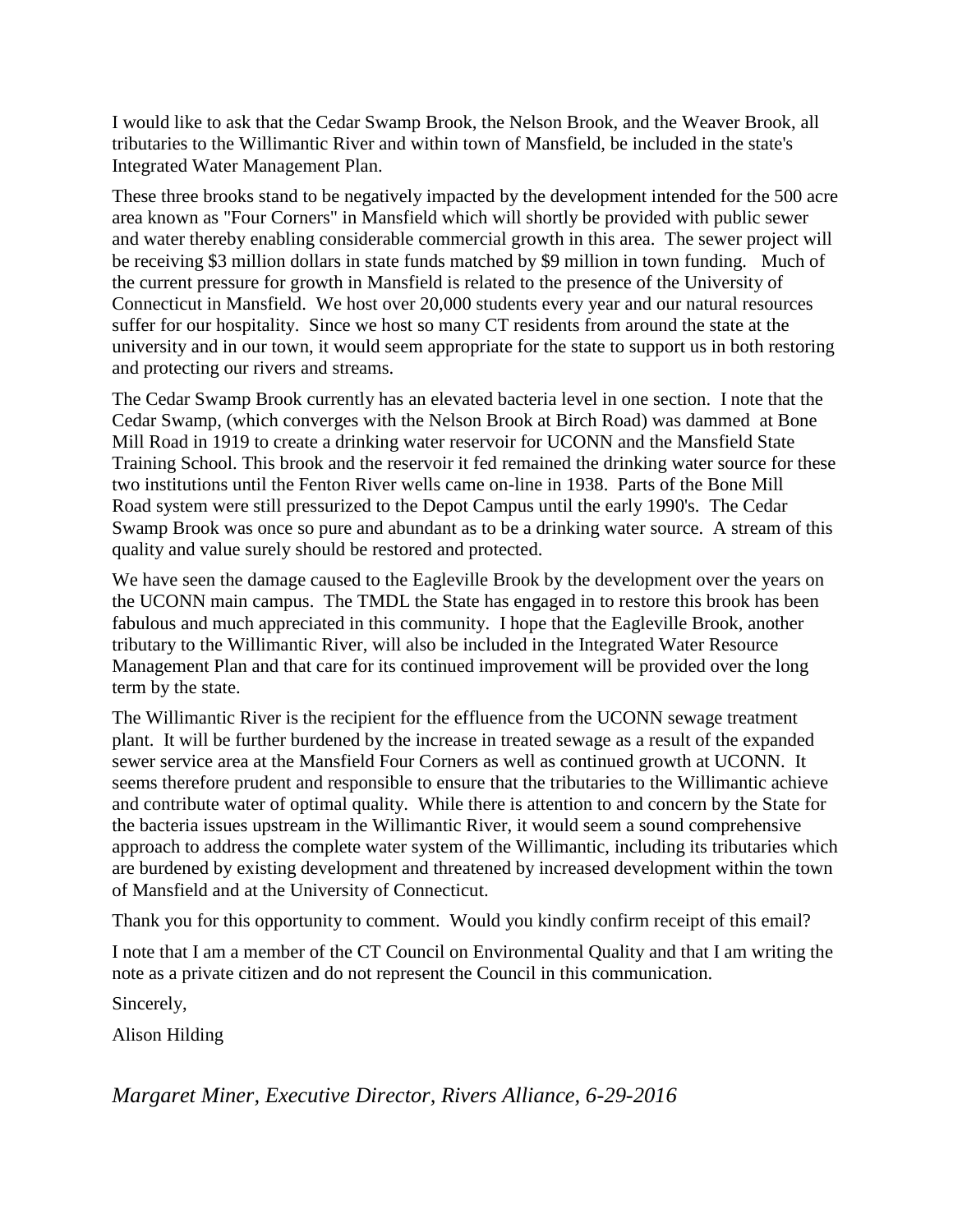I would like to ask that the Cedar Swamp Brook, the Nelson Brook, and the Weaver Brook, all tributaries to the Willimantic River and within town of Mansfield, be included in the state's Integrated Water Management Plan.

These three brooks stand to be negatively impacted by the development intended for the 500 acre area known as "Four Corners" in Mansfield which will shortly be provided with public sewer and water thereby enabling considerable commercial growth in this area. The sewer project will be receiving $3 million dollars in state funds matched by $9 million in town funding. Much of the current pressure for growth in Mansfield is related to the presence of the University of Connecticut in Mansfield. We host over 20,000 students every year and our natural resources suffer for our hospitality. Since we host so many CT residents from around the state at the university and in our town, it would seem appropriate for the state to support us in both restoring and protecting our rivers and streams.

The Cedar Swamp Brook currently has an elevated bacteria level in one section. I note that the Cedar Swamp, (which converges with the Nelson Brook at Birch Road) was dammed at Bone Mill Road in 1919 to create a drinking water reservoir for UCONN and the Mansfield State Training School. This brook and the reservoir it fed remained the drinking water source for these two institutions until the Fenton River wells came on-line in 1938. Parts of the Bone Mill Road system were still pressurized to the Depot Campus until the early 1990's. The Cedar Swamp Brook was once so pure and abundant as to be a drinking water source. A stream of this quality and value surely should be restored and protected.

We have seen the damage caused to the Eagleville Brook by the development over the years on the UCONN main campus. The TMDL the State has engaged in to restore this brook has been fabulous and much appreciated in this community. I hope that the Eagleville Brook, another tributary to the Willimantic River, will also be included in the Integrated Water Resource Management Plan and that care for its continued improvement will be provided over the long term by the state.

The Willimantic River is the recipient for the effluence from the UCONN sewage treatment plant. It will be further burdened by the increase in treated sewage as a result of the expanded sewer service area at the Mansfield Four Corners as well as continued growth at UCONN. It seems therefore prudent and responsible to ensure that the tributaries to the Willimantic achieve and contribute water of optimal quality. While there is attention to and concern by the State for the bacteria issues upstream in the Willimantic River, it would seem a sound comprehensive approach to address the complete water system of the Willimantic, including its tributaries which are burdened by existing development and threatened by increased development within the town of Mansfield and at the University of Connecticut.

Thank you for this opportunity to comment. Would you kindly confirm receipt of this email?

I note that I am a member of the CT Council on Environmental Quality and that I am writing the note as a private citizen and do not represent the Council in this communication.

Sincerely,

Alison Hilding

## *Margaret Miner, Executive Director, Rivers Alliance, 6-29-2016*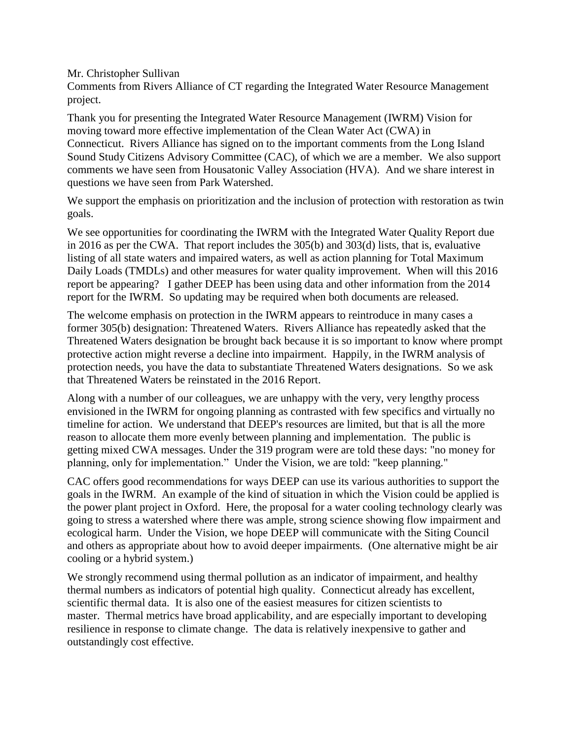Mr. Christopher Sullivan
Comments from Rivers Alliance of CT regarding the Integrated Water Resource Management project.

Thank you for presenting the Integrated Water Resource Management (IWRM) Vision for moving toward more effective implementation of the Clean Water Act (CWA) in Connecticut. Rivers Alliance has signed on to the important comments from the Long Island Sound Study Citizens Advisory Committee (CAC), of which we are a member. We also support comments we have seen from Housatonic Valley Association (HVA). And we share interest in questions we have seen from Park Watershed.

We support the emphasis on prioritization and the inclusion of protection with restoration as twin goals.

We see opportunities for coordinating the IWRM with the Integrated Water Quality Report due in 2016 as per the CWA. That report includes the 305(b) and 303(d) lists, that is, evaluative listing of all state waters and impaired waters, as well as action planning for Total Maximum Daily Loads (TMDLs) and other measures for water quality improvement. When will this 2016 report be appearing? I gather DEEP has been using data and other information from the 2014 report for the IWRM. So updating may be required when both documents are released.

The welcome emphasis on protection in the IWRM appears to reintroduce in many cases a former 305(b) designation: Threatened Waters. Rivers Alliance has repeatedly asked that the Threatened Waters designation be brought back because it is so important to know where prompt protective action might reverse a decline into impairment. Happily, in the IWRM analysis of protection needs, you have the data to substantiate Threatened Waters designations. So we ask that Threatened Waters be reinstated in the 2016 Report.

Along with a number of our colleagues, we are unhappy with the very, very lengthy process envisioned in the IWRM for ongoing planning as contrasted with few specifics and virtually no timeline for action. We understand that DEEP's resources are limited, but that is all the more reason to allocate them more evenly between planning and implementation. The public is getting mixed CWA messages. Under the 319 program were are told these days: "no money for planning, only for implementation." Under the Vision, we are told: "keep planning."

CAC offers good recommendations for ways DEEP can use its various authorities to support the goals in the IWRM. An example of the kind of situation in which the Vision could be applied is the power plant project in Oxford. Here, the proposal for a water cooling technology clearly was going to stress a watershed where there was ample, strong science showing flow impairment and ecological harm. Under the Vision, we hope DEEP will communicate with the Siting Council and others as appropriate about how to avoid deeper impairments. (One alternative might be air cooling or a hybrid system.)

We strongly recommend using thermal pollution as an indicator of impairment, and healthy thermal numbers as indicators of potential high quality. Connecticut already has excellent, scientific thermal data. It is also one of the easiest measures for citizen scientists to master. Thermal metrics have broad applicability, and are especially important to developing resilience in response to climate change. The data is relatively inexpensive to gather and outstandingly cost effective.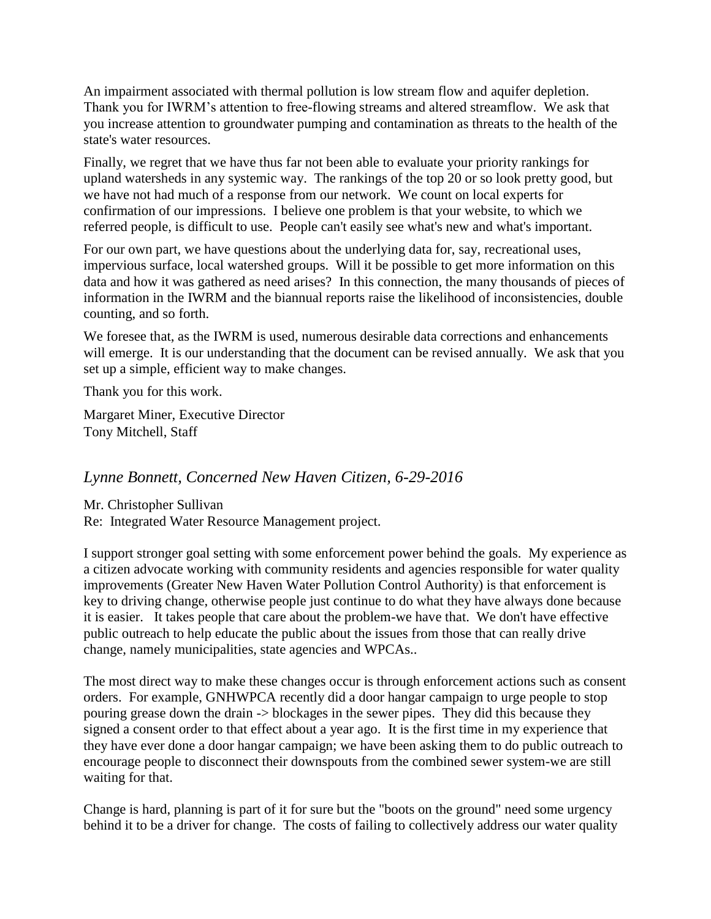An impairment associated with thermal pollution is low stream flow and aquifer depletion. Thank you for IWRM's attention to free-flowing streams and altered streamflow. We ask that you increase attention to groundwater pumping and contamination as threats to the health of the state's water resources.

Finally, we regret that we have thus far not been able to evaluate your priority rankings for upland watersheds in any systemic way. The rankings of the top 20 or so look pretty good, but we have not had much of a response from our network. We count on local experts for confirmation of our impressions. I believe one problem is that your website, to which we referred people, is difficult to use. People can't easily see what's new and what's important.

For our own part, we have questions about the underlying data for, say, recreational uses, impervious surface, local watershed groups. Will it be possible to get more information on this data and how it was gathered as need arises? In this connection, the many thousands of pieces of information in the IWRM and the biannual reports raise the likelihood of inconsistencies, double counting, and so forth.

We foresee that, as the IWRM is used, numerous desirable data corrections and enhancements will emerge. It is our understanding that the document can be revised annually. We ask that you set up a simple, efficient way to make changes.

Thank you for this work.

Margaret Miner, Executive Director
Tony Mitchell, Staff

### *Lynne Bonnett, Concerned New Haven Citizen, 6-29-2016*

Mr. Christopher Sullivan
Re: Integrated Water Resource Management project.

I support stronger goal setting with some enforcement power behind the goals. My experience as a citizen advocate working with community residents and agencies responsible for water quality improvements (Greater New Haven Water Pollution Control Authority) is that enforcement is key to driving change, otherwise people just continue to do what they have always done because it is easier. It takes people that care about the problem-we have that. We don't have effective public outreach to help educate the public about the issues from those that can really drive change, namely municipalities, state agencies and WPCAs..

The most direct way to make these changes occur is through enforcement actions such as consent orders. For example, GNHWPCA recently did a door hangar campaign to urge people to stop pouring grease down the drain -> blockages in the sewer pipes. They did this because they signed a consent order to that effect about a year ago. It is the first time in my experience that they have ever done a door hangar campaign; we have been asking them to do public outreach to encourage people to disconnect their downspouts from the combined sewer system-we are still waiting for that.

Change is hard, planning is part of it for sure but the "boots on the ground" need some urgency behind it to be a driver for change. The costs of failing to collectively address our water quality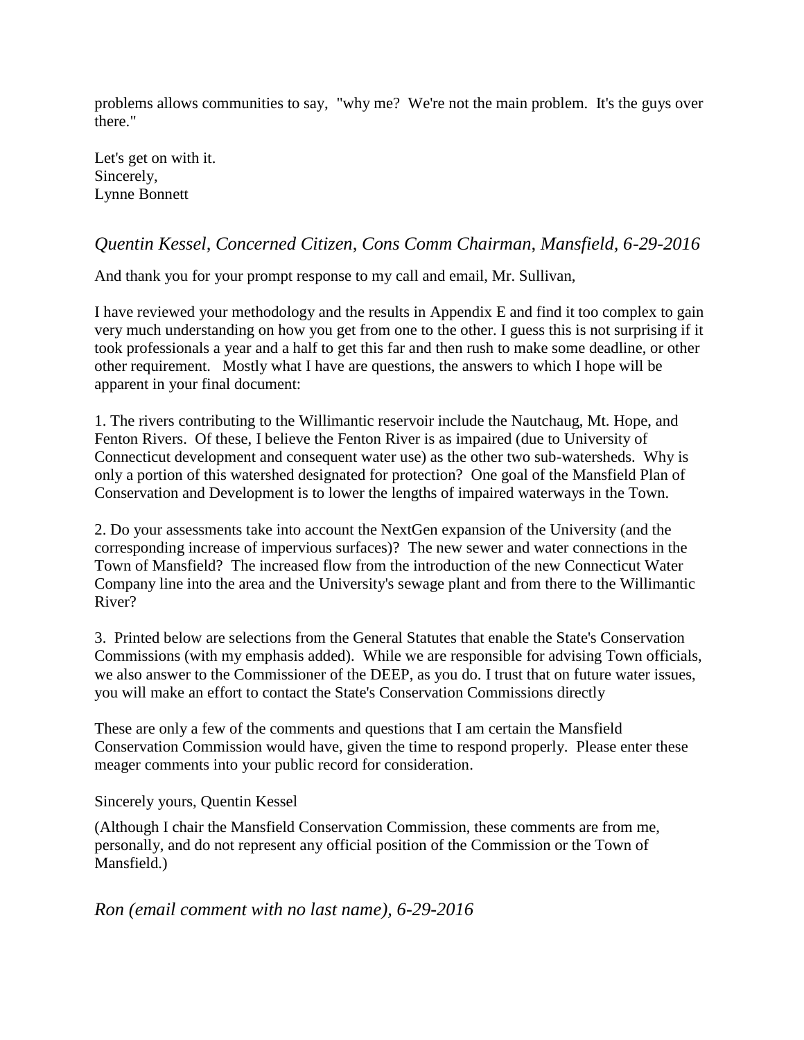problems allows communities to say, "why me? We're not the main problem. It's the guys over there."

Let's get on with it.
Sincerely,
Lynne Bonnett

## *Quentin Kessel, Concerned Citizen, Cons Comm Chairman, Mansfield, 6-29-2016*

And thank you for your prompt response to my call and email, Mr. Sullivan,

I have reviewed your methodology and the results in Appendix E and find it too complex to gain very much understanding on how you get from one to the other. I guess this is not surprising if it took professionals a year and a half to get this far and then rush to make some deadline, or other other requirement. Mostly what I have are questions, the answers to which I hope will be apparent in your final document:

1. The rivers contributing to the Willimantic reservoir include the Nautchaug, Mt. Hope, and Fenton Rivers. Of these, I believe the Fenton River is as impaired (due to University of Connecticut development and consequent water use) as the other two sub-watersheds. Why is only a portion of this watershed designated for protection? One goal of the Mansfield Plan of Conservation and Development is to lower the lengths of impaired waterways in the Town.

2. Do your assessments take into account the NextGen expansion of the University (and the corresponding increase of impervious surfaces)? The new sewer and water connections in the Town of Mansfield? The increased flow from the introduction of the new Connecticut Water Company line into the area and the University's sewage plant and from there to the Willimantic River?

3. Printed below are selections from the General Statutes that enable the State's Conservation Commissions (with my emphasis added). While we are responsible for advising Town officials, we also answer to the Commissioner of the DEEP, as you do. I trust that on future water issues, you will make an effort to contact the State's Conservation Commissions directly

These are only a few of the comments and questions that I am certain the Mansfield Conservation Commission would have, given the time to respond properly. Please enter these meager comments into your public record for consideration.

Sincerely yours, Quentin Kessel

(Although I chair the Mansfield Conservation Commission, these comments are from me, personally, and do not represent any official position of the Commission or the Town of Mansfield.)

## *Ron (email comment with no last name), 6-29-2016*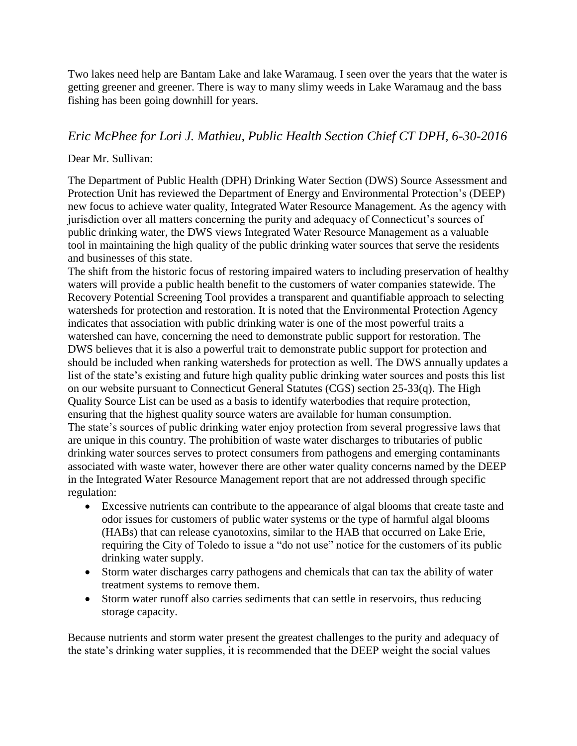Two lakes need help are Bantam Lake and lake Waramaug. I seen over the years that the water is getting greener and greener. There is way to many slimy weeds in Lake Waramaug and the bass fishing has been going downhill for years.

### *Eric McPhee for Lori J. Mathieu, Public Health Section Chief CT DPH, 6-30-2016*

Dear Mr. Sullivan:

The Department of Public Health (DPH) Drinking Water Section (DWS) Source Assessment and Protection Unit has reviewed the Department of Energy and Environmental Protection's (DEEP) new focus to achieve water quality, Integrated Water Resource Management. As the agency with jurisdiction over all matters concerning the purity and adequacy of Connecticut's sources of public drinking water, the DWS views Integrated Water Resource Management as a valuable tool in maintaining the high quality of the public drinking water sources that serve the residents and businesses of this state.

The shift from the historic focus of restoring impaired waters to including preservation of healthy waters will provide a public health benefit to the customers of water companies statewide. The Recovery Potential Screening Tool provides a transparent and quantifiable approach to selecting watersheds for protection and restoration. It is noted that the Environmental Protection Agency indicates that association with public drinking water is one of the most powerful traits a watershed can have, concerning the need to demonstrate public support for restoration. The DWS believes that it is also a powerful trait to demonstrate public support for protection and should be included when ranking watersheds for protection as well. The DWS annually updates a list of the state's existing and future high quality public drinking water sources and posts this list on our website pursuant to Connecticut General Statutes (CGS) section 25-33(q). The High Quality Source List can be used as a basis to identify waterbodies that require protection, ensuring that the highest quality source waters are available for human consumption.

The state's sources of public drinking water enjoy protection from several progressive laws that are unique in this country. The prohibition of waste water discharges to tributaries of public drinking water sources serves to protect consumers from pathogens and emerging contaminants associated with waste water, however there are other water quality concerns named by the DEEP in the Integrated Water Resource Management report that are not addressed through specific regulation:

- Excessive nutrients can contribute to the appearance of algal blooms that create taste and odor issues for customers of public water systems or the type of harmful algal blooms (HABs) that can release cyanotoxins, similar to the HAB that occurred on Lake Erie, requiring the City of Toledo to issue a "do not use" notice for the customers of its public drinking water supply.
- Storm water discharges carry pathogens and chemicals that can tax the ability of water treatment systems to remove them.
- Storm water runoff also carries sediments that can settle in reservoirs, thus reducing storage capacity.

Because nutrients and storm water present the greatest challenges to the purity and adequacy of the state's drinking water supplies, it is recommended that the DEEP weight the social values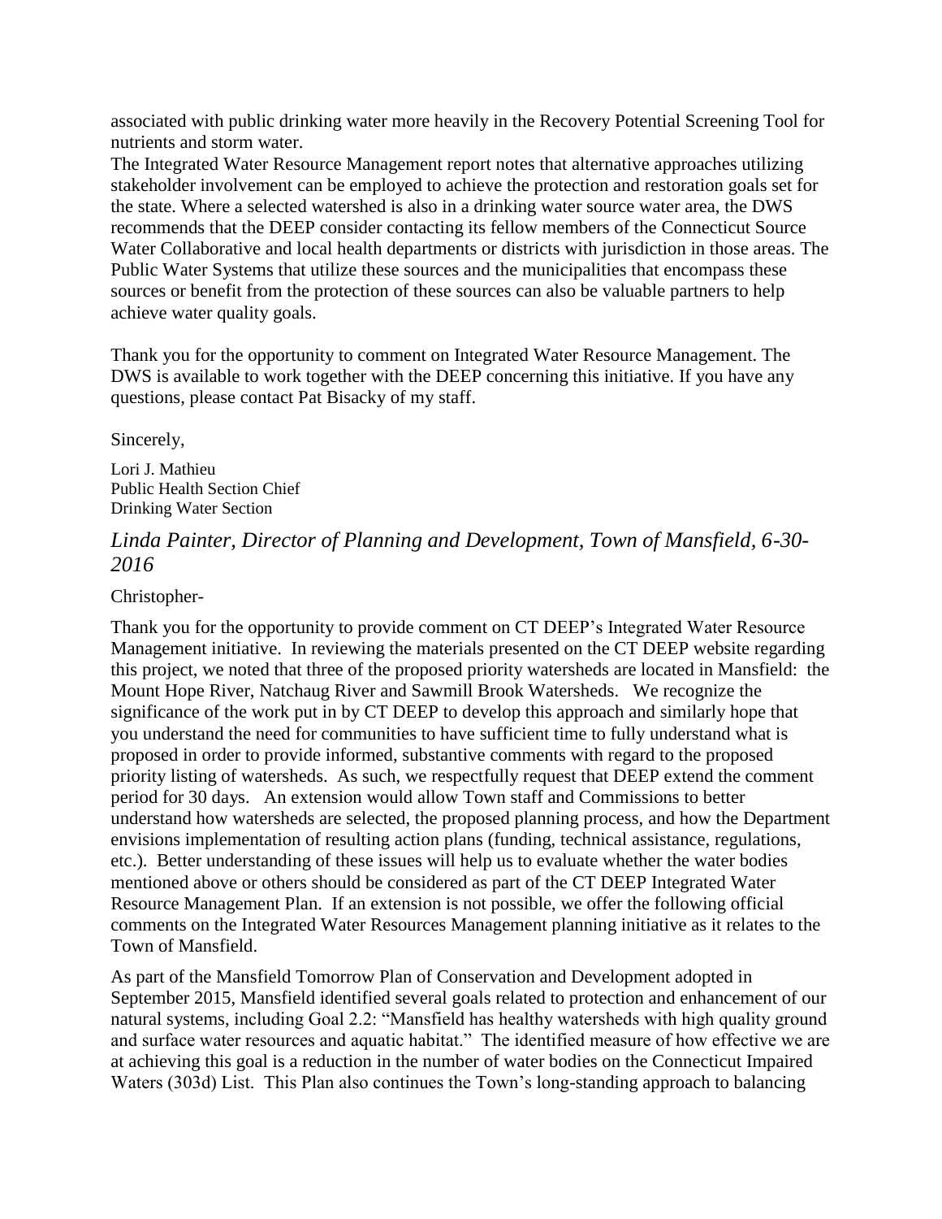associated with public drinking water more heavily in the Recovery Potential Screening Tool for nutrients and storm water.

The Integrated Water Resource Management report notes that alternative approaches utilizing stakeholder involvement can be employed to achieve the protection and restoration goals set for the state. Where a selected watershed is also in a drinking water source water area, the DWS recommends that the DEEP consider contacting its fellow members of the Connecticut Source Water Collaborative and local health departments or districts with jurisdiction in those areas. The Public Water Systems that utilize these sources and the municipalities that encompass these sources or benefit from the protection of these sources can also be valuable partners to help achieve water quality goals.

Thank you for the opportunity to comment on Integrated Water Resource Management. The DWS is available to work together with the DEEP concerning this initiative. If you have any questions, please contact Pat Bisacky of my staff.

Sincerely,

Lori J. Mathieu
Public Health Section Chief
Drinking Water Section

### *Linda Painter, Director of Planning and Development, Town of Mansfield, 6-30-2016*

Christopher-

Thank you for the opportunity to provide comment on CT DEEP's Integrated Water Resource Management initiative. In reviewing the materials presented on the CT DEEP website regarding this project, we noted that three of the proposed priority watersheds are located in Mansfield: the Mount Hope River, Natchaug River and Sawmill Brook Watersheds. We recognize the significance of the work put in by CT DEEP to develop this approach and similarly hope that you understand the need for communities to have sufficient time to fully understand what is proposed in order to provide informed, substantive comments with regard to the proposed priority listing of watersheds. As such, we respectfully request that DEEP extend the comment period for 30 days. An extension would allow Town staff and Commissions to better understand how watersheds are selected, the proposed planning process, and how the Department envisions implementation of resulting action plans (funding, technical assistance, regulations, etc.). Better understanding of these issues will help us to evaluate whether the water bodies mentioned above or others should be considered as part of the CT DEEP Integrated Water Resource Management Plan. If an extension is not possible, we offer the following official comments on the Integrated Water Resources Management planning initiative as it relates to the Town of Mansfield.

As part of the Mansfield Tomorrow Plan of Conservation and Development adopted in September 2015, Mansfield identified several goals related to protection and enhancement of our natural systems, including Goal 2.2: "Mansfield has healthy watersheds with high quality ground and surface water resources and aquatic habitat." The identified measure of how effective we are at achieving this goal is a reduction in the number of water bodies on the Connecticut Impaired Waters (303d) List. This Plan also continues the Town's long-standing approach to balancing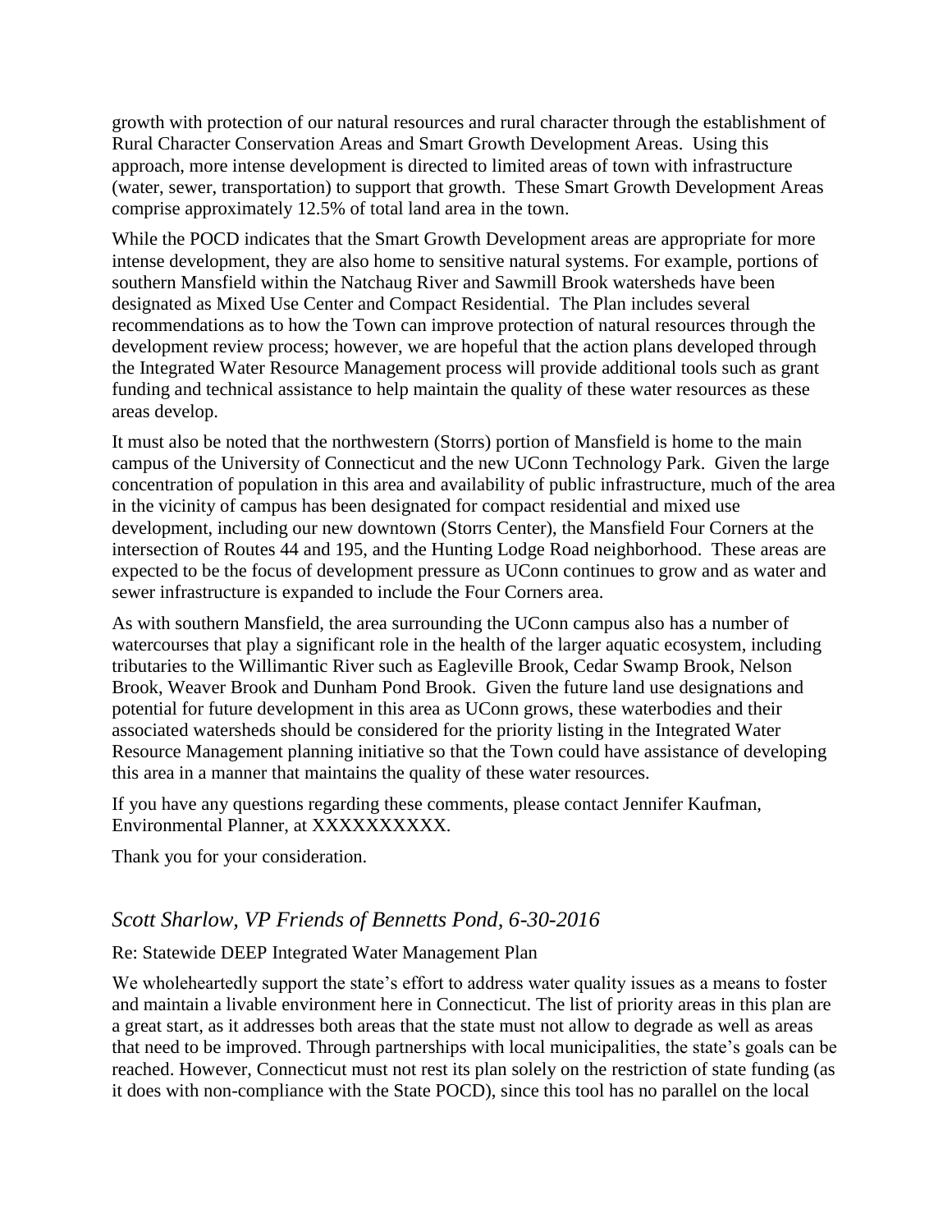growth with protection of our natural resources and rural character through the establishment of Rural Character Conservation Areas and Smart Growth Development Areas. Using this approach, more intense development is directed to limited areas of town with infrastructure (water, sewer, transportation) to support that growth. These Smart Growth Development Areas comprise approximately 12.5% of total land area in the town.

While the POCD indicates that the Smart Growth Development areas are appropriate for more intense development, they are also home to sensitive natural systems. For example, portions of southern Mansfield within the Natchaug River and Sawmill Brook watersheds have been designated as Mixed Use Center and Compact Residential. The Plan includes several recommendations as to how the Town can improve protection of natural resources through the development review process; however, we are hopeful that the action plans developed through the Integrated Water Resource Management process will provide additional tools such as grant funding and technical assistance to help maintain the quality of these water resources as these areas develop.

It must also be noted that the northwestern (Storrs) portion of Mansfield is home to the main campus of the University of Connecticut and the new UConn Technology Park. Given the large concentration of population in this area and availability of public infrastructure, much of the area in the vicinity of campus has been designated for compact residential and mixed use development, including our new downtown (Storrs Center), the Mansfield Four Corners at the intersection of Routes 44 and 195, and the Hunting Lodge Road neighborhood. These areas are expected to be the focus of development pressure as UConn continues to grow and as water and sewer infrastructure is expanded to include the Four Corners area.

As with southern Mansfield, the area surrounding the UConn campus also has a number of watercourses that play a significant role in the health of the larger aquatic ecosystem, including tributaries to the Willimantic River such as Eagleville Brook, Cedar Swamp Brook, Nelson Brook, Weaver Brook and Dunham Pond Brook. Given the future land use designations and potential for future development in this area as UConn grows, these waterbodies and their associated watersheds should be considered for the priority listing in the Integrated Water Resource Management planning initiative so that the Town could have assistance of developing this area in a manner that maintains the quality of these water resources.

If you have any questions regarding these comments, please contact Jennifer Kaufman, Environmental Planner, at XXXXXXXXXX.

Thank you for your consideration.

## *Scott Sharlow, VP Friends of Bennetts Pond, 6-30-2016*

Re: Statewide DEEP Integrated Water Management Plan

We wholeheartedly support the state's effort to address water quality issues as a means to foster and maintain a livable environment here in Connecticut. The list of priority areas in this plan are a great start, as it addresses both areas that the state must not allow to degrade as well as areas that need to be improved. Through partnerships with local municipalities, the state's goals can be reached. However, Connecticut must not rest its plan solely on the restriction of state funding (as it does with non-compliance with the State POCD), since this tool has no parallel on the local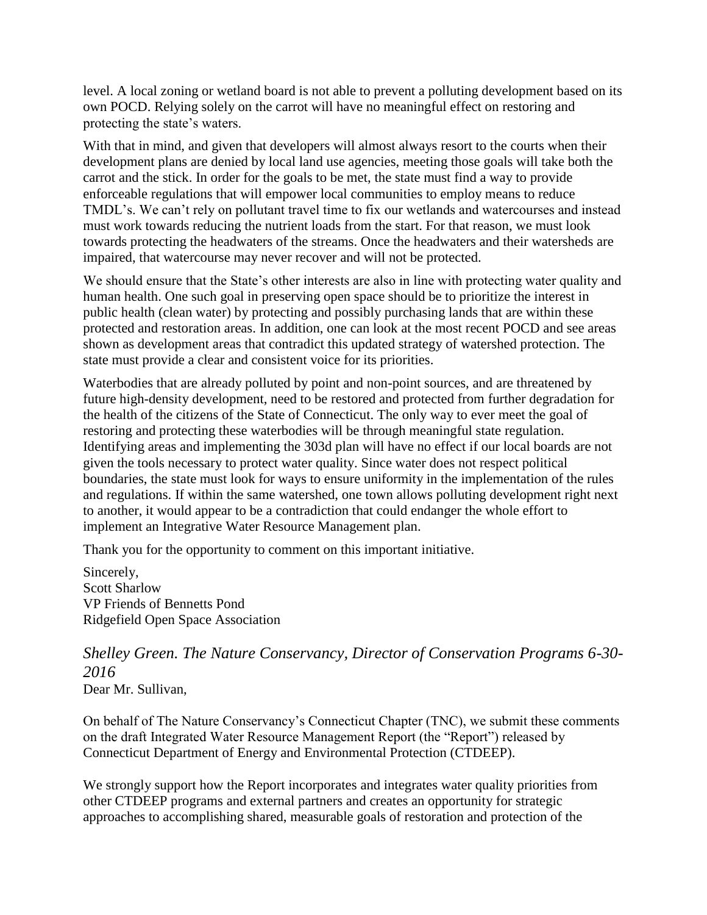level. A local zoning or wetland board is not able to prevent a polluting development based on its own POCD. Relying solely on the carrot will have no meaningful effect on restoring and protecting the state's waters.

With that in mind, and given that developers will almost always resort to the courts when their development plans are denied by local land use agencies, meeting those goals will take both the carrot and the stick. In order for the goals to be met, the state must find a way to provide enforceable regulations that will empower local communities to employ means to reduce TMDL's. We can't rely on pollutant travel time to fix our wetlands and watercourses and instead must work towards reducing the nutrient loads from the start. For that reason, we must look towards protecting the headwaters of the streams. Once the headwaters and their watersheds are impaired, that watercourse may never recover and will not be protected.

We should ensure that the State's other interests are also in line with protecting water quality and human health. One such goal in preserving open space should be to prioritize the interest in public health (clean water) by protecting and possibly purchasing lands that are within these protected and restoration areas. In addition, one can look at the most recent POCD and see areas shown as development areas that contradict this updated strategy of watershed protection. The state must provide a clear and consistent voice for its priorities.

Waterbodies that are already polluted by point and non-point sources, and are threatened by future high-density development, need to be restored and protected from further degradation for the health of the citizens of the State of Connecticut. The only way to ever meet the goal of restoring and protecting these waterbodies will be through meaningful state regulation. Identifying areas and implementing the 303d plan will have no effect if our local boards are not given the tools necessary to protect water quality. Since water does not respect political boundaries, the state must look for ways to ensure uniformity in the implementation of the rules and regulations. If within the same watershed, one town allows polluting development right next to another, it would appear to be a contradiction that could endanger the whole effort to implement an Integrative Water Resource Management plan.

Thank you for the opportunity to comment on this important initiative.

Sincerely,
Scott Sharlow
VP Friends of Bennetts Pond
Ridgefield Open Space Association

### *Shelley Green. The Nature Conservancy, Director of Conservation Programs 6-30-2016*

Dear Mr. Sullivan,

On behalf of The Nature Conservancy's Connecticut Chapter (TNC), we submit these comments on the draft Integrated Water Resource Management Report (the "Report") released by Connecticut Department of Energy and Environmental Protection (CTDEEP).

We strongly support how the Report incorporates and integrates water quality priorities from other CTDEEP programs and external partners and creates an opportunity for strategic approaches to accomplishing shared, measurable goals of restoration and protection of the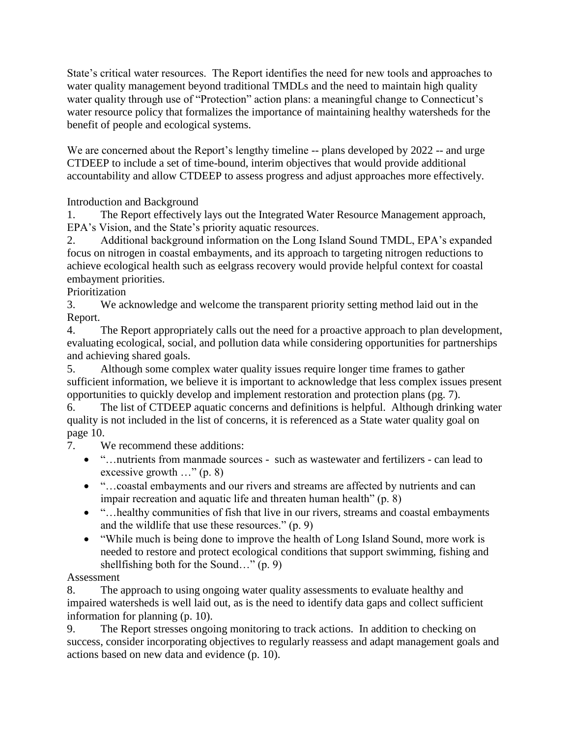State's critical water resources. The Report identifies the need for new tools and approaches to water quality management beyond traditional TMDLs and the need to maintain high quality water quality through use of "Protection" action plans: a meaningful change to Connecticut's water resource policy that formalizes the importance of maintaining healthy watersheds for the benefit of people and ecological systems.

We are concerned about the Report's lengthy timeline -- plans developed by 2022 -- and urge CTDEEP to include a set of time-bound, interim objectives that would provide additional accountability and allow CTDEEP to assess progress and adjust approaches more effectively.

Introduction and Background

1. The Report effectively lays out the Integrated Water Resource Management approach, EPA's Vision, and the State's priority aquatic resources.
2. Additional background information on the Long Island Sound TMDL, EPA's expanded focus on nitrogen in coastal embayments, and its approach to targeting nitrogen reductions to achieve ecological health such as eelgrass recovery would provide helpful context for coastal embayment priorities.

Prioritization

3. We acknowledge and welcome the transparent priority setting method laid out in the Report.
4. The Report appropriately calls out the need for a proactive approach to plan development, evaluating ecological, social, and pollution data while considering opportunities for partnerships and achieving shared goals.
5. Although some complex water quality issues require longer time frames to gather sufficient information, we believe it is important to acknowledge that less complex issues present opportunities to quickly develop and implement restoration and protection plans (pg. 7).
6. The list of CTDEEP aquatic concerns and definitions is helpful. Although drinking water quality is not included in the list of concerns, it is referenced as a State water quality goal on page 10.
7. We recommend these additions:
   - "…nutrients from manmade sources - such as wastewater and fertilizers - can lead to excessive growth …" (p. 8)
   - "…coastal embayments and our rivers and streams are affected by nutrients and can impair recreation and aquatic life and threaten human health" (p. 8)
   - "…healthy communities of fish that live in our rivers, streams and coastal embayments and the wildlife that use these resources." (p. 9)
   - "While much is being done to improve the health of Long Island Sound, more work is needed to restore and protect ecological conditions that support swimming, fishing and shellfishing both for the Sound…" (p. 9)

Assessment

8. The approach to using ongoing water quality assessments to evaluate healthy and impaired watersheds is well laid out, as is the need to identify data gaps and collect sufficient information for planning (p. 10).
9. The Report stresses ongoing monitoring to track actions. In addition to checking on success, consider incorporating objectives to regularly reassess and adapt management goals and actions based on new data and evidence (p. 10).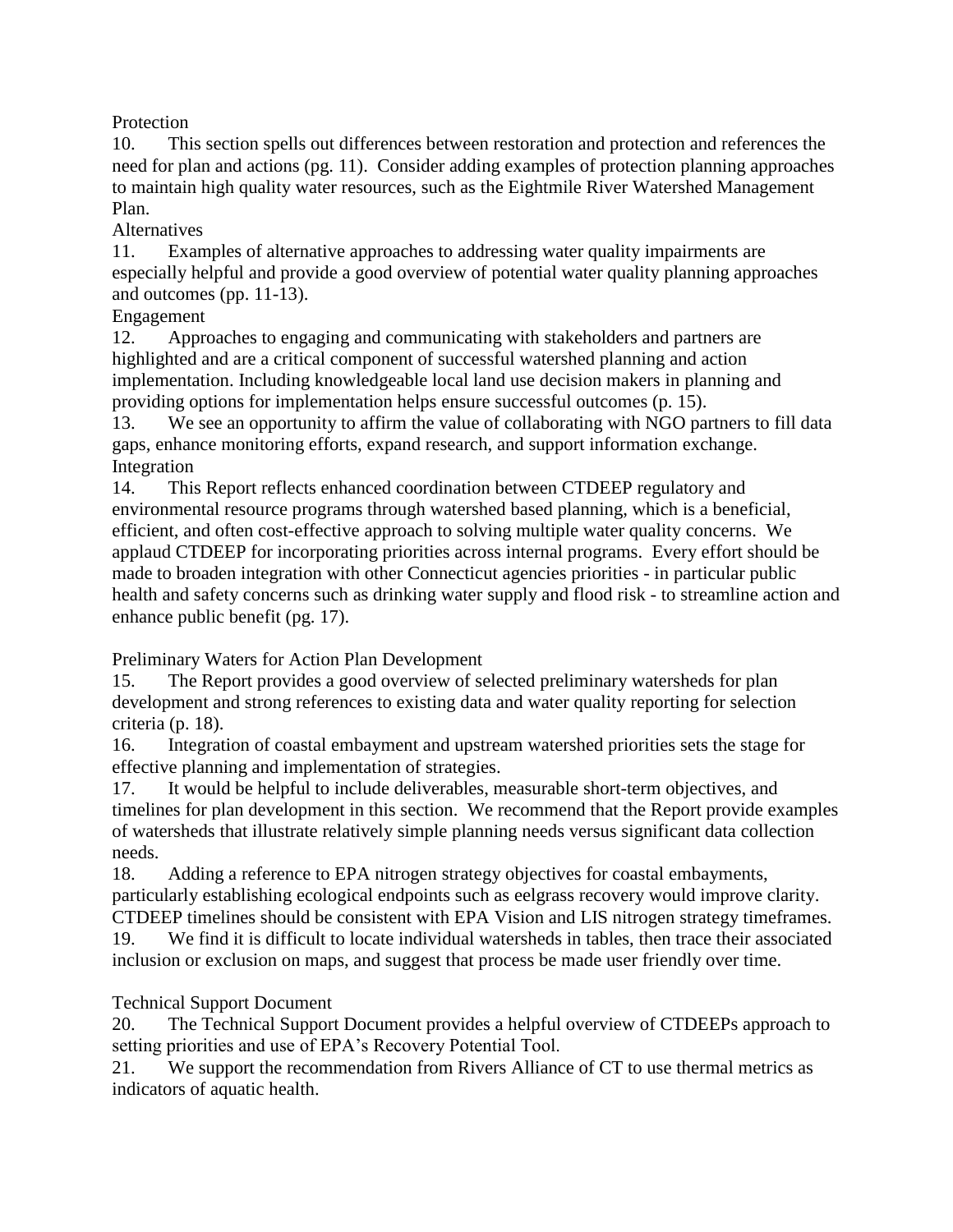Protection

10. This section spells out differences between restoration and protection and references the need for plan and actions (pg. 11). Consider adding examples of protection planning approaches to maintain high quality water resources, such as the Eightmile River Watershed Management Plan.

Alternatives

11. Examples of alternative approaches to addressing water quality impairments are especially helpful and provide a good overview of potential water quality planning approaches and outcomes (pp. 11-13).

Engagement

12. Approaches to engaging and communicating with stakeholders and partners are highlighted and are a critical component of successful watershed planning and action implementation. Including knowledgeable local land use decision makers in planning and providing options for implementation helps ensure successful outcomes (p. 15).

13. We see an opportunity to affirm the value of collaborating with NGO partners to fill data gaps, enhance monitoring efforts, expand research, and support information exchange.

Integration

14. This Report reflects enhanced coordination between CTDEEP regulatory and environmental resource programs through watershed based planning, which is a beneficial, efficient, and often cost-effective approach to solving multiple water quality concerns. We applaud CTDEEP for incorporating priorities across internal programs. Every effort should be made to broaden integration with other Connecticut agencies priorities - in particular public health and safety concerns such as drinking water supply and flood risk - to streamline action and enhance public benefit (pg. 17).

Preliminary Waters for Action Plan Development

15. The Report provides a good overview of selected preliminary watersheds for plan development and strong references to existing data and water quality reporting for selection criteria (p. 18).

16. Integration of coastal embayment and upstream watershed priorities sets the stage for effective planning and implementation of strategies.

17. It would be helpful to include deliverables, measurable short-term objectives, and timelines for plan development in this section. We recommend that the Report provide examples of watersheds that illustrate relatively simple planning needs versus significant data collection needs.

18. Adding a reference to EPA nitrogen strategy objectives for coastal embayments, particularly establishing ecological endpoints such as eelgrass recovery would improve clarity. CTDEEP timelines should be consistent with EPA Vision and LIS nitrogen strategy timeframes.

19. We find it is difficult to locate individual watersheds in tables, then trace their associated inclusion or exclusion on maps, and suggest that process be made user friendly over time.

Technical Support Document

20. The Technical Support Document provides a helpful overview of CTDEEPs approach to setting priorities and use of EPA's Recovery Potential Tool.

21. We support the recommendation from Rivers Alliance of CT to use thermal metrics as indicators of aquatic health.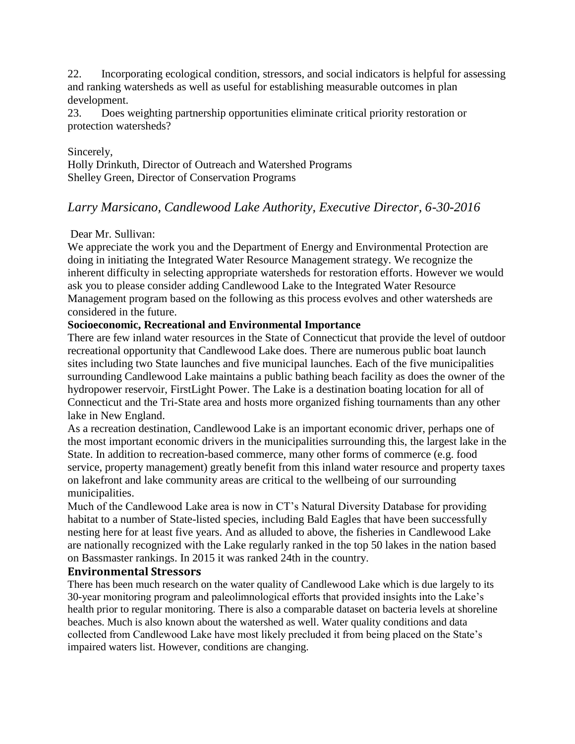22. Incorporating ecological condition, stressors, and social indicators is helpful for assessing and ranking watersheds as well as useful for establishing measurable outcomes in plan development.

23. Does weighting partnership opportunities eliminate critical priority restoration or protection watersheds?

Sincerely,
Holly Drinkuth, Director of Outreach and Watershed Programs
Shelley Green, Director of Conservation Programs

## *Larry Marsicano, Candlewood Lake Authority, Executive Director, 6-30-2016*

Dear Mr. Sullivan:

We appreciate the work you and the Department of Energy and Environmental Protection are doing in initiating the Integrated Water Resource Management strategy. We recognize the inherent difficulty in selecting appropriate watersheds for restoration efforts. However we would ask you to please consider adding Candlewood Lake to the Integrated Water Resource Management program based on the following as this process evolves and other watersheds are considered in the future.

**Socioeconomic, Recreational and Environmental Importance**

There are few inland water resources in the State of Connecticut that provide the level of outdoor recreational opportunity that Candlewood Lake does. There are numerous public boat launch sites including two State launches and five municipal launches. Each of the five municipalities surrounding Candlewood Lake maintains a public bathing beach facility as does the owner of the hydropower reservoir, FirstLight Power. The Lake is a destination boating location for all of Connecticut and the Tri-State area and hosts more organized fishing tournaments than any other lake in New England.

As a recreation destination, Candlewood Lake is an important economic driver, perhaps one of the most important economic drivers in the municipalities surrounding this, the largest lake in the State. In addition to recreation-based commerce, many other forms of commerce (e.g. food service, property management) greatly benefit from this inland water resource and property taxes on lakefront and lake community areas are critical to the wellbeing of our surrounding municipalities.

Much of the Candlewood Lake area is now in CT's Natural Diversity Database for providing habitat to a number of State-listed species, including Bald Eagles that have been successfully nesting here for at least five years. And as alluded to above, the fisheries in Candlewood Lake are nationally recognized with the Lake regularly ranked in the top 50 lakes in the nation based on Bassmaster rankings. In 2015 it was ranked 24th in the country.

**Environmental Stressors**

There has been much research on the water quality of Candlewood Lake which is due largely to its 30-year monitoring program and paleolimnological efforts that provided insights into the Lake's health prior to regular monitoring. There is also a comparable dataset on bacteria levels at shoreline beaches. Much is also known about the watershed as well. Water quality conditions and data collected from Candlewood Lake have most likely precluded it from being placed on the State's impaired waters list. However, conditions are changing.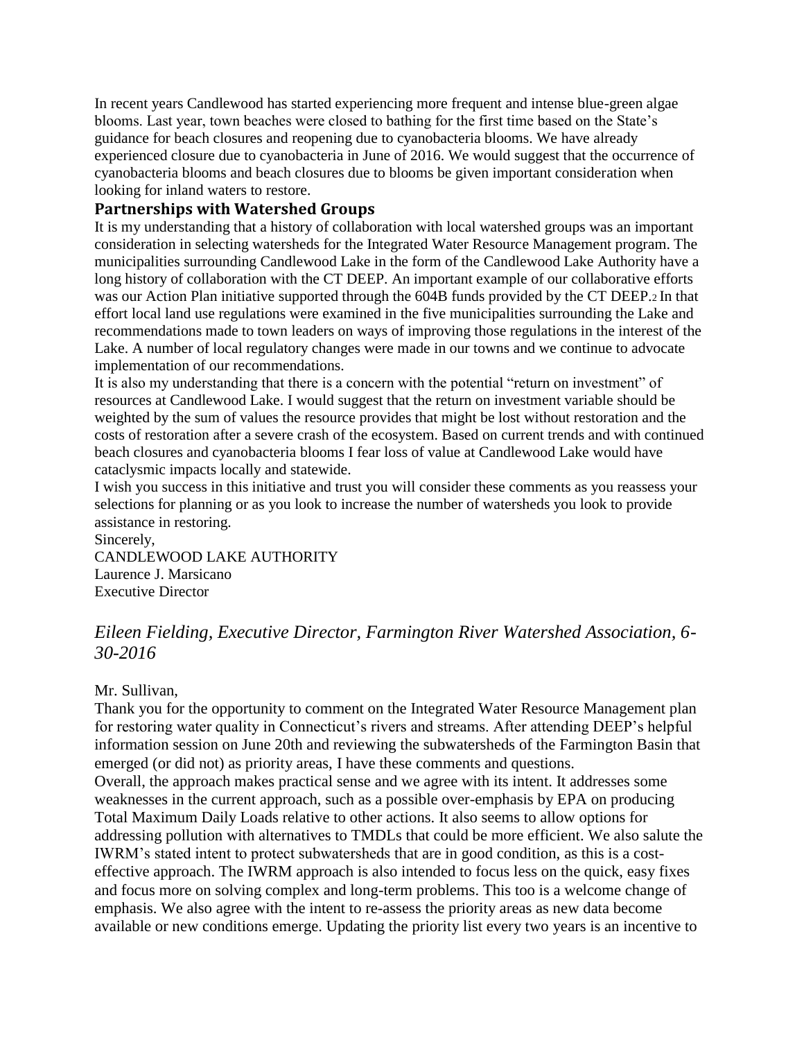In recent years Candlewood has started experiencing more frequent and intense blue-green algae blooms. Last year, town beaches were closed to bathing for the first time based on the State's guidance for beach closures and reopening due to cyanobacteria blooms. We have already experienced closure due to cyanobacteria in June of 2016. We would suggest that the occurrence of cyanobacteria blooms and beach closures due to blooms be given important consideration when looking for inland waters to restore.

### Partnerships with Watershed Groups

It is my understanding that a history of collaboration with local watershed groups was an important consideration in selecting watersheds for the Integrated Water Resource Management program. The municipalities surrounding Candlewood Lake in the form of the Candlewood Lake Authority have a long history of collaboration with the CT DEEP. An important example of our collaborative efforts was our Action Plan initiative supported through the 604B funds provided by the CT DEEP.[2] In that effort local land use regulations were examined in the five municipalities surrounding the Lake and recommendations made to town leaders on ways of improving those regulations in the interest of the Lake. A number of local regulatory changes were made in our towns and we continue to advocate implementation of our recommendations.

It is also my understanding that there is a concern with the potential "return on investment" of resources at Candlewood Lake. I would suggest that the return on investment variable should be weighted by the sum of values the resource provides that might be lost without restoration and the costs of restoration after a severe crash of the ecosystem. Based on current trends and with continued beach closures and cyanobacteria blooms I fear loss of value at Candlewood Lake would have cataclysmic impacts locally and statewide.

I wish you success in this initiative and trust you will consider these comments as you reassess your selections for planning or as you look to increase the number of watersheds you look to provide assistance in restoring.

Sincerely,
CANDLEWOOD LAKE AUTHORITY
Laurence J. Marsicano
Executive Director

## *Eileen Fielding, Executive Director, Farmington River Watershed Association, 6-30-2016*

Mr. Sullivan,

Thank you for the opportunity to comment on the Integrated Water Resource Management plan for restoring water quality in Connecticut's rivers and streams. After attending DEEP's helpful information session on June 20th and reviewing the subwatersheds of the Farmington Basin that emerged (or did not) as priority areas, I have these comments and questions.

Overall, the approach makes practical sense and we agree with its intent. It addresses some weaknesses in the current approach, such as a possible over-emphasis by EPA on producing Total Maximum Daily Loads relative to other actions. It also seems to allow options for addressing pollution with alternatives to TMDLs that could be more efficient. We also salute the IWRM's stated intent to protect subwatersheds that are in good condition, as this is a cost-effective approach. The IWRM approach is also intended to focus less on the quick, easy fixes and focus more on solving complex and long-term problems. This too is a welcome change of emphasis. We also agree with the intent to re-assess the priority areas as new data become available or new conditions emerge. Updating the priority list every two years is an incentive to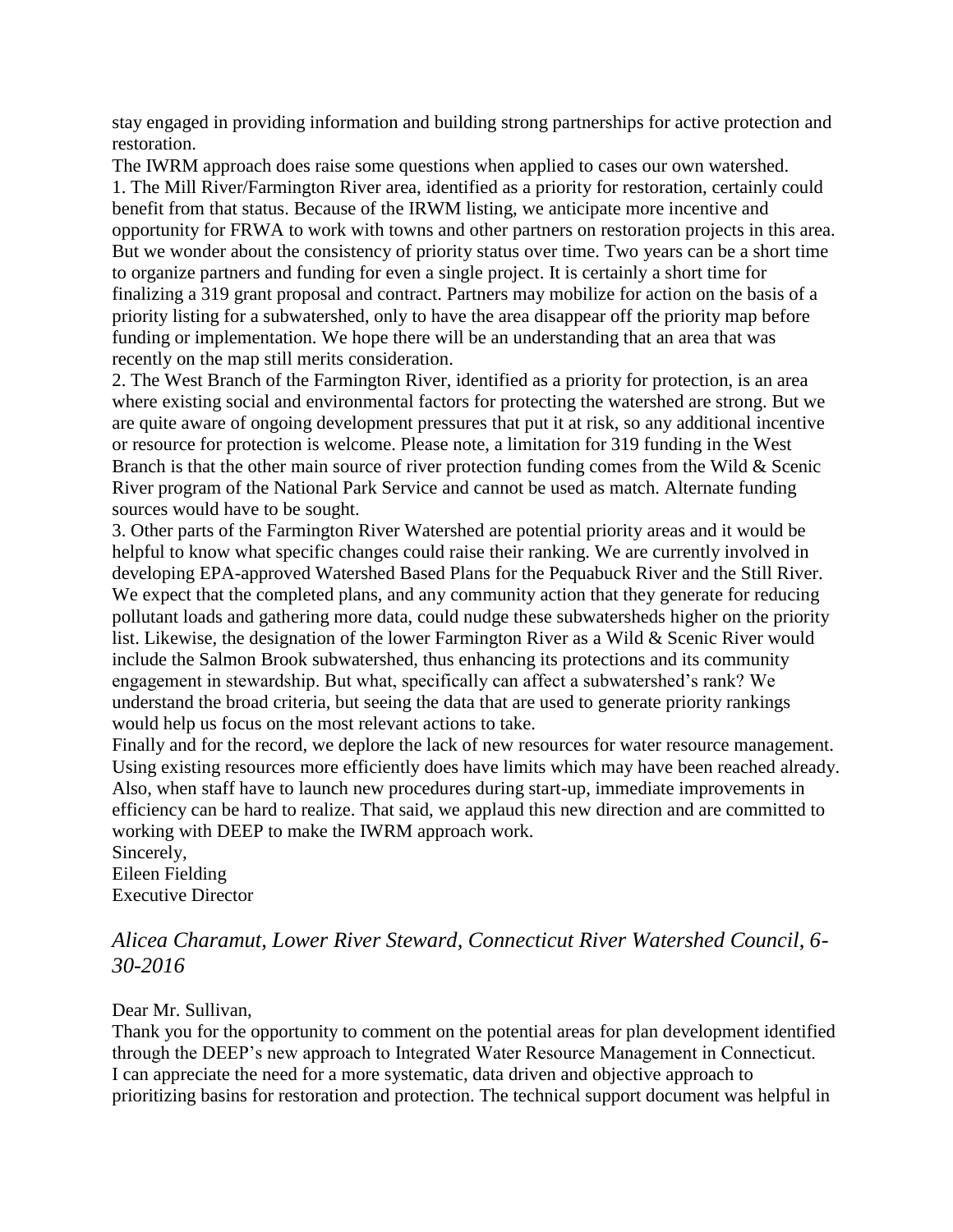stay engaged in providing information and building strong partnerships for active protection and restoration.

The IWRM approach does raise some questions when applied to cases our own watershed.

1. The Mill River/Farmington River area, identified as a priority for restoration, certainly could benefit from that status. Because of the IRWM listing, we anticipate more incentive and opportunity for FRWA to work with towns and other partners on restoration projects in this area. But we wonder about the consistency of priority status over time. Two years can be a short time to organize partners and funding for even a single project. It is certainly a short time for finalizing a 319 grant proposal and contract. Partners may mobilize for action on the basis of a priority listing for a subwatershed, only to have the area disappear off the priority map before funding or implementation. We hope there will be an understanding that an area that was recently on the map still merits consideration.
2. The West Branch of the Farmington River, identified as a priority for protection, is an area where existing social and environmental factors for protecting the watershed are strong. But we are quite aware of ongoing development pressures that put it at risk, so any additional incentive or resource for protection is welcome. Please note, a limitation for 319 funding in the West Branch is that the other main source of river protection funding comes from the Wild & Scenic River program of the National Park Service and cannot be used as match. Alternate funding sources would have to be sought.
3. Other parts of the Farmington River Watershed are potential priority areas and it would be helpful to know what specific changes could raise their ranking. We are currently involved in developing EPA-approved Watershed Based Plans for the Pequabuck River and the Still River. We expect that the completed plans, and any community action that they generate for reducing pollutant loads and gathering more data, could nudge these subwatersheds higher on the priority list. Likewise, the designation of the lower Farmington River as a Wild & Scenic River would include the Salmon Brook subwatershed, thus enhancing its protections and its community engagement in stewardship. But what, specifically can affect a subwatershed's rank? We understand the broad criteria, but seeing the data that are used to generate priority rankings would help us focus on the most relevant actions to take.

Finally and for the record, we deplore the lack of new resources for water resource management. Using existing resources more efficiently does have limits which may have been reached already. Also, when staff have to launch new procedures during start-up, immediate improvements in efficiency can be hard to realize. That said, we applaud this new direction and are committed to working with DEEP to make the IWRM approach work.

Sincerely,
Eileen Fielding
Executive Director

## *Alicea Charamut, Lower River Steward, Connecticut River Watershed Council, 6-30-2016*

Dear Mr. Sullivan,

Thank you for the opportunity to comment on the potential areas for plan development identified through the DEEP's new approach to Integrated Water Resource Management in Connecticut. I can appreciate the need for a more systematic, data driven and objective approach to prioritizing basins for restoration and protection. The technical support document was helpful in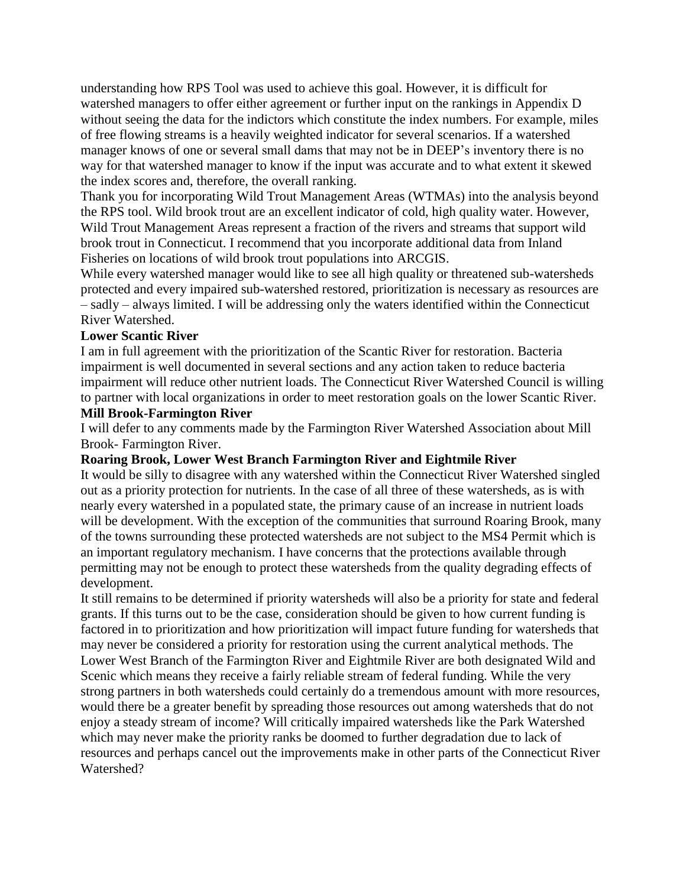understanding how RPS Tool was used to achieve this goal. However, it is difficult for watershed managers to offer either agreement or further input on the rankings in Appendix D without seeing the data for the indictors which constitute the index numbers. For example, miles of free flowing streams is a heavily weighted indicator for several scenarios. If a watershed manager knows of one or several small dams that may not be in DEEP's inventory there is no way for that watershed manager to know if the input was accurate and to what extent it skewed the index scores and, therefore, the overall ranking.

Thank you for incorporating Wild Trout Management Areas (WTMAs) into the analysis beyond the RPS tool. Wild brook trout are an excellent indicator of cold, high quality water. However, Wild Trout Management Areas represent a fraction of the rivers and streams that support wild brook trout in Connecticut. I recommend that you incorporate additional data from Inland Fisheries on locations of wild brook trout populations into ARCGIS.

While every watershed manager would like to see all high quality or threatened sub-watersheds protected and every impaired sub-watershed restored, prioritization is necessary as resources are – sadly – always limited. I will be addressing only the waters identified within the Connecticut River Watershed.

**Lower Scantic River**

I am in full agreement with the prioritization of the Scantic River for restoration. Bacteria impairment is well documented in several sections and any action taken to reduce bacteria impairment will reduce other nutrient loads. The Connecticut River Watershed Council is willing to partner with local organizations in order to meet restoration goals on the lower Scantic River.

**Mill Brook-Farmington River**

I will defer to any comments made by the Farmington River Watershed Association about Mill Brook- Farmington River.

**Roaring Brook, Lower West Branch Farmington River and Eightmile River**

It would be silly to disagree with any watershed within the Connecticut River Watershed singled out as a priority protection for nutrients. In the case of all three of these watersheds, as is with nearly every watershed in a populated state, the primary cause of an increase in nutrient loads will be development. With the exception of the communities that surround Roaring Brook, many of the towns surrounding these protected watersheds are not subject to the MS4 Permit which is an important regulatory mechanism. I have concerns that the protections available through permitting may not be enough to protect these watersheds from the quality degrading effects of development.

It still remains to be determined if priority watersheds will also be a priority for state and federal grants. If this turns out to be the case, consideration should be given to how current funding is factored in to prioritization and how prioritization will impact future funding for watersheds that may never be considered a priority for restoration using the current analytical methods. The Lower West Branch of the Farmington River and Eightmile River are both designated Wild and Scenic which means they receive a fairly reliable stream of federal funding. While the very strong partners in both watersheds could certainly do a tremendous amount with more resources, would there be a greater benefit by spreading those resources out among watersheds that do not enjoy a steady stream of income? Will critically impaired watersheds like the Park Watershed which may never make the priority ranks be doomed to further degradation due to lack of resources and perhaps cancel out the improvements make in other parts of the Connecticut River Watershed?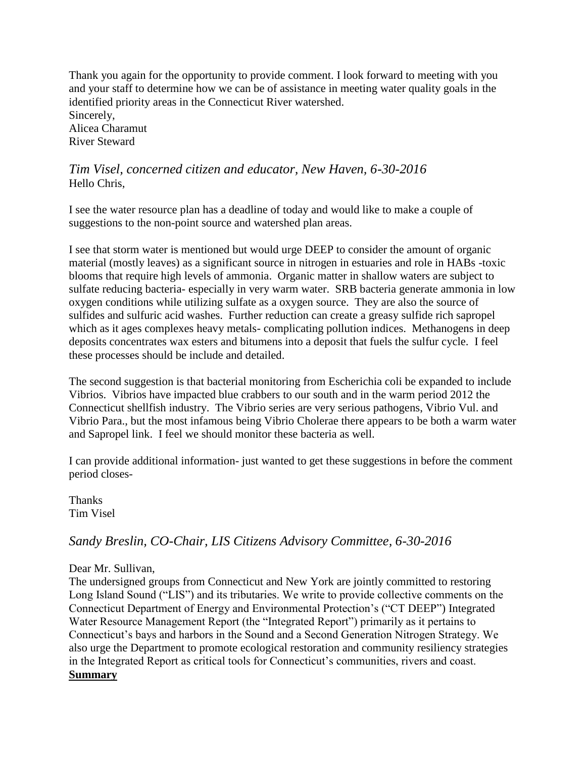Thank you again for the opportunity to provide comment. I look forward to meeting with you and your staff to determine how we can be of assistance in meeting water quality goals in the identified priority areas in the Connecticut River watershed.
Sincerely,
Alicea Charamut
River Steward

### *Tim Visel, concerned citizen and educator, New Haven, 6-30-2016*

Hello Chris,

I see the water resource plan has a deadline of today and would like to make a couple of suggestions to the non-point source and watershed plan areas.

I see that storm water is mentioned but would urge DEEP to consider the amount of organic material (mostly leaves) as a significant source in nitrogen in estuaries and role in HABs -toxic blooms that require high levels of ammonia. Organic matter in shallow waters are subject to sulfate reducing bacteria- especially in very warm water. SRB bacteria generate ammonia in low oxygen conditions while utilizing sulfate as a oxygen source. They are also the source of sulfides and sulfuric acid washes. Further reduction can create a greasy sulfide rich sapropel which as it ages complexes heavy metals- complicating pollution indices. Methanogens in deep deposits concentrates wax esters and bitumens into a deposit that fuels the sulfur cycle. I feel these processes should be include and detailed.

The second suggestion is that bacterial monitoring from Escherichia coli be expanded to include Vibrios. Vibrios have impacted blue crabbers to our south and in the warm period 2012 the Connecticut shellfish industry. The Vibrio series are very serious pathogens, Vibrio Vul. and Vibrio Para., but the most infamous being Vibrio Cholerae there appears to be both a warm water and Sapropel link. I feel we should monitor these bacteria as well.

I can provide additional information- just wanted to get these suggestions in before the comment period closes-

Thanks
Tim Visel

### *Sandy Breslin, CO-Chair, LIS Citizens Advisory Committee, 6-30-2016*

Dear Mr. Sullivan,
The undersigned groups from Connecticut and New York are jointly committed to restoring Long Island Sound ("LIS") and its tributaries. We write to provide collective comments on the Connecticut Department of Energy and Environmental Protection's ("CT DEEP") Integrated Water Resource Management Report (the "Integrated Report") primarily as it pertains to Connecticut's bays and harbors in the Sound and a Second Generation Nitrogen Strategy. We also urge the Department to promote ecological restoration and community resiliency strategies in the Integrated Report as critical tools for Connecticut's communities, rivers and coast.

**Summary**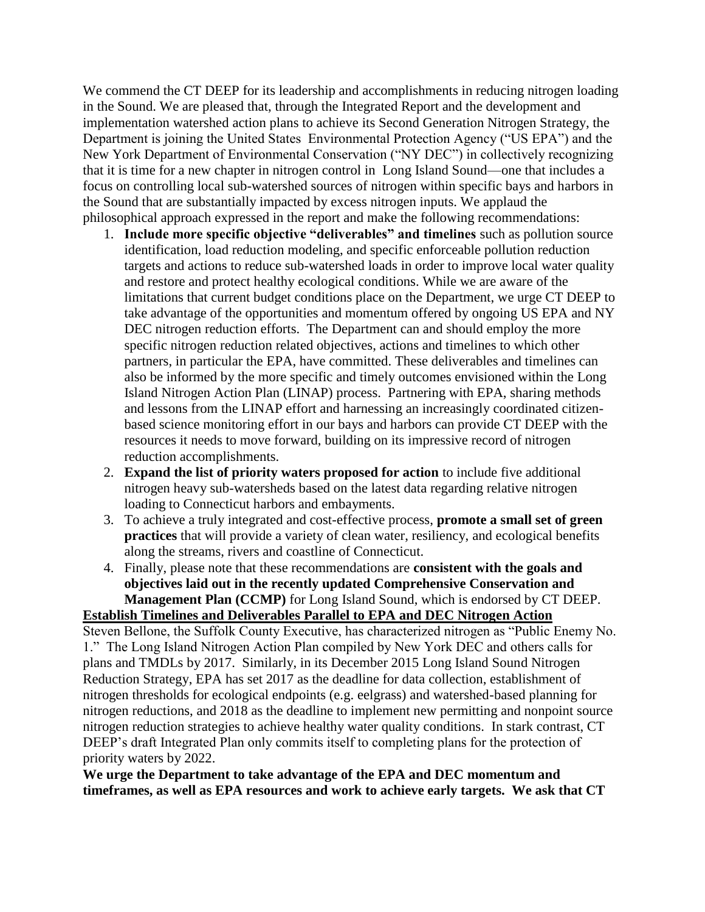We commend the CT DEEP for its leadership and accomplishments in reducing nitrogen loading in the Sound. We are pleased that, through the Integrated Report and the development and implementation watershed action plans to achieve its Second Generation Nitrogen Strategy, the Department is joining the United States Environmental Protection Agency ("US EPA") and the New York Department of Environmental Conservation ("NY DEC") in collectively recognizing that it is time for a new chapter in nitrogen control in Long Island Sound—one that includes a focus on controlling local sub-watershed sources of nitrogen within specific bays and harbors in the Sound that are substantially impacted by excess nitrogen inputs. We applaud the philosophical approach expressed in the report and make the following recommendations:

1. **Include more specific objective "deliverables" and timelines** such as pollution source identification, load reduction modeling, and specific enforceable pollution reduction targets and actions to reduce sub-watershed loads in order to improve local water quality and restore and protect healthy ecological conditions. While we are aware of the limitations that current budget conditions place on the Department, we urge CT DEEP to take advantage of the opportunities and momentum offered by ongoing US EPA and NY DEC nitrogen reduction efforts. The Department can and should employ the more specific nitrogen reduction related objectives, actions and timelines to which other partners, in particular the EPA, have committed. These deliverables and timelines can also be informed by the more specific and timely outcomes envisioned within the Long Island Nitrogen Action Plan (LINAP) process. Partnering with EPA, sharing methods and lessons from the LINAP effort and harnessing an increasingly coordinated citizen-based science monitoring effort in our bays and harbors can provide CT DEEP with the resources it needs to move forward, building on its impressive record of nitrogen reduction accomplishments.
2. **Expand the list of priority waters proposed for action** to include five additional nitrogen heavy sub-watersheds based on the latest data regarding relative nitrogen loading to Connecticut harbors and embayments.
3. To achieve a truly integrated and cost-effective process, **promote a small set of green practices** that will provide a variety of clean water, resiliency, and ecological benefits along the streams, rivers and coastline of Connecticut.
4. Finally, please note that these recommendations are **consistent with the goals and objectives laid out in the recently updated Comprehensive Conservation and Management Plan (CCMP)** for Long Island Sound, which is endorsed by CT DEEP.

**Establish Timelines and Deliverables Parallel to EPA and DEC Nitrogen Action**

Steven Bellone, the Suffolk County Executive, has characterized nitrogen as "Public Enemy No. 1." The Long Island Nitrogen Action Plan compiled by New York DEC and others calls for plans and TMDLs by 2017. Similarly, in its December 2015 Long Island Sound Nitrogen Reduction Strategy, EPA has set 2017 as the deadline for data collection, establishment of nitrogen thresholds for ecological endpoints (e.g. eelgrass) and watershed-based planning for nitrogen reductions, and 2018 as the deadline to implement new permitting and nonpoint source nitrogen reduction strategies to achieve healthy water quality conditions. In stark contrast, CT DEEP's draft Integrated Plan only commits itself to completing plans for the protection of priority waters by 2022.

**We urge the Department to take advantage of the EPA and DEC momentum and timeframes, as well as EPA resources and work to achieve early targets. We ask that CT**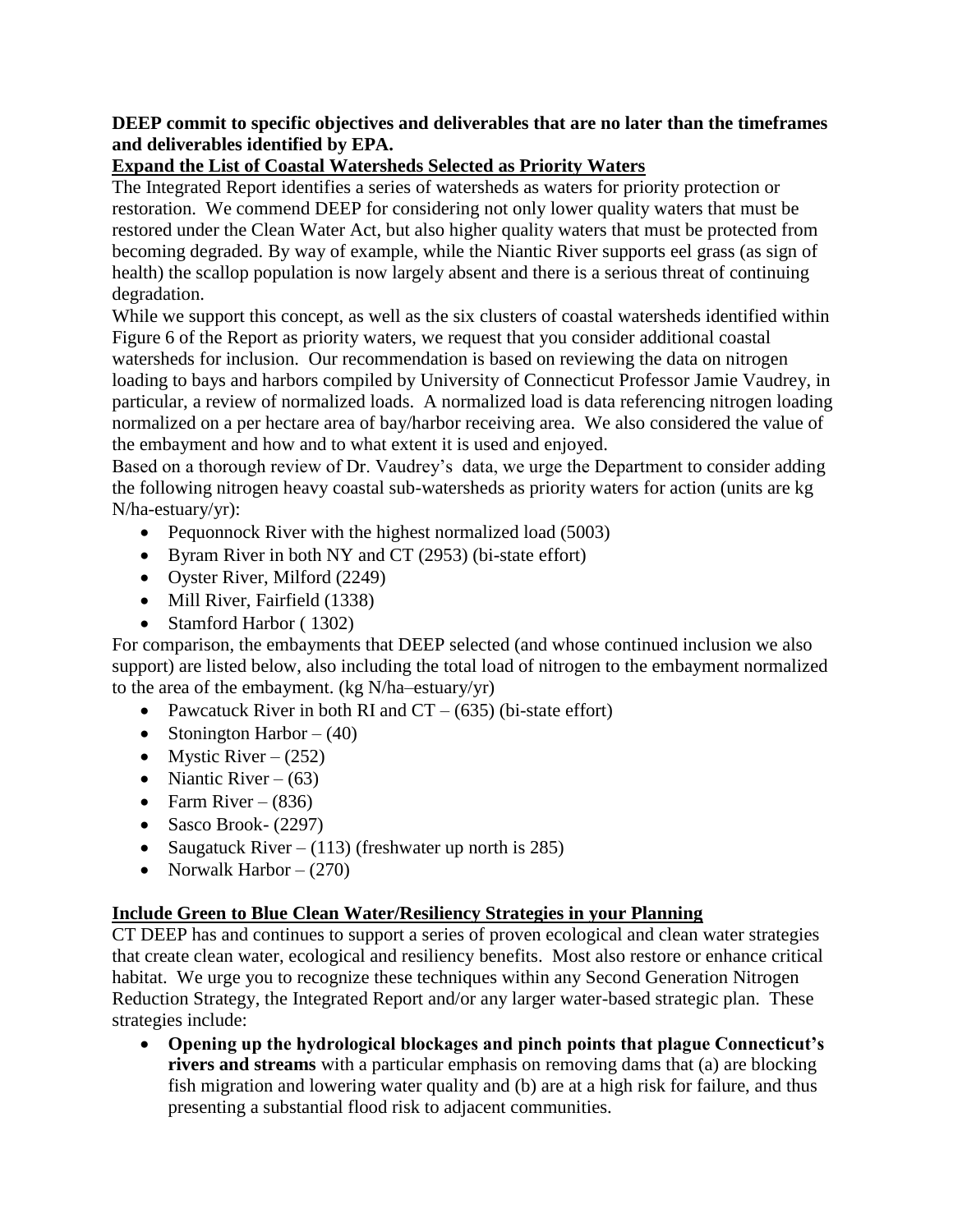**DEEP commit to specific objectives and deliverables that are no later than the timeframes and deliverables identified by EPA.**

**Expand the List of Coastal Watersheds Selected as Priority Waters**

The Integrated Report identifies a series of watersheds as waters for priority protection or restoration. We commend DEEP for considering not only lower quality waters that must be restored under the Clean Water Act, but also higher quality waters that must be protected from becoming degraded. By way of example, while the Niantic River supports eel grass (as sign of health) the scallop population is now largely absent and there is a serious threat of continuing degradation.

While we support this concept, as well as the six clusters of coastal watersheds identified within Figure 6 of the Report as priority waters, we request that you consider additional coastal watersheds for inclusion. Our recommendation is based on reviewing the data on nitrogen loading to bays and harbors compiled by University of Connecticut Professor Jamie Vaudrey, in particular, a review of normalized loads. A normalized load is data referencing nitrogen loading normalized on a per hectare area of bay/harbor receiving area. We also considered the value of the embayment and how and to what extent it is used and enjoyed.

Based on a thorough review of Dr. Vaudrey's data, we urge the Department to consider adding the following nitrogen heavy coastal sub-watersheds as priority waters for action (units are kg N/ha-estuary/yr):

- Pequonnock River with the highest normalized load (5003)
- Byram River in both NY and CT (2953) (bi-state effort)
- Oyster River, Milford (2249)
- Mill River, Fairfield (1338)
- Stamford Harbor ( 1302)

For comparison, the embayments that DEEP selected (and whose continued inclusion we also support) are listed below, also including the total load of nitrogen to the embayment normalized to the area of the embayment. (kg N/ha–estuary/yr)

- Pawcatuck River in both RI and CT – (635) (bi-state effort)
- Stonington Harbor – (40)
- Mystic River – (252)
- Niantic River – (63)
- Farm River – (836)
- Sasco Brook- (2297)
- Saugatuck River – (113) (freshwater up north is 285)
- Norwalk Harbor – (270)

**Include Green to Blue Clean Water/Resiliency Strategies in your Planning**

CT DEEP has and continues to support a series of proven ecological and clean water strategies that create clean water, ecological and resiliency benefits. Most also restore or enhance critical habitat. We urge you to recognize these techniques within any Second Generation Nitrogen Reduction Strategy, the Integrated Report and/or any larger water-based strategic plan. These strategies include:

- **Opening up the hydrological blockages and pinch points that plague Connecticut's rivers and streams** with a particular emphasis on removing dams that (a) are blocking fish migration and lowering water quality and (b) are at a high risk for failure, and thus presenting a substantial flood risk to adjacent communities.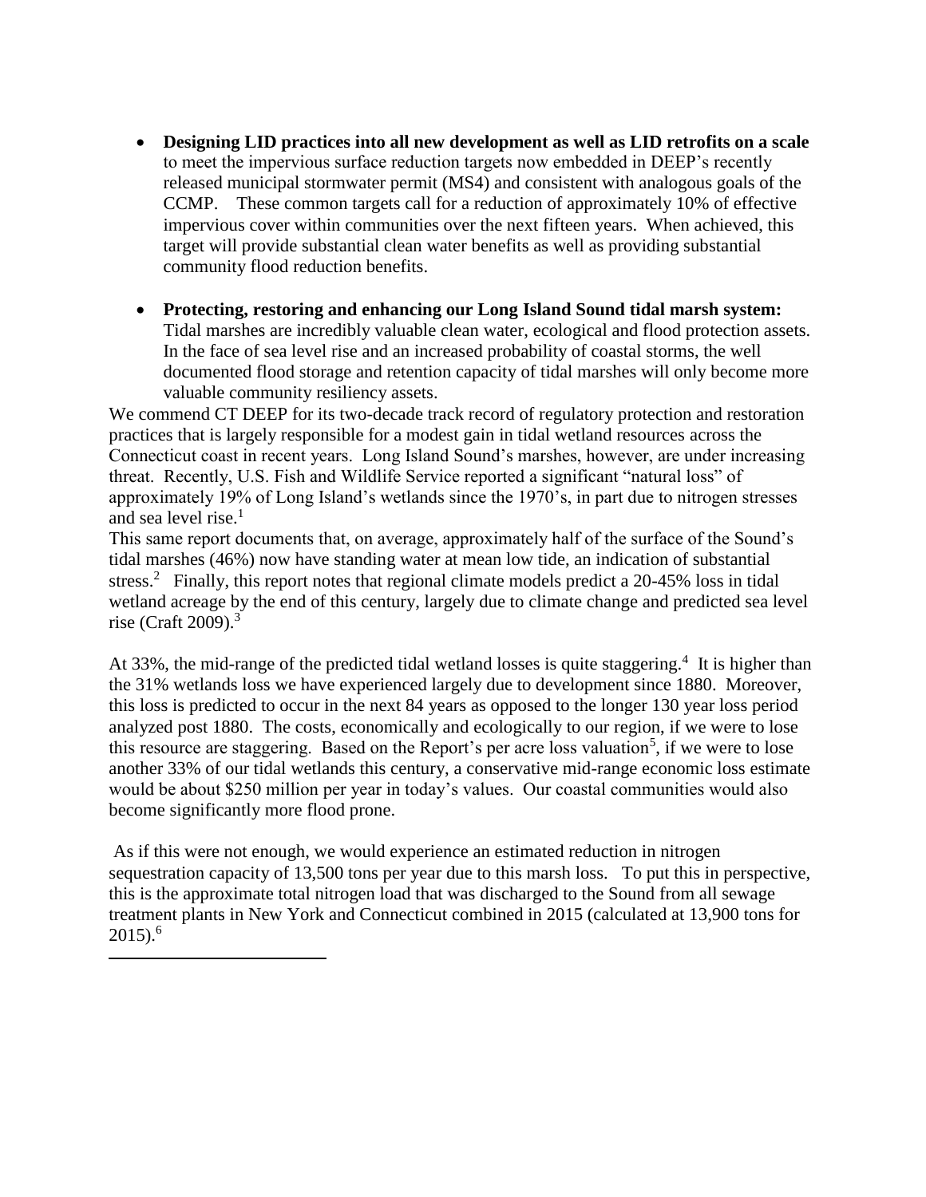- **Designing LID practices into all new development as well as LID retrofits on a scale** to meet the impervious surface reduction targets now embedded in DEEP's recently released municipal stormwater permit (MS4) and consistent with analogous goals of the CCMP. These common targets call for a reduction of approximately 10% of effective impervious cover within communities over the next fifteen years. When achieved, this target will provide substantial clean water benefits as well as providing substantial community flood reduction benefits.

- **Protecting, restoring and enhancing our Long Island Sound tidal marsh system:** Tidal marshes are incredibly valuable clean water, ecological and flood protection assets. In the face of sea level rise and an increased probability of coastal storms, the well documented flood storage and retention capacity of tidal marshes will only become more valuable community resiliency assets.

We commend CT DEEP for its two-decade track record of regulatory protection and restoration practices that is largely responsible for a modest gain in tidal wetland resources across the Connecticut coast in recent years. Long Island Sound's marshes, however, are under increasing threat. Recently, U.S. Fish and Wildlife Service reported a significant "natural loss" of approximately 19% of Long Island's wetlands since the 1970's, in part due to nitrogen stresses and sea level rise.[1]

This same report documents that, on average, approximately half of the surface of the Sound's tidal marshes (46%) now have standing water at mean low tide, an indication of substantial stress.[2] Finally, this report notes that regional climate models predict a 20-45% loss in tidal wetland acreage by the end of this century, largely due to climate change and predicted sea level rise (Craft 2009).[3]

At 33%, the mid-range of the predicted tidal wetland losses is quite staggering.[4] It is higher than the 31% wetlands loss we have experienced largely due to development since 1880. Moreover, this loss is predicted to occur in the next 84 years as opposed to the longer 130 year loss period analyzed post 1880. The costs, economically and ecologically to our region, if we were to lose this resource are staggering. Based on the Report's per acre loss valuation[5], if we were to lose another 33% of our tidal wetlands this century, a conservative mid-range economic loss estimate would be about $250 million per year in today's values. Our coastal communities would also become significantly more flood prone.

As if this were not enough, we would experience an estimated reduction in nitrogen sequestration capacity of 13,500 tons per year due to this marsh loss. To put this in perspective, this is the approximate total nitrogen load that was discharged to the Sound from all sewage treatment plants in New York and Connecticut combined in 2015 (calculated at 13,900 tons for 2015).[6]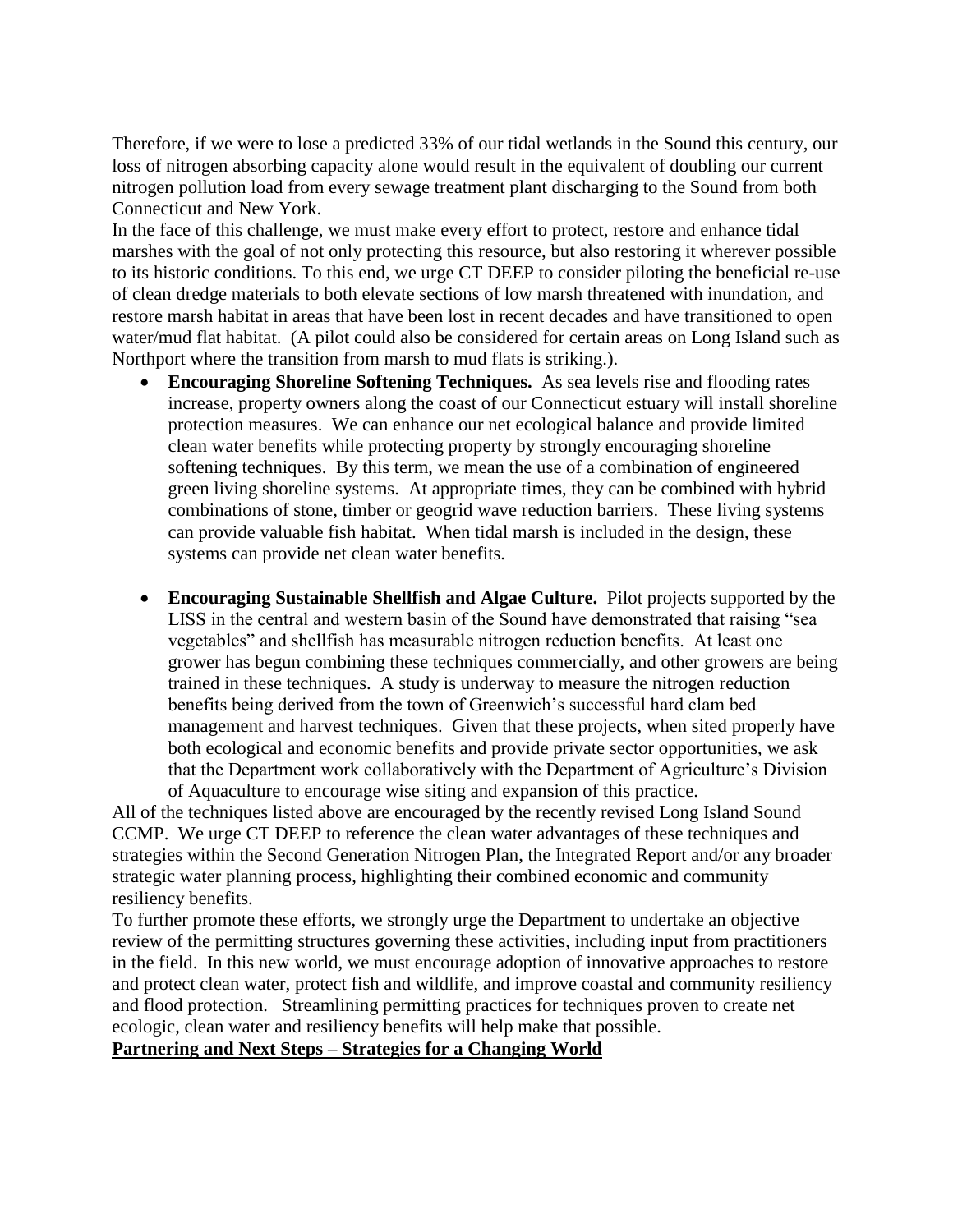Therefore, if we were to lose a predicted 33% of our tidal wetlands in the Sound this century, our loss of nitrogen absorbing capacity alone would result in the equivalent of doubling our current nitrogen pollution load from every sewage treatment plant discharging to the Sound from both Connecticut and New York.

In the face of this challenge, we must make every effort to protect, restore and enhance tidal marshes with the goal of not only protecting this resource, but also restoring it wherever possible to its historic conditions. To this end, we urge CT DEEP to consider piloting the beneficial re-use of clean dredge materials to both elevate sections of low marsh threatened with inundation, and restore marsh habitat in areas that have been lost in recent decades and have transitioned to open water/mud flat habitat. (A pilot could also be considered for certain areas on Long Island such as Northport where the transition from marsh to mud flats is striking.).

- **Encouraging Shoreline Softening Techniques.** As sea levels rise and flooding rates increase, property owners along the coast of our Connecticut estuary will install shoreline protection measures. We can enhance our net ecological balance and provide limited clean water benefits while protecting property by strongly encouraging shoreline softening techniques. By this term, we mean the use of a combination of engineered green living shoreline systems. At appropriate times, they can be combined with hybrid combinations of stone, timber or geogrid wave reduction barriers. These living systems can provide valuable fish habitat. When tidal marsh is included in the design, these systems can provide net clean water benefits.

- **Encouraging Sustainable Shellfish and Algae Culture.** Pilot projects supported by the LISS in the central and western basin of the Sound have demonstrated that raising "sea vegetables" and shellfish has measurable nitrogen reduction benefits. At least one grower has begun combining these techniques commercially, and other growers are being trained in these techniques. A study is underway to measure the nitrogen reduction benefits being derived from the town of Greenwich's successful hard clam bed management and harvest techniques. Given that these projects, when sited properly have both ecological and economic benefits and provide private sector opportunities, we ask that the Department work collaboratively with the Department of Agriculture's Division of Aquaculture to encourage wise siting and expansion of this practice.

All of the techniques listed above are encouraged by the recently revised Long Island Sound CCMP. We urge CT DEEP to reference the clean water advantages of these techniques and strategies within the Second Generation Nitrogen Plan, the Integrated Report and/or any broader strategic water planning process, highlighting their combined economic and community resiliency benefits.

To further promote these efforts, we strongly urge the Department to undertake an objective review of the permitting structures governing these activities, including input from practitioners in the field. In this new world, we must encourage adoption of innovative approaches to restore and protect clean water, protect fish and wildlife, and improve coastal and community resiliency and flood protection. Streamlining permitting practices for techniques proven to create net ecologic, clean water and resiliency benefits will help make that possible.

**Partnering and Next Steps – Strategies for a Changing World**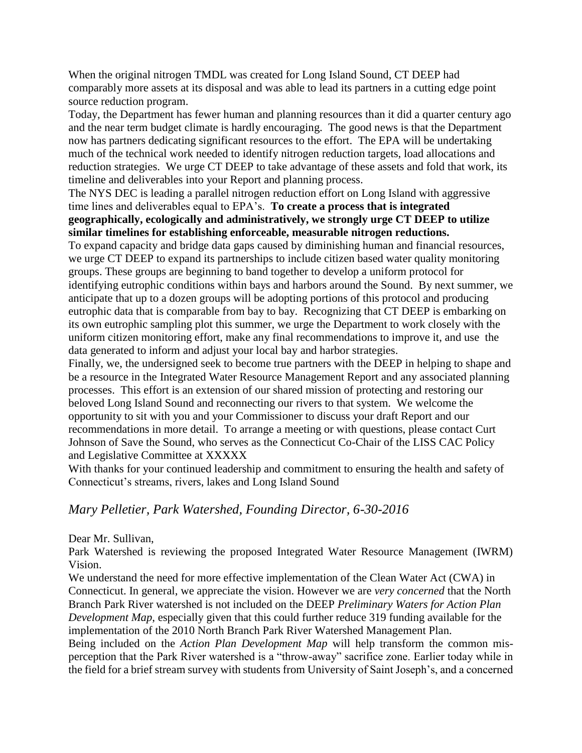When the original nitrogen TMDL was created for Long Island Sound, CT DEEP had comparably more assets at its disposal and was able to lead its partners in a cutting edge point source reduction program.

Today, the Department has fewer human and planning resources than it did a quarter century ago and the near term budget climate is hardly encouraging. The good news is that the Department now has partners dedicating significant resources to the effort. The EPA will be undertaking much of the technical work needed to identify nitrogen reduction targets, load allocations and reduction strategies. We urge CT DEEP to take advantage of these assets and fold that work, its timeline and deliverables into your Report and planning process.

The NYS DEC is leading a parallel nitrogen reduction effort on Long Island with aggressive time lines and deliverables equal to EPA's. **To create a process that is integrated geographically, ecologically and administratively, we strongly urge CT DEEP to utilize similar timelines for establishing enforceable, measurable nitrogen reductions.**

To expand capacity and bridge data gaps caused by diminishing human and financial resources, we urge CT DEEP to expand its partnerships to include citizen based water quality monitoring groups. These groups are beginning to band together to develop a uniform protocol for identifying eutrophic conditions within bays and harbors around the Sound. By next summer, we anticipate that up to a dozen groups will be adopting portions of this protocol and producing eutrophic data that is comparable from bay to bay. Recognizing that CT DEEP is embarking on its own eutrophic sampling plot this summer, we urge the Department to work closely with the uniform citizen monitoring effort, make any final recommendations to improve it, and use the data generated to inform and adjust your local bay and harbor strategies.

Finally, we, the undersigned seek to become true partners with the DEEP in helping to shape and be a resource in the Integrated Water Resource Management Report and any associated planning processes. This effort is an extension of our shared mission of protecting and restoring our beloved Long Island Sound and reconnecting our rivers to that system. We welcome the opportunity to sit with you and your Commissioner to discuss your draft Report and our recommendations in more detail. To arrange a meeting or with questions, please contact Curt Johnson of Save the Sound, who serves as the Connecticut Co-Chair of the LISS CAC Policy and Legislative Committee at XXXXX

With thanks for your continued leadership and commitment to ensuring the health and safety of Connecticut's streams, rivers, lakes and Long Island Sound

## *Mary Pelletier, Park Watershed, Founding Director, 6-30-2016*

Dear Mr. Sullivan,

Park Watershed is reviewing the proposed Integrated Water Resource Management (IWRM) Vision.

We understand the need for more effective implementation of the Clean Water Act (CWA) in Connecticut. In general, we appreciate the vision. However we are *very concerned* that the North Branch Park River watershed is not included on the DEEP *Preliminary Waters for Action Plan Development Map*, especially given that this could further reduce 319 funding available for the implementation of the 2010 North Branch Park River Watershed Management Plan.

Being included on the *Action Plan Development Map* will help transform the common mis-perception that the Park River watershed is a "throw-away" sacrifice zone. Earlier today while in the field for a brief stream survey with students from University of Saint Joseph's, and a concerned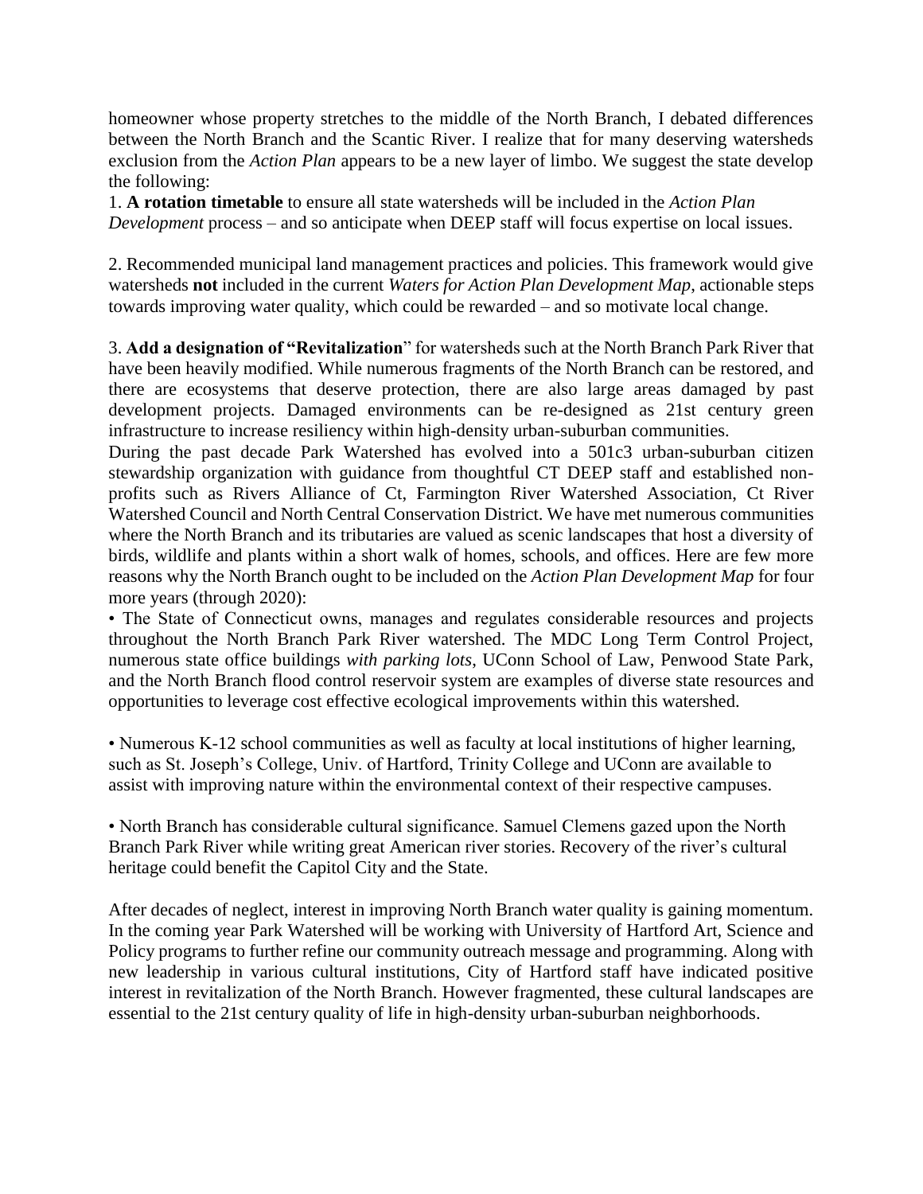homeowner whose property stretches to the middle of the North Branch, I debated differences between the North Branch and the Scantic River. I realize that for many deserving watersheds exclusion from the *Action Plan* appears to be a new layer of limbo. We suggest the state develop the following:

1. **A rotation timetable** to ensure all state watersheds will be included in the *Action Plan Development* process – and so anticipate when DEEP staff will focus expertise on local issues.

2. Recommended municipal land management practices and policies. This framework would give watersheds **not** included in the current *Waters for Action Plan Development Map*, actionable steps towards improving water quality, which could be rewarded – and so motivate local change.

3. **Add a designation of "Revitalization**" for watersheds such at the North Branch Park River that have been heavily modified. While numerous fragments of the North Branch can be restored, and there are ecosystems that deserve protection, there are also large areas damaged by past development projects. Damaged environments can be re-designed as 21st century green infrastructure to increase resiliency within high-density urban-suburban communities.

During the past decade Park Watershed has evolved into a 501c3 urban-suburban citizen stewardship organization with guidance from thoughtful CT DEEP staff and established non-profits such as Rivers Alliance of Ct, Farmington River Watershed Association, Ct River Watershed Council and North Central Conservation District. We have met numerous communities where the North Branch and its tributaries are valued as scenic landscapes that host a diversity of birds, wildlife and plants within a short walk of homes, schools, and offices. Here are few more reasons why the North Branch ought to be included on the *Action Plan Development Map* for four more years (through 2020):

• The State of Connecticut owns, manages and regulates considerable resources and projects throughout the North Branch Park River watershed. The MDC Long Term Control Project, numerous state office buildings *with parking lots*, UConn School of Law, Penwood State Park, and the North Branch flood control reservoir system are examples of diverse state resources and opportunities to leverage cost effective ecological improvements within this watershed.

• Numerous K-12 school communities as well as faculty at local institutions of higher learning, such as St. Joseph's College, Univ. of Hartford, Trinity College and UConn are available to assist with improving nature within the environmental context of their respective campuses.

• North Branch has considerable cultural significance. Samuel Clemens gazed upon the North Branch Park River while writing great American river stories. Recovery of the river's cultural heritage could benefit the Capitol City and the State.

After decades of neglect, interest in improving North Branch water quality is gaining momentum. In the coming year Park Watershed will be working with University of Hartford Art, Science and Policy programs to further refine our community outreach message and programming. Along with new leadership in various cultural institutions, City of Hartford staff have indicated positive interest in revitalization of the North Branch. However fragmented, these cultural landscapes are essential to the 21st century quality of life in high-density urban-suburban neighborhoods.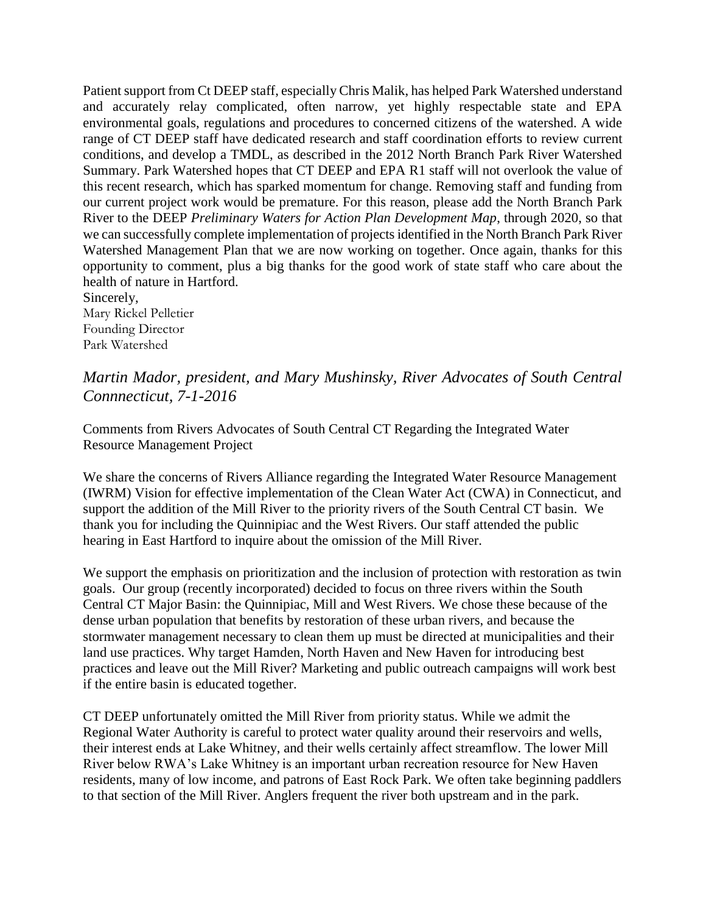Patient support from Ct DEEP staff, especially Chris Malik, has helped Park Watershed understand and accurately relay complicated, often narrow, yet highly respectable state and EPA environmental goals, regulations and procedures to concerned citizens of the watershed. A wide range of CT DEEP staff have dedicated research and staff coordination efforts to review current conditions, and develop a TMDL, as described in the 2012 North Branch Park River Watershed Summary. Park Watershed hopes that CT DEEP and EPA R1 staff will not overlook the value of this recent research, which has sparked momentum for change. Removing staff and funding from our current project work would be premature. For this reason, please add the North Branch Park River to the DEEP *Preliminary Waters for Action Plan Development Map*, through 2020, so that we can successfully complete implementation of projects identified in the North Branch Park River Watershed Management Plan that we are now working on together. Once again, thanks for this opportunity to comment, plus a big thanks for the good work of state staff who care about the health of nature in Hartford.

Sincerely,
Mary Rickel Pelletier
Founding Director
Park Watershed

## *Martin Mador, president, and Mary Mushinsky, River Advocates of South Central Connnecticut, 7-1-2016*

Comments from Rivers Advocates of South Central CT Regarding the Integrated Water Resource Management Project

We share the concerns of Rivers Alliance regarding the Integrated Water Resource Management (IWRM) Vision for effective implementation of the Clean Water Act (CWA) in Connecticut, and support the addition of the Mill River to the priority rivers of the South Central CT basin. We thank you for including the Quinnipiac and the West Rivers. Our staff attended the public hearing in East Hartford to inquire about the omission of the Mill River.

We support the emphasis on prioritization and the inclusion of protection with restoration as twin goals. Our group (recently incorporated) decided to focus on three rivers within the South Central CT Major Basin: the Quinnipiac, Mill and West Rivers. We chose these because of the dense urban population that benefits by restoration of these urban rivers, and because the stormwater management necessary to clean them up must be directed at municipalities and their land use practices. Why target Hamden, North Haven and New Haven for introducing best practices and leave out the Mill River? Marketing and public outreach campaigns will work best if the entire basin is educated together.

CT DEEP unfortunately omitted the Mill River from priority status. While we admit the Regional Water Authority is careful to protect water quality around their reservoirs and wells, their interest ends at Lake Whitney, and their wells certainly affect streamflow. The lower Mill River below RWA's Lake Whitney is an important urban recreation resource for New Haven residents, many of low income, and patrons of East Rock Park. We often take beginning paddlers to that section of the Mill River. Anglers frequent the river both upstream and in the park.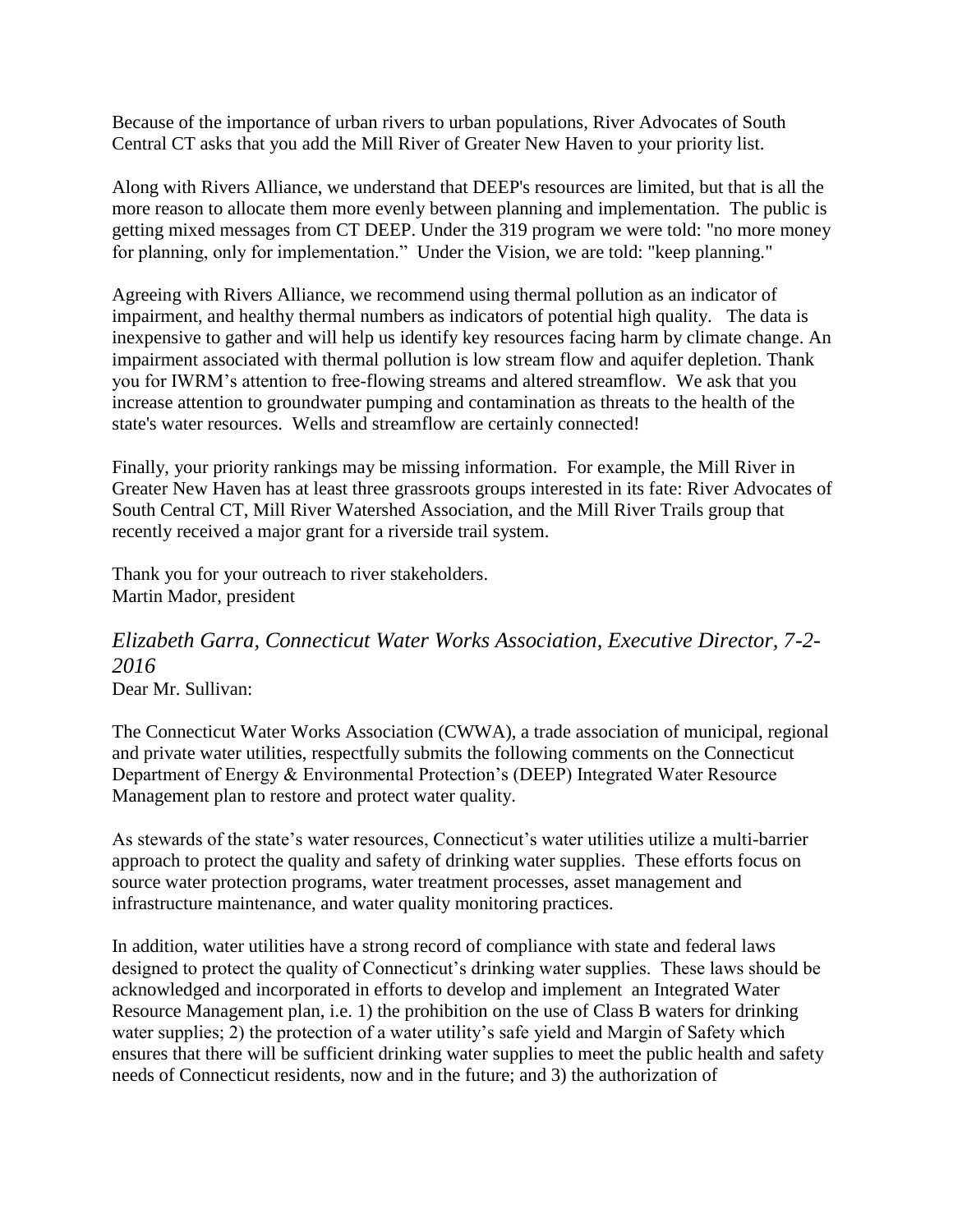Because of the importance of urban rivers to urban populations, River Advocates of South Central CT asks that you add the Mill River of Greater New Haven to your priority list.

Along with Rivers Alliance, we understand that DEEP's resources are limited, but that is all the more reason to allocate them more evenly between planning and implementation. The public is getting mixed messages from CT DEEP. Under the 319 program we were told: "no more money for planning, only for implementation." Under the Vision, we are told: "keep planning."

Agreeing with Rivers Alliance, we recommend using thermal pollution as an indicator of impairment, and healthy thermal numbers as indicators of potential high quality. The data is inexpensive to gather and will help us identify key resources facing harm by climate change. An impairment associated with thermal pollution is low stream flow and aquifer depletion. Thank you for IWRM's attention to free-flowing streams and altered streamflow. We ask that you increase attention to groundwater pumping and contamination as threats to the health of the state's water resources. Wells and streamflow are certainly connected!

Finally, your priority rankings may be missing information. For example, the Mill River in Greater New Haven has at least three grassroots groups interested in its fate: River Advocates of South Central CT, Mill River Watershed Association, and the Mill River Trails group that recently received a major grant for a riverside trail system.

Thank you for your outreach to river stakeholders.
Martin Mador, president

### *Elizabeth Garra, Connecticut Water Works Association, Executive Director, 7-2-2016*

Dear Mr. Sullivan:

The Connecticut Water Works Association (CWWA), a trade association of municipal, regional and private water utilities, respectfully submits the following comments on the Connecticut Department of Energy & Environmental Protection's (DEEP) Integrated Water Resource Management plan to restore and protect water quality.

As stewards of the state's water resources, Connecticut's water utilities utilize a multi-barrier approach to protect the quality and safety of drinking water supplies. These efforts focus on source water protection programs, water treatment processes, asset management and infrastructure maintenance, and water quality monitoring practices.

In addition, water utilities have a strong record of compliance with state and federal laws designed to protect the quality of Connecticut's drinking water supplies. These laws should be acknowledged and incorporated in efforts to develop and implement an Integrated Water Resource Management plan, i.e. 1) the prohibition on the use of Class B waters for drinking water supplies; 2) the protection of a water utility's safe yield and Margin of Safety which ensures that there will be sufficient drinking water supplies to meet the public health and safety needs of Connecticut residents, now and in the future; and 3) the authorization of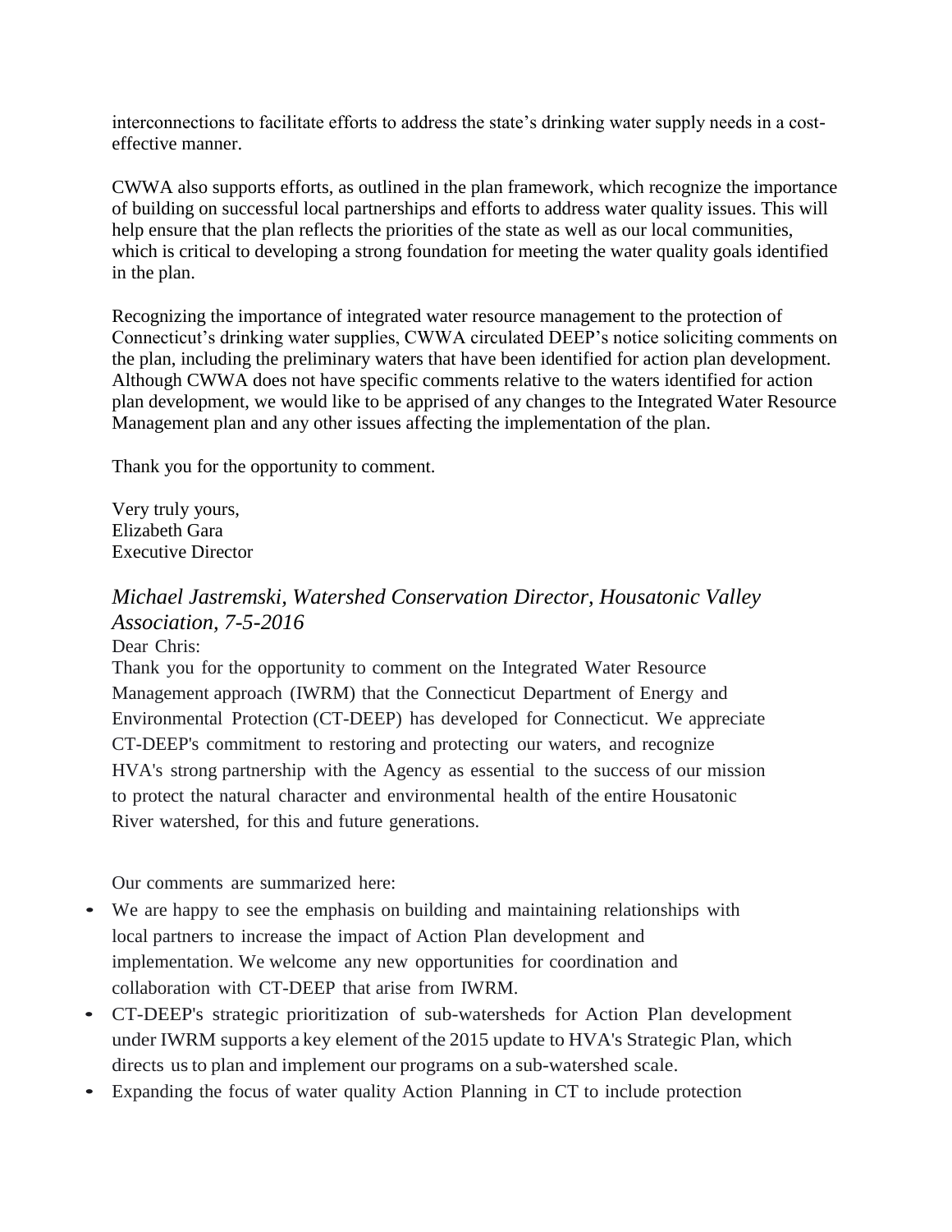interconnections to facilitate efforts to address the state's drinking water supply needs in a cost-effective manner.

CWWA also supports efforts, as outlined in the plan framework, which recognize the importance of building on successful local partnerships and efforts to address water quality issues. This will help ensure that the plan reflects the priorities of the state as well as our local communities, which is critical to developing a strong foundation for meeting the water quality goals identified in the plan.

Recognizing the importance of integrated water resource management to the protection of Connecticut's drinking water supplies, CWWA circulated DEEP's notice soliciting comments on the plan, including the preliminary waters that have been identified for action plan development. Although CWWA does not have specific comments relative to the waters identified for action plan development, we would like to be apprised of any changes to the Integrated Water Resource Management plan and any other issues affecting the implementation of the plan.

Thank you for the opportunity to comment.

Very truly yours,
Elizabeth Gara
Executive Director

### *Michael Jastremski, Watershed Conservation Director, Housatonic Valley Association, 7-5-2016*

Dear Chris:

Thank you for the opportunity to comment on the Integrated Water Resource Management approach (IWRM) that the Connecticut Department of Energy and Environmental Protection (CT-DEEP) has developed for Connecticut. We appreciate CT-DEEP's commitment to restoring and protecting our waters, and recognize HVA's strong partnership with the Agency as essential to the success of our mission to protect the natural character and environmental health of the entire Housatonic River watershed, for this and future generations.

Our comments are summarized here:

- We are happy to see the emphasis on building and maintaining relationships with local partners to increase the impact of Action Plan development and implementation. We welcome any new opportunities for coordination and collaboration with CT-DEEP that arise from IWRM.
- CT-DEEP's strategic prioritization of sub-watersheds for Action Plan development under IWRM supports a key element of the 2015 update to HVA's Strategic Plan, which directs us to plan and implement our programs on a sub-watershed scale.
- Expanding the focus of water quality Action Planning in CT to include protection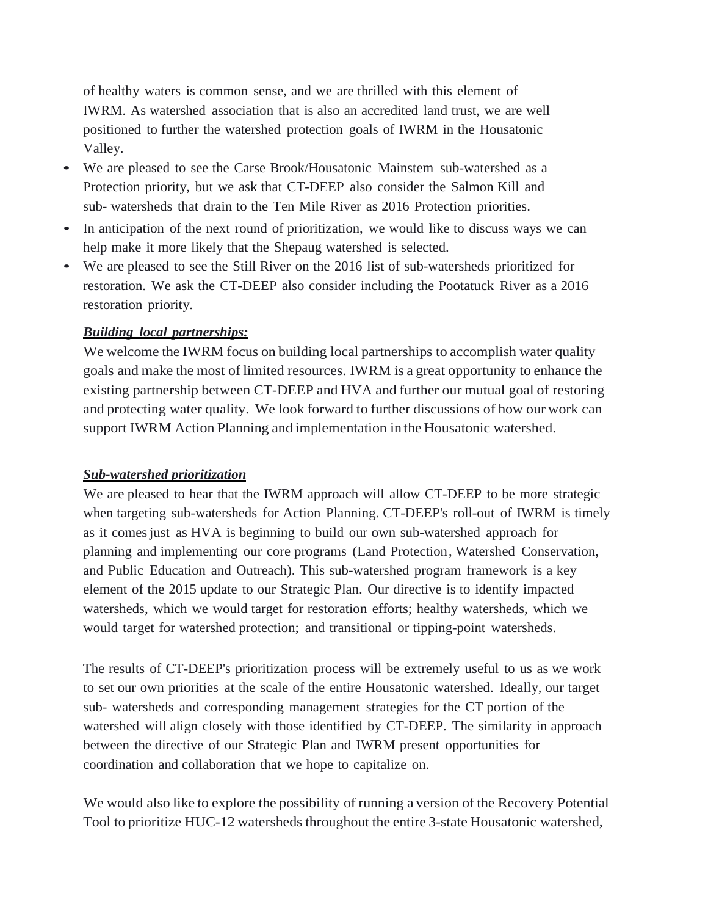of healthy waters is common sense, and we are thrilled with this element of IWRM. As watershed association that is also an accredited land trust, we are well positioned to further the watershed protection goals of IWRM in the Housatonic Valley.

- We are pleased to see the Carse Brook/Housatonic Mainstem sub-watershed as a Protection priority, but we ask that CT-DEEP also consider the Salmon Kill and sub- watersheds that drain to the Ten Mile River as 2016 Protection priorities.
- In anticipation of the next round of prioritization, we would like to discuss ways we can help make it more likely that the Shepaug watershed is selected.
- We are pleased to see the Still River on the 2016 list of sub-watersheds prioritized for restoration. We ask the CT-DEEP also consider including the Pootatuck River as a 2016 restoration priority.

***Building local partnerships:***

We welcome the IWRM focus on building local partnerships to accomplish water quality goals and make the most of limited resources. IWRM is a great opportunity to enhance the existing partnership between CT-DEEP and HVA and further our mutual goal of restoring and protecting water quality. We look forward to further discussions of how our work can support IWRM Action Planning and implementation in the Housatonic watershed.

***Sub-watershed prioritization***

We are pleased to hear that the IWRM approach will allow CT-DEEP to be more strategic when targeting sub-watersheds for Action Planning. CT-DEEP's roll-out of IWRM is timely as it comes just as HVA is beginning to build our own sub-watershed approach for planning and implementing our core programs (Land Protection, Watershed Conservation, and Public Education and Outreach). This sub-watershed program framework is a key element of the 2015 update to our Strategic Plan. Our directive is to identify impacted watersheds, which we would target for restoration efforts; healthy watersheds, which we would target for watershed protection; and transitional or tipping-point watersheds.

The results of CT-DEEP's prioritization process will be extremely useful to us as we work to set our own priorities at the scale of the entire Housatonic watershed. Ideally, our target sub- watersheds and corresponding management strategies for the CT portion of the watershed will align closely with those identified by CT-DEEP. The similarity in approach between the directive of our Strategic Plan and IWRM present opportunities for coordination and collaboration that we hope to capitalize on.

We would also like to explore the possibility of running a version of the Recovery Potential Tool to prioritize HUC-12 watersheds throughout the entire 3-state Housatonic watershed,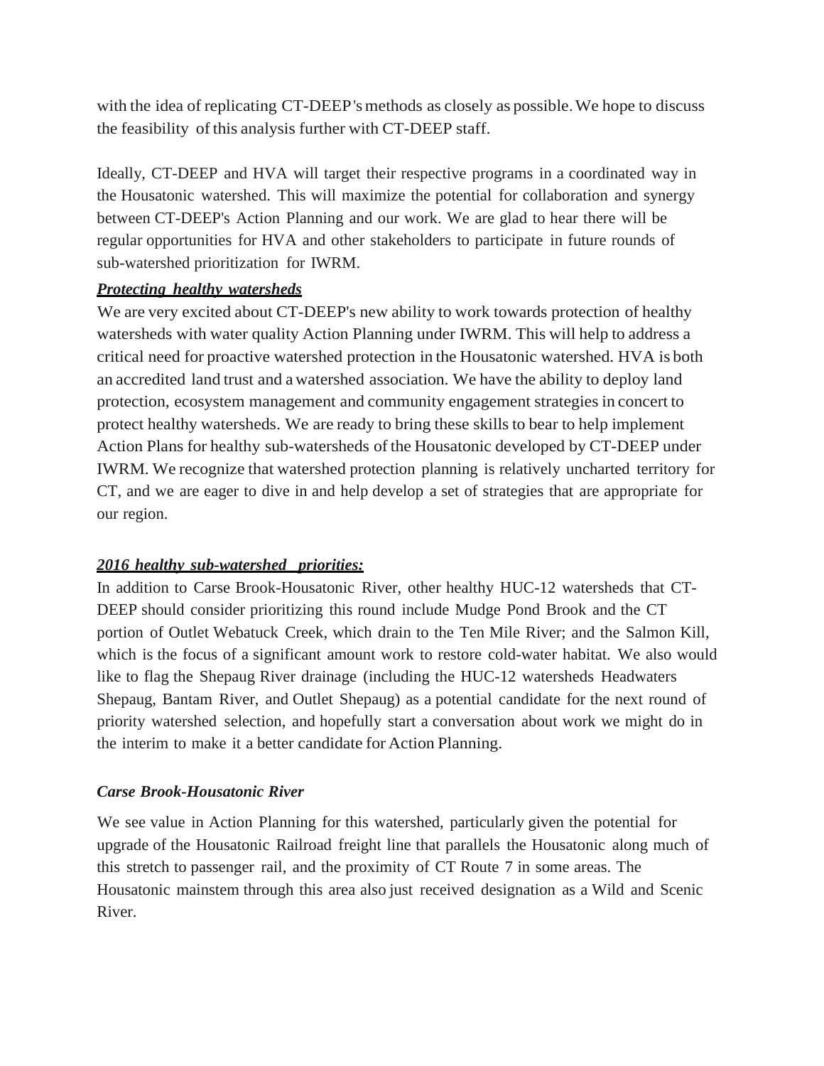with the idea of replicating CT-DEEP's methods as closely as possible. We hope to discuss the feasibility of this analysis further with CT-DEEP staff.

Ideally, CT-DEEP and HVA will target their respective programs in a coordinated way in the Housatonic watershed. This will maximize the potential for collaboration and synergy between CT-DEEP's Action Planning and our work. We are glad to hear there will be regular opportunities for HVA and other stakeholders to participate in future rounds of sub-watershed prioritization for IWRM.

***Protecting healthy watersheds***

We are very excited about CT-DEEP's new ability to work towards protection of healthy watersheds with water quality Action Planning under IWRM. This will help to address a critical need for proactive watershed protection in the Housatonic watershed. HVA is both an accredited land trust and a watershed association. We have the ability to deploy land protection, ecosystem management and community engagement strategies in concert to protect healthy watersheds. We are ready to bring these skills to bear to help implement Action Plans for healthy sub-watersheds of the Housatonic developed by CT-DEEP under IWRM. We recognize that watershed protection planning is relatively uncharted territory for CT, and we are eager to dive in and help develop a set of strategies that are appropriate for our region.

***2016 healthy sub-watershed priorities:***

In addition to Carse Brook-Housatonic River, other healthy HUC-12 watersheds that CT-DEEP should consider prioritizing this round include Mudge Pond Brook and the CT portion of Outlet Webatuck Creek, which drain to the Ten Mile River; and the Salmon Kill, which is the focus of a significant amount work to restore cold-water habitat. We also would like to flag the Shepaug River drainage (including the HUC-12 watersheds Headwaters Shepaug, Bantam River, and Outlet Shepaug) as a potential candidate for the next round of priority watershed selection, and hopefully start a conversation about work we might do in the interim to make it a better candidate for Action Planning.

***Carse Brook-Housatonic River***

We see value in Action Planning for this watershed, particularly given the potential for upgrade of the Housatonic Railroad freight line that parallels the Housatonic along much of this stretch to passenger rail, and the proximity of CT Route 7 in some areas. The Housatonic mainstem through this area also just received designation as a Wild and Scenic River.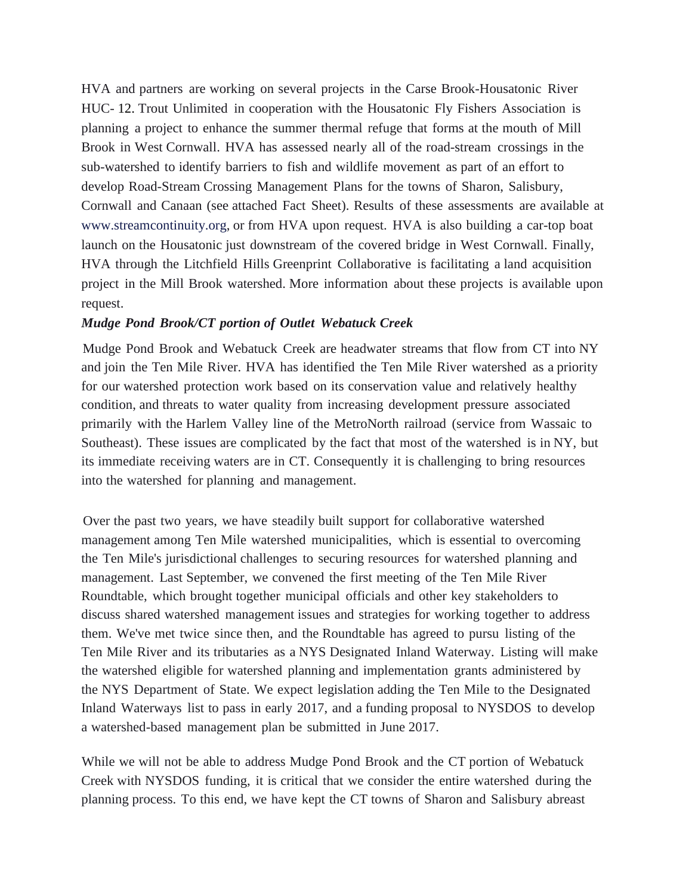HVA and partners are working on several projects in the Carse Brook-Housatonic River HUC- 12. Trout Unlimited in cooperation with the Housatonic Fly Fishers Association is planning a project to enhance the summer thermal refuge that forms at the mouth of Mill Brook in West Cornwall. HVA has assessed nearly all of the road-stream crossings in the sub-watershed to identify barriers to fish and wildlife movement as part of an effort to develop Road-Stream Crossing Management Plans for the towns of Sharon, Salisbury, Cornwall and Canaan (see attached Fact Sheet). Results of these assessments are available at www.streamcontinuity.org, or from HVA upon request. HVA is also building a car-top boat launch on the Housatonic just downstream of the covered bridge in West Cornwall. Finally, HVA through the Litchfield Hills Greenprint Collaborative is facilitating a land acquisition project in the Mill Brook watershed. More information about these projects is available upon request.

***Mudge Pond Brook/CT portion of Outlet Webatuck Creek***

Mudge Pond Brook and Webatuck Creek are headwater streams that flow from CT into NY and join the Ten Mile River. HVA has identified the Ten Mile River watershed as a priority for our watershed protection work based on its conservation value and relatively healthy condition, and threats to water quality from increasing development pressure associated primarily with the Harlem Valley line of the MetroNorth railroad (service from Wassaic to Southeast). These issues are complicated by the fact that most of the watershed is in NY, but its immediate receiving waters are in CT. Consequently it is challenging to bring resources into the watershed for planning and management.

Over the past two years, we have steadily built support for collaborative watershed management among Ten Mile watershed municipalities, which is essential to overcoming the Ten Mile's jurisdictional challenges to securing resources for watershed planning and management. Last September, we convened the first meeting of the Ten Mile River Roundtable, which brought together municipal officials and other key stakeholders to discuss shared watershed management issues and strategies for working together to address them. We've met twice since then, and the Roundtable has agreed to pursu listing of the Ten Mile River and its tributaries as a NYS Designated Inland Waterway. Listing will make the watershed eligible for watershed planning and implementation grants administered by the NYS Department of State. We expect legislation adding the Ten Mile to the Designated Inland Waterways list to pass in early 2017, and a funding proposal to NYSDOS to develop a watershed-based management plan be submitted in June 2017.

While we will not be able to address Mudge Pond Brook and the CT portion of Webatuck Creek with NYSDOS funding, it is critical that we consider the entire watershed during the planning process. To this end, we have kept the CT towns of Sharon and Salisbury abreast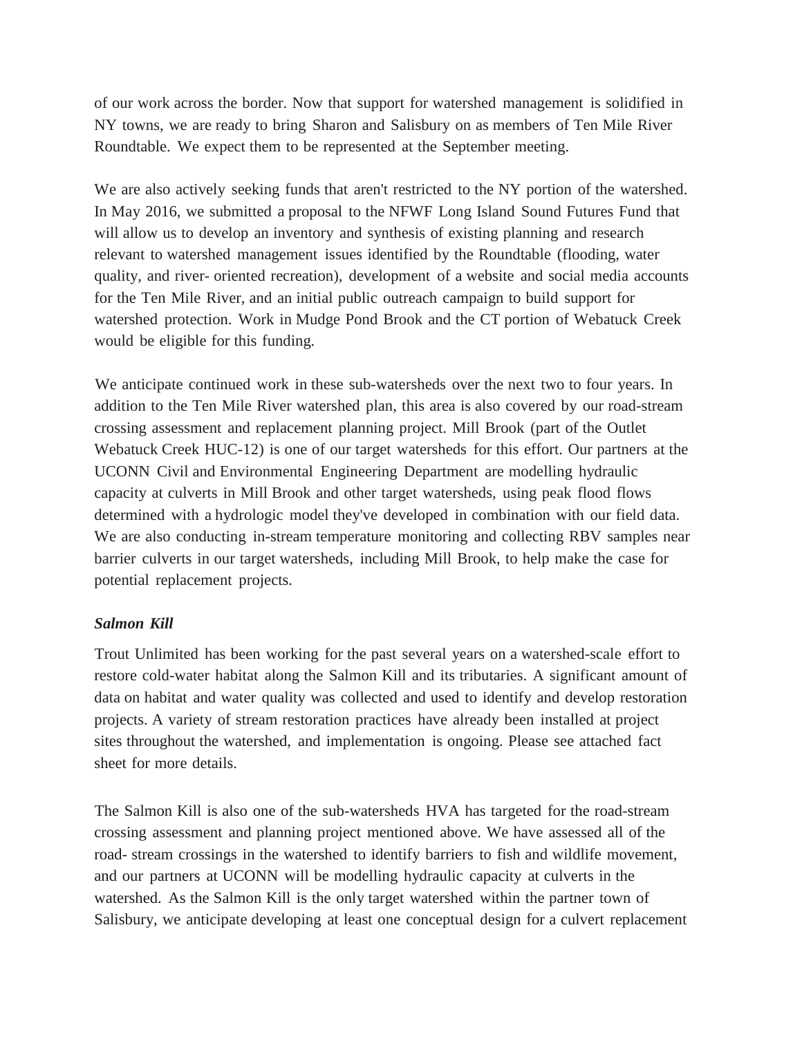of our work across the border. Now that support for watershed management is solidified in NY towns, we are ready to bring Sharon and Salisbury on as members of Ten Mile River Roundtable. We expect them to be represented at the September meeting.

We are also actively seeking funds that aren't restricted to the NY portion of the watershed. In May 2016, we submitted a proposal to the NFWF Long Island Sound Futures Fund that will allow us to develop an inventory and synthesis of existing planning and research relevant to watershed management issues identified by the Roundtable (flooding, water quality, and river- oriented recreation), development of a website and social media accounts for the Ten Mile River, and an initial public outreach campaign to build support for watershed protection. Work in Mudge Pond Brook and the CT portion of Webatuck Creek would be eligible for this funding.

We anticipate continued work in these sub-watersheds over the next two to four years. In addition to the Ten Mile River watershed plan, this area is also covered by our road-stream crossing assessment and replacement planning project. Mill Brook (part of the Outlet Webatuck Creek HUC-12) is one of our target watersheds for this effort. Our partners at the UCONN Civil and Environmental Engineering Department are modelling hydraulic capacity at culverts in Mill Brook and other target watersheds, using peak flood flows determined with a hydrologic model they've developed in combination with our field data. We are also conducting in-stream temperature monitoring and collecting RBV samples near barrier culverts in our target watersheds, including Mill Brook, to help make the case for potential replacement projects.

***Salmon Kill***

Trout Unlimited has been working for the past several years on a watershed-scale effort to restore cold-water habitat along the Salmon Kill and its tributaries. A significant amount of data on habitat and water quality was collected and used to identify and develop restoration projects. A variety of stream restoration practices have already been installed at project sites throughout the watershed, and implementation is ongoing. Please see attached fact sheet for more details.

The Salmon Kill is also one of the sub-watersheds HVA has targeted for the road-stream crossing assessment and planning project mentioned above. We have assessed all of the road- stream crossings in the watershed to identify barriers to fish and wildlife movement, and our partners at UCONN will be modelling hydraulic capacity at culverts in the watershed. As the Salmon Kill is the only target watershed within the partner town of Salisbury, we anticipate developing at least one conceptual design for a culvert replacement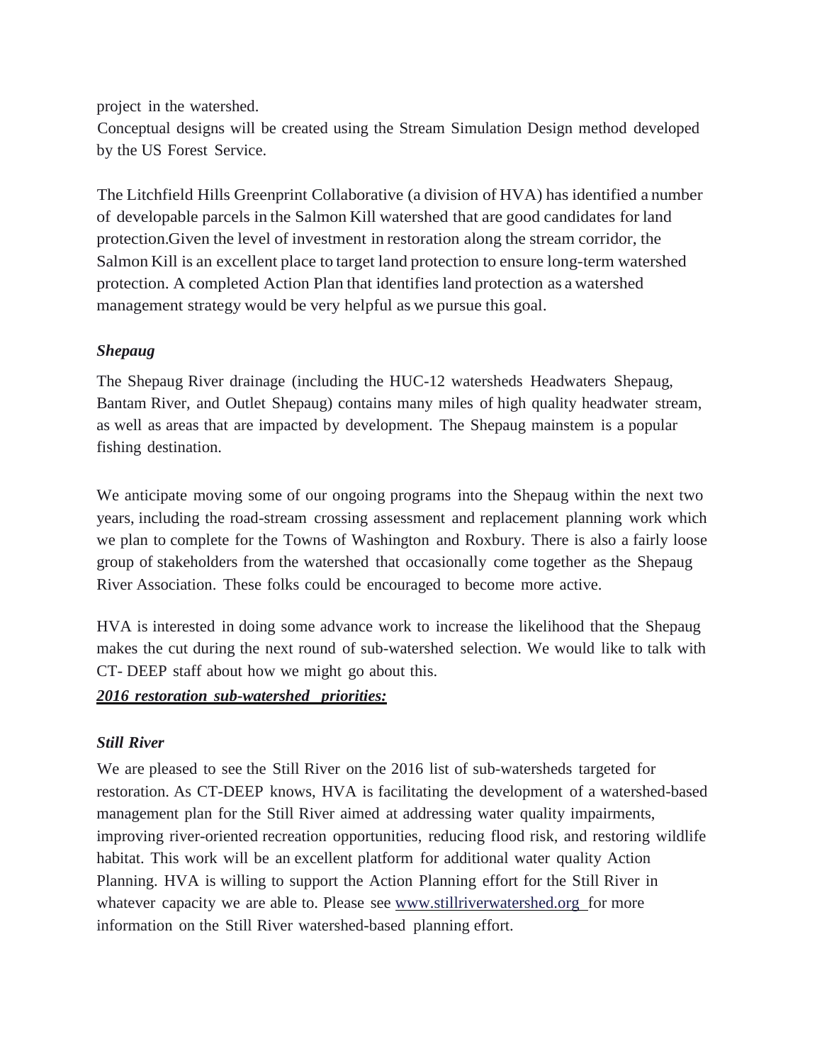project in the watershed.

Conceptual designs will be created using the Stream Simulation Design method developed by the US Forest Service.

The Litchfield Hills Greenprint Collaborative (a division of HVA) has identified a number of developable parcels in the Salmon Kill watershed that are good candidates for land protection.Given the level of investment in restoration along the stream corridor, the Salmon Kill is an excellent place to target land protection to ensure long-term watershed protection. A completed Action Plan that identifies land protection as a watershed management strategy would be very helpful as we pursue this goal.

***Shepaug***

The Shepaug River drainage (including the HUC-12 watersheds Headwaters Shepaug, Bantam River, and Outlet Shepaug) contains many miles of high quality headwater stream, as well as areas that are impacted by development. The Shepaug mainstem is a popular fishing destination.

We anticipate moving some of our ongoing programs into the Shepaug within the next two years, including the road-stream crossing assessment and replacement planning work which we plan to complete for the Towns of Washington and Roxbury. There is also a fairly loose group of stakeholders from the watershed that occasionally come together as the Shepaug River Association. These folks could be encouraged to become more active.

HVA is interested in doing some advance work to increase the likelihood that the Shepaug makes the cut during the next round of sub-watershed selection. We would like to talk with CT- DEEP staff about how we might go about this.

***2016 restoration sub-watershed priorities:***

***Still River***

We are pleased to see the Still River on the 2016 list of sub-watersheds targeted for restoration. As CT-DEEP knows, HVA is facilitating the development of a watershed-based management plan for the Still River aimed at addressing water quality impairments, improving river-oriented recreation opportunities, reducing flood risk, and restoring wildlife habitat. This work will be an excellent platform for additional water quality Action Planning. HVA is willing to support the Action Planning effort for the Still River in whatever capacity we are able to. Please see www.stillriverwatershed.org for more information on the Still River watershed-based planning effort.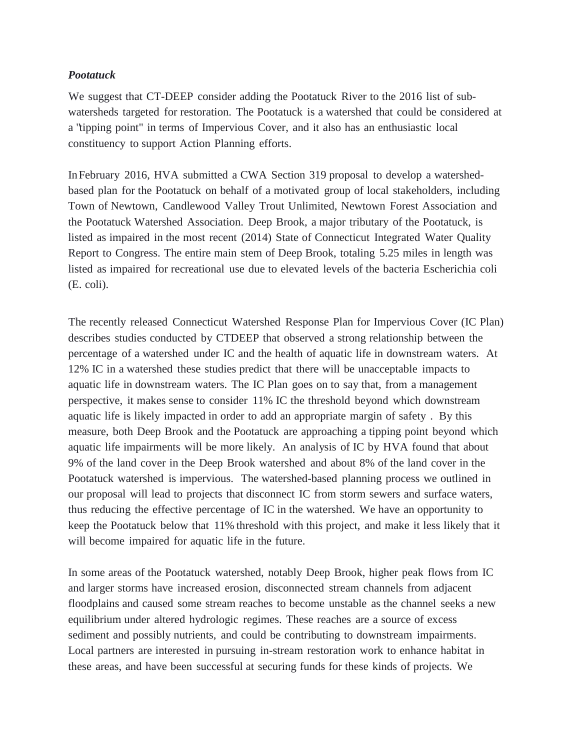***Pootatuck***

We suggest that CT-DEEP consider adding the Pootatuck River to the 2016 list of sub-watersheds targeted for restoration. The Pootatuck is a watershed that could be considered at a "tipping point" in terms of Impervious Cover, and it also has an enthusiastic local constituency to support Action Planning efforts.

In February 2016, HVA submitted a CWA Section 319 proposal to develop a watershed-based plan for the Pootatuck on behalf of a motivated group of local stakeholders, including Town of Newtown, Candlewood Valley Trout Unlimited, Newtown Forest Association and the Pootatuck Watershed Association. Deep Brook, a major tributary of the Pootatuck, is listed as impaired in the most recent (2014) State of Connecticut Integrated Water Quality Report to Congress. The entire main stem of Deep Brook, totaling 5.25 miles in length was listed as impaired for recreational use due to elevated levels of the bacteria Escherichia coli (E. coli).

The recently released Connecticut Watershed Response Plan for Impervious Cover (IC Plan) describes studies conducted by CTDEEP that observed a strong relationship between the percentage of a watershed under IC and the health of aquatic life in downstream waters. At 12% IC in a watershed these studies predict that there will be unacceptable impacts to aquatic life in downstream waters. The IC Plan goes on to say that, from a management perspective, it makes sense to consider 11% IC the threshold beyond which downstream aquatic life is likely impacted in order to add an appropriate margin of safety . By this measure, both Deep Brook and the Pootatuck are approaching a tipping point beyond which aquatic life impairments will be more likely. An analysis of IC by HVA found that about 9% of the land cover in the Deep Brook watershed and about 8% of the land cover in the Pootatuck watershed is impervious. The watershed-based planning process we outlined in our proposal will lead to projects that disconnect IC from storm sewers and surface waters, thus reducing the effective percentage of IC in the watershed. We have an opportunity to keep the Pootatuck below that 11% threshold with this project, and make it less likely that it will become impaired for aquatic life in the future.

In some areas of the Pootatuck watershed, notably Deep Brook, higher peak flows from IC and larger storms have increased erosion, disconnected stream channels from adjacent floodplains and caused some stream reaches to become unstable as the channel seeks a new equilibrium under altered hydrologic regimes. These reaches are a source of excess sediment and possibly nutrients, and could be contributing to downstream impairments. Local partners are interested in pursuing in-stream restoration work to enhance habitat in these areas, and have been successful at securing funds for these kinds of projects. We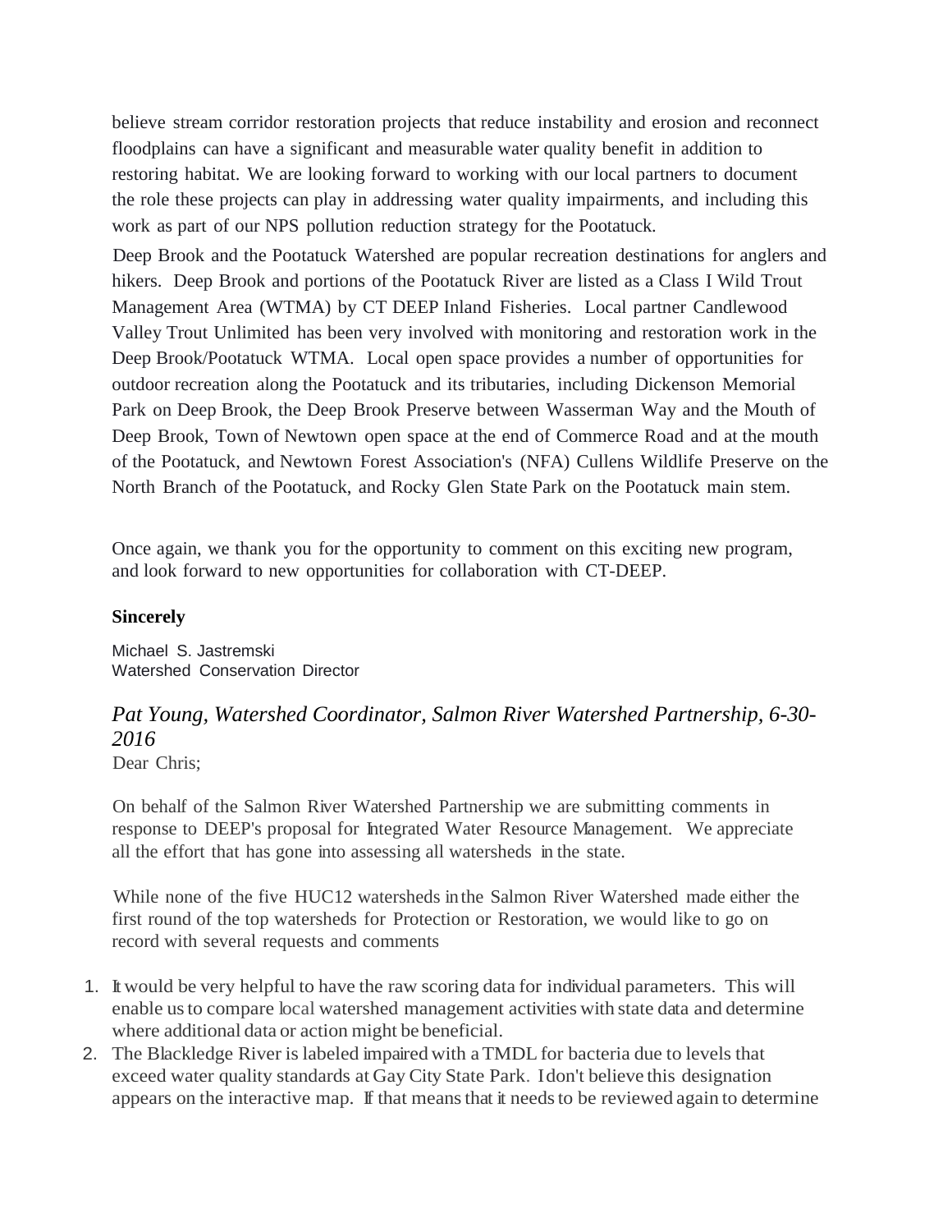believe stream corridor restoration projects that reduce instability and erosion and reconnect floodplains can have a significant and measurable water quality benefit in addition to restoring habitat. We are looking forward to working with our local partners to document the role these projects can play in addressing water quality impairments, and including this work as part of our NPS pollution reduction strategy for the Pootatuck.

Deep Brook and the Pootatuck Watershed are popular recreation destinations for anglers and hikers. Deep Brook and portions of the Pootatuck River are listed as a Class I Wild Trout Management Area (WTMA) by CT DEEP Inland Fisheries. Local partner Candlewood Valley Trout Unlimited has been very involved with monitoring and restoration work in the Deep Brook/Pootatuck WTMA. Local open space provides a number of opportunities for outdoor recreation along the Pootatuck and its tributaries, including Dickenson Memorial Park on Deep Brook, the Deep Brook Preserve between Wasserman Way and the Mouth of Deep Brook, Town of Newtown open space at the end of Commerce Road and at the mouth of the Pootatuck, and Newtown Forest Association's (NFA) Cullens Wildlife Preserve on the North Branch of the Pootatuck, and Rocky Glen State Park on the Pootatuck main stem.

Once again, we thank you for the opportunity to comment on this exciting new program, and look forward to new opportunities for collaboration with CT-DEEP.

**Sincerely**

Michael S. Jastremski
Watershed Conservation Director

### *Pat Young, Watershed Coordinator, Salmon River Watershed Partnership, 6-30-2016*

Dear Chris;

On behalf of the Salmon River Watershed Partnership we are submitting comments in response to DEEP's proposal for Integrated Water Resource Management. We appreciate all the effort that has gone into assessing all watersheds in the state.

While none of the five HUC12 watersheds in the Salmon River Watershed made either the first round of the top watersheds for Protection or Restoration, we would like to go on record with several requests and comments

1. It would be very helpful to have the raw scoring data for individual parameters. This will enable us to compare local watershed management activities with state data and determine where additional data or action might be beneficial.
2. The Blackledge River is labeled impaired with a TMDL for bacteria due to levels that exceed water quality standards at Gay City State Park. I don't believe this designation appears on the interactive map. If that means that it needs to be reviewed again to determine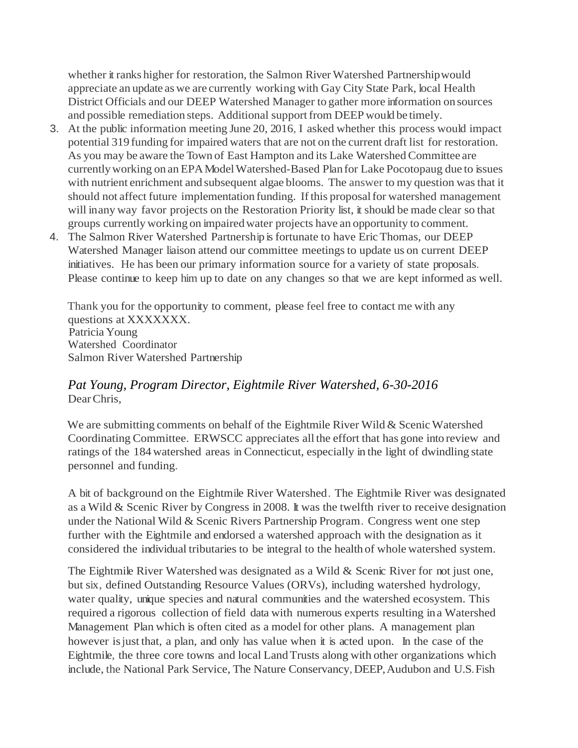whether it ranks higher for restoration, the Salmon River Watershed Partnership would appreciate an update as we are currently working with Gay City State Park, local Health District Officials and our DEEP Watershed Manager to gather more information on sources and possible remediation steps. Additional support from DEEP would be timely.

3. At the public information meeting June 20, 2016, I asked whether this process would impact potential 319 funding for impaired waters that are not on the current draft list for restoration. As you may be aware the Town of East Hampton and its Lake Watershed Committee are currently working on an EPA Model Watershed-Based Plan for Lake Pocotopaug due to issues with nutrient enrichment and subsequent algae blooms. The answer to my question was that it should not affect future implementation funding. If this proposal for watershed management will in any way favor projects on the Restoration Priority list, it should be made clear so that groups currently working on impaired water projects have an opportunity to comment.
4. The Salmon River Watershed Partnership is fortunate to have Eric Thomas, our DEEP Watershed Manager liaison attend our committee meetings to update us on current DEEP initiatives. He has been our primary information source for a variety of state proposals. Please continue to keep him up to date on any changes so that we are kept informed as well.

Thank you for the opportunity to comment, please feel free to contact me with any questions at XXXXXXX.
Patricia Young
Watershed Coordinator
Salmon River Watershed Partnership

### *Pat Young, Program Director, Eightmile River Watershed, 6-30-2016*

Dear Chris,

We are submitting comments on behalf of the Eightmile River Wild & Scenic Watershed Coordinating Committee. ERWSCC appreciates all the effort that has gone into review and ratings of the 184 watershed areas in Connecticut, especially in the light of dwindling state personnel and funding.

A bit of background on the Eightmile River Watershed. The Eightmile River was designated as a Wild & Scenic River by Congress in 2008. It was the twelfth river to receive designation under the National Wild & Scenic Rivers Partnership Program. Congress went one step further with the Eightmile and endorsed a watershed approach with the designation as it considered the individual tributaries to be integral to the health of whole watershed system.

The Eightmile River Watershed was designated as a Wild & Scenic River for not just one, but six, defined Outstanding Resource Values (ORVs), including watershed hydrology, water quality, unique species and natural communities and the watershed ecosystem. This required a rigorous collection of field data with numerous experts resulting in a Watershed Management Plan which is often cited as a model for other plans. A management plan however is just that, a plan, and only has value when it is acted upon. In the case of the Eightmile, the three core towns and local Land Trusts along with other organizations which include, the National Park Service, The Nature Conservancy, DEEP, Audubon and U.S. Fish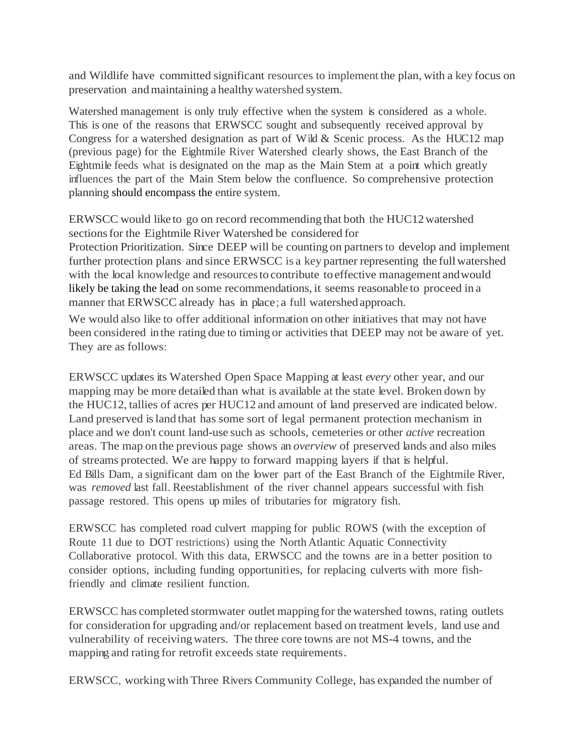and Wildlife have committed significant resources to implement the plan, with a key focus on preservation and maintaining a healthy watershed system.

Watershed management is only truly effective when the system is considered as a whole. This is one of the reasons that ERWSCC sought and subsequently received approval by Congress for a watershed designation as part of Wild & Scenic process. As the HUC12 map (previous page) for the Eightmile River Watershed clearly shows, the East Branch of the Eightmile feeds what is designated on the map as the Main Stem at a point which greatly influences the part of the Main Stem below the confluence. So comprehensive protection planning should encompass the entire system.

ERWSCC would like to go on record recommending that both the HUC12 watershed sections for the Eightmile River Watershed be considered for Protection Prioritization. Since DEEP will be counting on partners to develop and implement further protection plans and since ERWSCC is a key partner representing the full watershed with the local knowledge and resources to contribute to effective management and would likely be taking the lead on some recommendations, it seems reasonable to proceed in a manner that ERWSCC already has in place; a full watershed approach.

We would also like to offer additional information on other initiatives that may not have been considered in the rating due to timing or activities that DEEP may not be aware of yet. They are as follows:

ERWSCC updates its Watershed Open Space Mapping at least *every* other year, and our mapping may be more detailed than what is available at the state level. Broken down by the HUC12, tallies of acres per HUC12 and amount of land preserved are indicated below. Land preserved is land that has some sort of legal permanent protection mechanism in place and we don't count land-use such as schools, cemeteries or other *active* recreation areas. The map on the previous page shows an *overview* of preserved lands and also miles of streams protected. We are happy to forward mapping layers if that is helpful. Ed Bills Dam, a significant dam on the lower part of the East Branch of the Eightmile River, was *removed* last fall. Reestablishment of the river channel appears successful with fish passage restored. This opens up miles of tributaries for migratory fish.

ERWSCC has completed road culvert mapping for public ROWS (with the exception of Route 11 due to DOT restrictions) using the North Atlantic Aquatic Connectivity Collaborative protocol. With this data, ERWSCC and the towns are in a better position to consider options, including funding opportunities, for replacing culverts with more fish-friendly and climate resilient function.

ERWSCC has completed stormwater outlet mapping for the watershed towns, rating outlets for consideration for upgrading and/or replacement based on treatment levels, land use and vulnerability of receiving waters. The three core towns are not MS-4 towns, and the mapping and rating for retrofit exceeds state requirements.

ERWSCC, working with Three Rivers Community College, has expanded the number of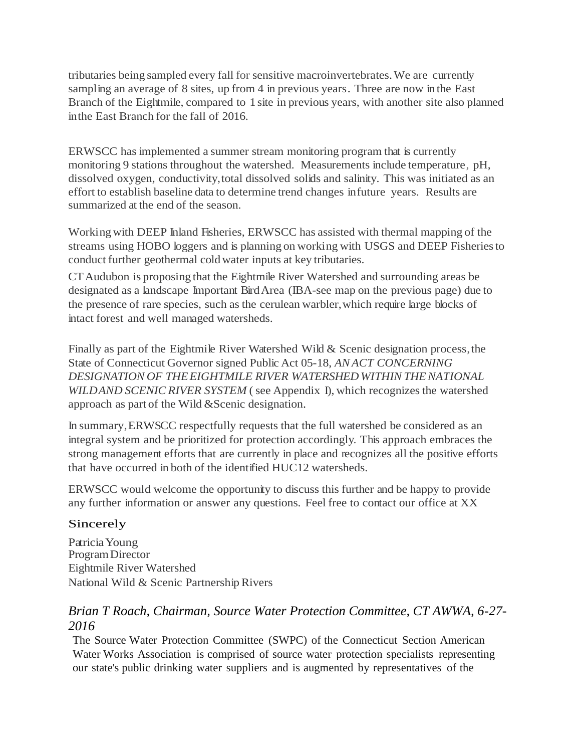tributaries being sampled every fall for sensitive macroinvertebrates. We are currently sampling an average of 8 sites, up from 4 in previous years. Three are now in the East Branch of the Eightmile, compared to 1 site in previous years, with another site also planned in the East Branch for the fall of 2016.

ERWSCC has implemented a summer stream monitoring program that is currently monitoring 9 stations throughout the watershed. Measurements include temperature, pH, dissolved oxygen, conductivity, total dissolved solids and salinity. This was initiated as an effort to establish baseline data to determine trend changes in future years. Results are summarized at the end of the season.

Working with DEEP Inland Fisheries, ERWSCC has assisted with thermal mapping of the streams using HOBO loggers and is planning on working with USGS and DEEP Fisheries to conduct further geothermal cold water inputs at key tributaries.

CT Audubon is proposing that the Eightmile River Watershed and surrounding areas be designated as a landscape Important Bird Area (IBA-see map on the previous page) due to the presence of rare species, such as the cerulean warbler, which require large blocks of intact forest and well managed watersheds.

Finally as part of the Eightmile River Watershed Wild & Scenic designation process, the State of Connecticut Governor signed Public Act 05-18, *AN ACT CONCERNING DESIGNATION OF THE EIGHTMILE RIVER WATERSHED WITHIN THE NATIONAL WILD AND SCENIC RIVER SYSTEM* ( see Appendix I), which recognizes the watershed approach as part of the Wild &Scenic designation.

In summary, ERWSCC respectfully requests that the full watershed be considered as an integral system and be prioritized for protection accordingly. This approach embraces the strong management efforts that are currently in place and recognizes all the positive efforts that have occurred in both of the identified HUC12 watersheds.

ERWSCC would welcome the opportunity to discuss this further and be happy to provide any further information or answer any questions. Feel free to contact our office at XX

Sincerely

Patricia Young
Program Director
Eightmile River Watershed
National Wild & Scenic Partnership Rivers

### *Brian T Roach, Chairman, Source Water Protection Committee, CT AWWA, 6-27-2016*

The Source Water Protection Committee (SWPC) of the Connecticut Section American Water Works Association is comprised of source water protection specialists representing our state's public drinking water suppliers and is augmented by representatives of the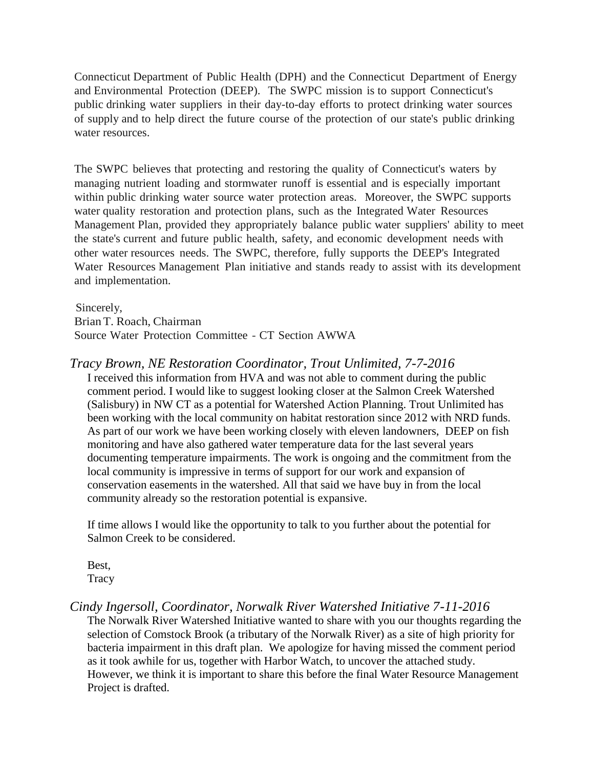Connecticut Department of Public Health (DPH) and the Connecticut Department of Energy and Environmental Protection (DEEP). The SWPC mission is to support Connecticut's public drinking water suppliers in their day-to-day efforts to protect drinking water sources of supply and to help direct the future course of the protection of our state's public drinking water resources.

The SWPC believes that protecting and restoring the quality of Connecticut's waters by managing nutrient loading and stormwater runoff is essential and is especially important within public drinking water source water protection areas. Moreover, the SWPC supports water quality restoration and protection plans, such as the Integrated Water Resources Management Plan, provided they appropriately balance public water suppliers' ability to meet the state's current and future public health, safety, and economic development needs with other water resources needs. The SWPC, therefore, fully supports the DEEP's Integrated Water Resources Management Plan initiative and stands ready to assist with its development and implementation.

Sincerely,
Brian T. Roach, Chairman
Source Water Protection Committee - CT Section AWWA

*Tracy Brown, NE Restoration Coordinator, Trout Unlimited, 7-7-2016*

I received this information from HVA and was not able to comment during the public comment period. I would like to suggest looking closer at the Salmon Creek Watershed (Salisbury) in NW CT as a potential for Watershed Action Planning. Trout Unlimited has been working with the local community on habitat restoration since 2012 with NRD funds. As part of our work we have been working closely with eleven landowners, DEEP on fish monitoring and have also gathered water temperature data for the last several years documenting temperature impairments. The work is ongoing and the commitment from the local community is impressive in terms of support for our work and expansion of conservation easements in the watershed. All that said we have buy in from the local community already so the restoration potential is expansive.

If time allows I would like the opportunity to talk to you further about the potential for Salmon Creek to be considered.

Best,
Tracy

*Cindy Ingersoll, Coordinator, Norwalk River Watershed Initiative 7-11-2016*

The Norwalk River Watershed Initiative wanted to share with you our thoughts regarding the selection of Comstock Brook (a tributary of the Norwalk River) as a site of high priority for bacteria impairment in this draft plan. We apologize for having missed the comment period as it took awhile for us, together with Harbor Watch, to uncover the attached study. However, we think it is important to share this before the final Water Resource Management Project is drafted.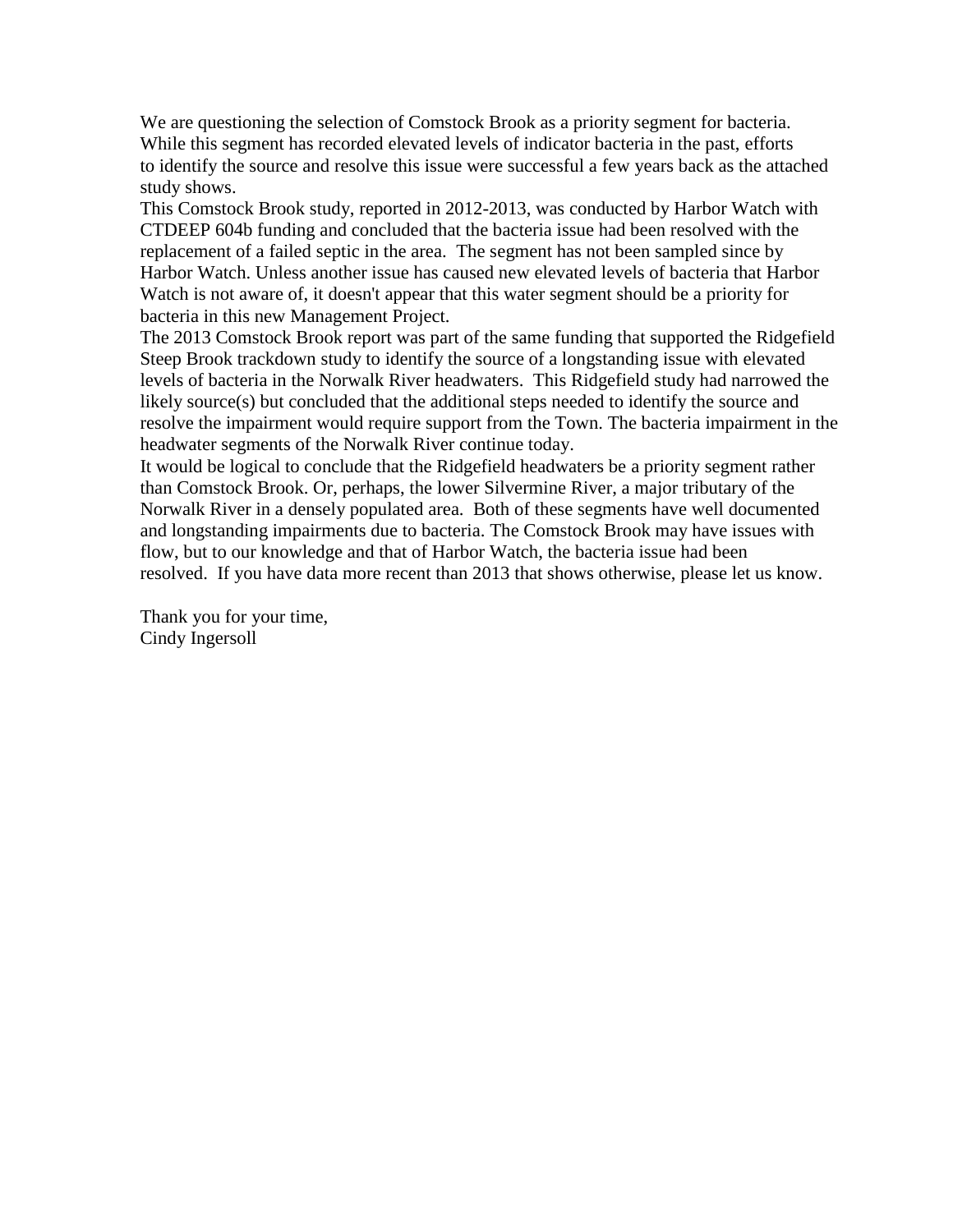We are questioning the selection of Comstock Brook as a priority segment for bacteria. While this segment has recorded elevated levels of indicator bacteria in the past, efforts to identify the source and resolve this issue were successful a few years back as the attached study shows.

This Comstock Brook study, reported in 2012-2013, was conducted by Harbor Watch with CTDEEP 604b funding and concluded that the bacteria issue had been resolved with the replacement of a failed septic in the area. The segment has not been sampled since by Harbor Watch. Unless another issue has caused new elevated levels of bacteria that Harbor Watch is not aware of, it doesn't appear that this water segment should be a priority for bacteria in this new Management Project.

The 2013 Comstock Brook report was part of the same funding that supported the Ridgefield Steep Brook trackdown study to identify the source of a longstanding issue with elevated levels of bacteria in the Norwalk River headwaters. This Ridgefield study had narrowed the likely source(s) but concluded that the additional steps needed to identify the source and resolve the impairment would require support from the Town. The bacteria impairment in the headwater segments of the Norwalk River continue today.

It would be logical to conclude that the Ridgefield headwaters be a priority segment rather than Comstock Brook. Or, perhaps, the lower Silvermine River, a major tributary of the Norwalk River in a densely populated area. Both of these segments have well documented and longstanding impairments due to bacteria. The Comstock Brook may have issues with flow, but to our knowledge and that of Harbor Watch, the bacteria issue had been resolved. If you have data more recent than 2013 that shows otherwise, please let us know.

Thank you for your time,
Cindy Ingersoll